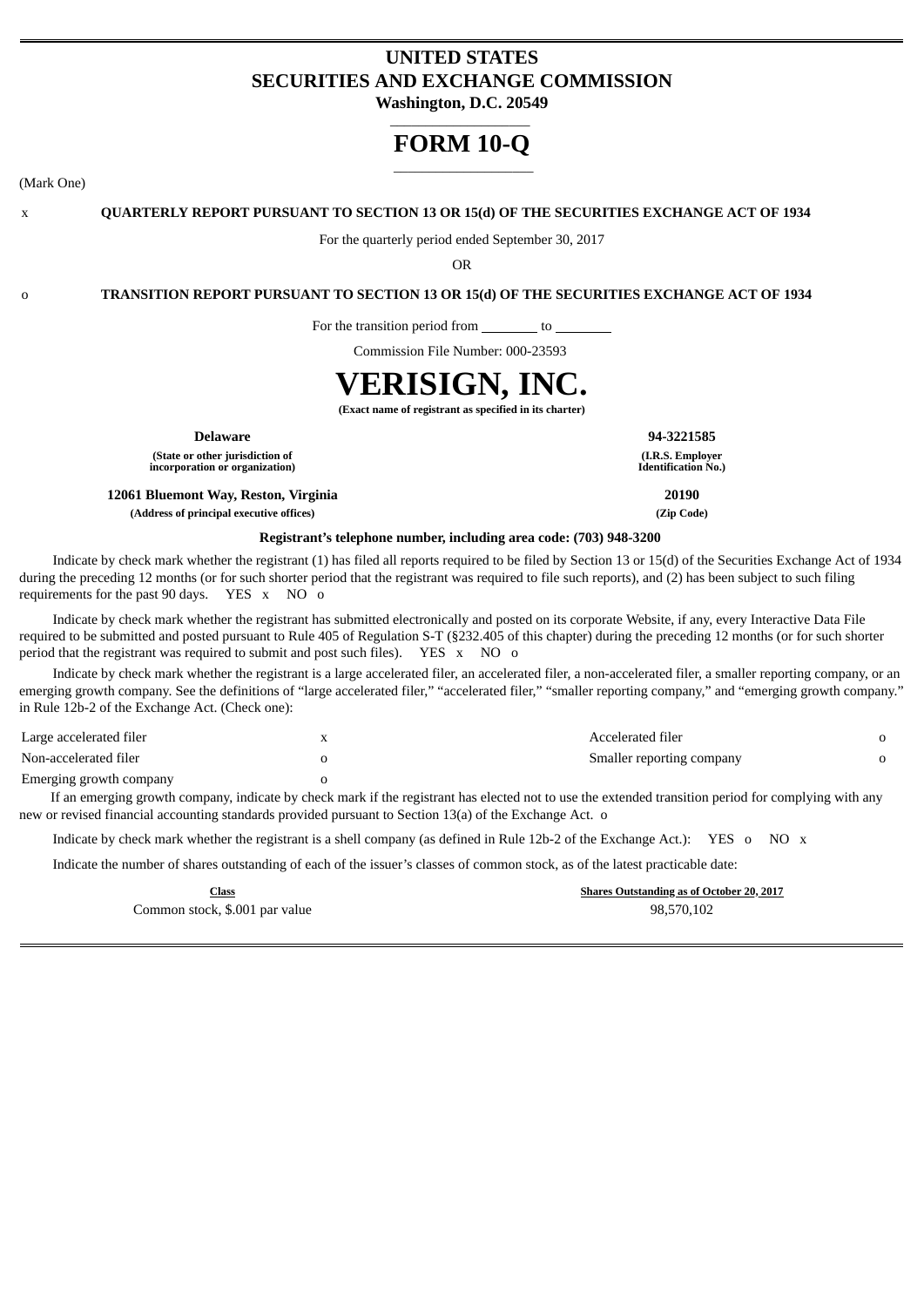# UNITED STATES
# SECURITIES AND EXCHANGE COMMISSION

**Washington, D.C. 20549**

# FORM 10-Q

(Mark One)

x **QUARTERLY REPORT PURSUANT TO SECTION 13 OR 15(d) OF THE SECURITIES EXCHANGE ACT OF 1934**

For the quarterly period ended September 30, 2017

OR

o **TRANSITION REPORT PURSUANT TO SECTION 13 OR 15(d) OF THE SECURITIES EXCHANGE ACT OF 1934**

For the transition period from ________ to ________

Commission File Number: 000-23593

# VERISIGN, INC.

**(Exact name of registrant as specified in its charter)**

| **Delaware** | **94-3221585** |
|---|---|
| **(State or other jurisdiction of incorporation or organization)** | **(I.R.S. Employer Identification No.)** |
| **12061 Bluemont Way, Reston, Virginia** | **20190** |
| **(Address of principal executive offices)** | **(Zip Code)** |

**Registrant's telephone number, including area code: (703) 948-3200**

Indicate by check mark whether the registrant (1) has filed all reports required to be filed by Section 13 or 15(d) of the Securities Exchange Act of 1934 during the preceding 12 months (or for such shorter period that the registrant was required to file such reports), and (2) has been subject to such filing requirements for the past 90 days. YES x NO o

Indicate by check mark whether the registrant has submitted electronically and posted on its corporate Website, if any, every Interactive Data File required to be submitted and posted pursuant to Rule 405 of Regulation S-T (§232.405 of this chapter) during the preceding 12 months (or for such shorter period that the registrant was required to submit and post such files). YES x NO o

Indicate by check mark whether the registrant is a large accelerated filer, an accelerated filer, a non-accelerated filer, a smaller reporting company, or an emerging growth company. See the definitions of "large accelerated filer," "accelerated filer," "smaller reporting company," and "emerging growth company." in Rule 12b-2 of the Exchange Act. (Check one):

| | | | |
|---|---|---|---|
| Large accelerated filer | x | Accelerated filer | o |
| Non-accelerated filer | o | Smaller reporting company | o |
| Emerging growth company | o | | |

If an emerging growth company, indicate by check mark if the registrant has elected not to use the extended transition period for complying with any new or revised financial accounting standards provided pursuant to Section 13(a) of the Exchange Act. o

Indicate by check mark whether the registrant is a shell company (as defined in Rule 12b-2 of the Exchange Act.): YES o NO x

Indicate the number of shares outstanding of each of the issuer's classes of common stock, as of the latest practicable date:

| Class | Shares Outstanding as of October 20, 2017 |
|---|---|
| Common stock, $.001 par value | 98,570,102 |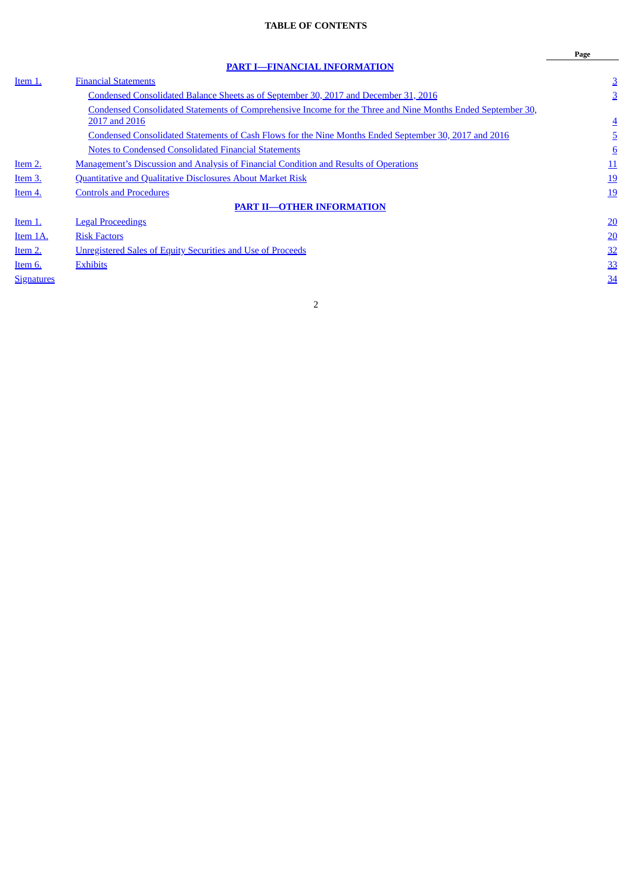**TABLE OF CONTENTS**

| | | Page |
|---|---|---|
| | **PART I—FINANCIAL INFORMATION** | |
| Item 1. | Financial Statements | 3 |
| | Condensed Consolidated Balance Sheets as of September 30, 2017 and December 31, 2016 | 3 |
| | Condensed Consolidated Statements of Comprehensive Income for the Three and Nine Months Ended September 30, 2017 and 2016 | 4 |
| | Condensed Consolidated Statements of Cash Flows for the Nine Months Ended September 30, 2017 and 2016 | 5 |
| | Notes to Condensed Consolidated Financial Statements | 6 |
| Item 2. | Management's Discussion and Analysis of Financial Condition and Results of Operations | 11 |
| Item 3. | Quantitative and Qualitative Disclosures About Market Risk | 19 |
| Item 4. | Controls and Procedures | 19 |
| | **PART II—OTHER INFORMATION** | |
| Item 1. | Legal Proceedings | 20 |
| Item 1A. | Risk Factors | 20 |
| Item 2. | Unregistered Sales of Equity Securities and Use of Proceeds | 32 |
| Item 6. | Exhibits | 33 |
| Signatures | | 34 |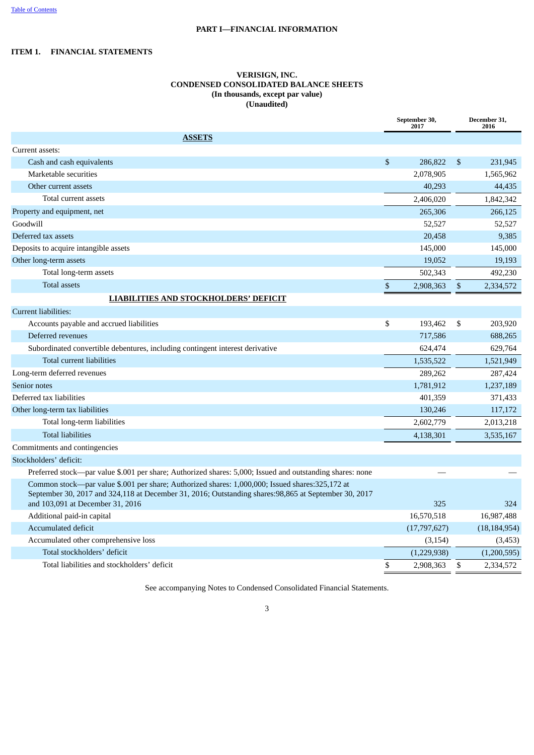Table of Contents

## PART I—FINANCIAL INFORMATION

### ITEM 1. FINANCIAL STATEMENTS

**VERISIGN, INC.**
**CONDENSED CONSOLIDATED BALANCE SHEETS**
**(In thousands, except par value)**
**(Unaudited)**

| | September 30, 2017 | December 31, 2016 |
|---|---|---|
| **ASSETS** | | |
| Current assets: | | |
| Cash and cash equivalents | $ 286,822 | $ 231,945 |
| Marketable securities | 2,078,905 | 1,565,962 |
| Other current assets | 40,293 | 44,435 |
| Total current assets | 2,406,020 | 1,842,342 |
| Property and equipment, net | 265,306 | 266,125 |
| Goodwill | 52,527 | 52,527 |
| Deferred tax assets | 20,458 | 9,385 |
| Deposits to acquire intangible assets | 145,000 | 145,000 |
| Other long-term assets | 19,052 | 19,193 |
| Total long-term assets | 502,343 | 492,230 |
| Total assets | $ 2,908,363 | $ 2,334,572 |
| **LIABILITIES AND STOCKHOLDERS' DEFICIT** | | |
| Current liabilities: | | |
| Accounts payable and accrued liabilities | $ 193,462 | $ 203,920 |
| Deferred revenues | 717,586 | 688,265 |
| Subordinated convertible debentures, including contingent interest derivative | 624,474 | 629,764 |
| Total current liabilities | 1,535,522 | 1,521,949 |
| Long-term deferred revenues | 289,262 | 287,424 |
| Senior notes | 1,781,912 | 1,237,189 |
| Deferred tax liabilities | 401,359 | 371,433 |
| Other long-term tax liabilities | 130,246 | 117,172 |
| Total long-term liabilities | 2,602,779 | 2,013,218 |
| Total liabilities | 4,138,301 | 3,535,167 |
| Commitments and contingencies | | |
| Stockholders' deficit: | | |
| Preferred stock—par value $.001 per share; Authorized shares: 5,000; Issued and outstanding shares: none | — | — |
| Common stock—par value $.001 per share; Authorized shares: 1,000,000; Issued shares:325,172 at September 30, 2017 and 324,118 at December 31, 2016; Outstanding shares:98,865 at September 30, 2017 and 103,091 at December 31, 2016 | 325 | 324 |
| Additional paid-in capital | 16,570,518 | 16,987,488 |
| Accumulated deficit | (17,797,627) | (18,184,954) |
| Accumulated other comprehensive loss | (3,154) | (3,453) |
| Total stockholders' deficit | (1,229,938) | (1,200,595) |
| Total liabilities and stockholders' deficit | $ 2,908,363 | $ 2,334,572 |

See accompanying Notes to Condensed Consolidated Financial Statements.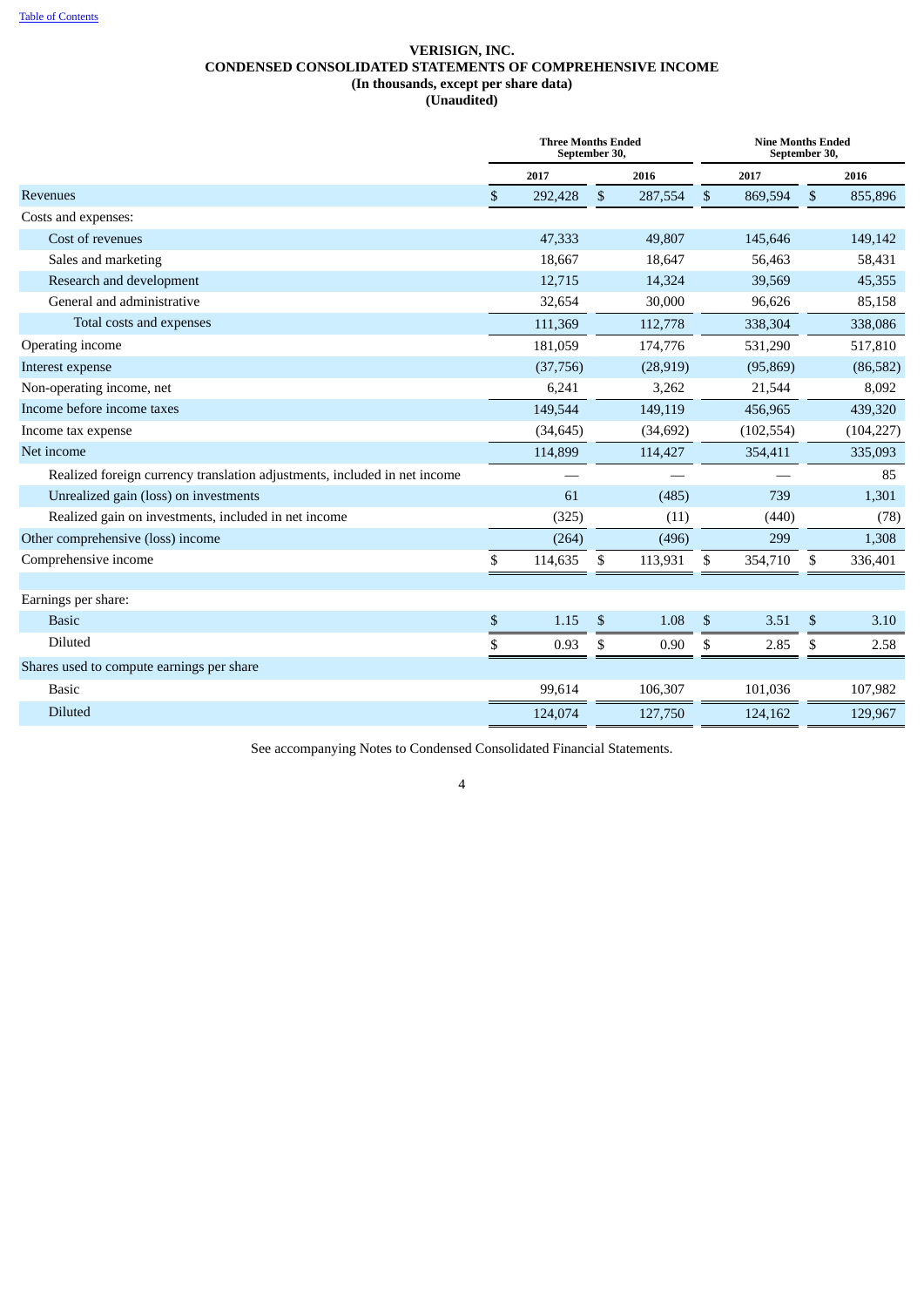[Table of Contents](#)

# VERISIGN, INC.
## CONDENSED CONSOLIDATED STATEMENTS OF COMPREHENSIVE INCOME
### (In thousands, except per share data)
### (Unaudited)

| | Three Months Ended September 30, | | Nine Months Ended September 30, | |
|---|---|---|---|---|
| | 2017 | 2016 | 2017 | 2016 |
| Revenues | $ 292,428 | $ 287,554 | $ 869,594 | $ 855,896 |
| Costs and expenses: | | | | |
| Cost of revenues | 47,333 | 49,807 | 145,646 | 149,142 |
| Sales and marketing | 18,667 | 18,647 | 56,463 | 58,431 |
| Research and development | 12,715 | 14,324 | 39,569 | 45,355 |
| General and administrative | 32,654 | 30,000 | 96,626 | 85,158 |
| Total costs and expenses | 111,369 | 112,778 | 338,304 | 338,086 |
| Operating income | 181,059 | 174,776 | 531,290 | 517,810 |
| Interest expense | (37,756) | (28,919) | (95,869) | (86,582) |
| Non-operating income, net | 6,241 | 3,262 | 21,544 | 8,092 |
| Income before income taxes | 149,544 | 149,119 | 456,965 | 439,320 |
| Income tax expense | (34,645) | (34,692) | (102,554) | (104,227) |
| Net income | 114,899 | 114,427 | 354,411 | 335,093 |
| Realized foreign currency translation adjustments, included in net income | — | — | — | 85 |
| Unrealized gain (loss) on investments | 61 | (485) | 739 | 1,301 |
| Realized gain on investments, included in net income | (325) | (11) | (440) | (78) |
| Other comprehensive (loss) income | (264) | (496) | 299 | 1,308 |
| Comprehensive income | $ 114,635 | $ 113,931 | $ 354,710 | $ 336,401 |
| | | | | |
| Earnings per share: | | | | |
| Basic | $ 1.15 | $ 1.08 | $ 3.51 | $ 3.10 |
| Diluted | $ 0.93 | $ 0.90 | $ 2.85 | $ 2.58 |
| Shares used to compute earnings per share | | | | |
| Basic | 99,614 | 106,307 | 101,036 | 107,982 |
| Diluted | 124,074 | 127,750 | 124,162 | 129,967 |

See accompanying Notes to Condensed Consolidated Financial Statements.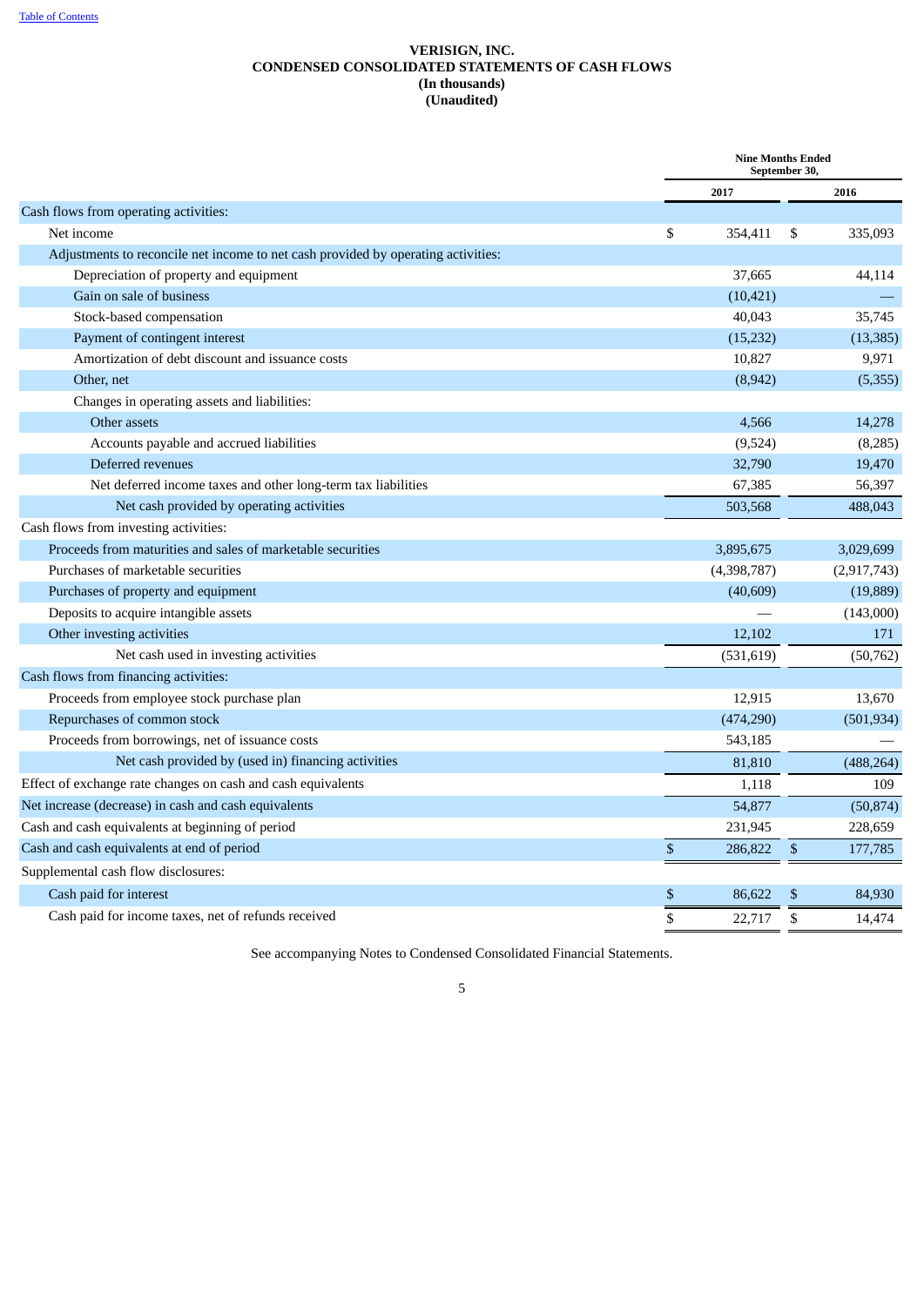**VERISIGN, INC.**
**CONDENSED CONSOLIDATED STATEMENTS OF CASH FLOWS**
**(In thousands)**
**(Unaudited)**

| | Nine Months Ended September 30, | |
|---|---|---|
| | 2017 | 2016 |
| Cash flows from operating activities: | | |
| Net income | $ 354,411 | $ 335,093 |
| Adjustments to reconcile net income to net cash provided by operating activities: | | |
| Depreciation of property and equipment | 37,665 | 44,114 |
| Gain on sale of business | (10,421) | — |
| Stock-based compensation | 40,043 | 35,745 |
| Payment of contingent interest | (15,232) | (13,385) |
| Amortization of debt discount and issuance costs | 10,827 | 9,971 |
| Other, net | (8,942) | (5,355) |
| Changes in operating assets and liabilities: | | |
| Other assets | 4,566 | 14,278 |
| Accounts payable and accrued liabilities | (9,524) | (8,285) |
| Deferred revenues | 32,790 | 19,470 |
| Net deferred income taxes and other long-term tax liabilities | 67,385 | 56,397 |
| Net cash provided by operating activities | 503,568 | 488,043 |
| Cash flows from investing activities: | | |
| Proceeds from maturities and sales of marketable securities | 3,895,675 | 3,029,699 |
| Purchases of marketable securities | (4,398,787) | (2,917,743) |
| Purchases of property and equipment | (40,609) | (19,889) |
| Deposits to acquire intangible assets | — | (143,000) |
| Other investing activities | 12,102 | 171 |
| Net cash used in investing activities | (531,619) | (50,762) |
| Cash flows from financing activities: | | |
| Proceeds from employee stock purchase plan | 12,915 | 13,670 |
| Repurchases of common stock | (474,290) | (501,934) |
| Proceeds from borrowings, net of issuance costs | 543,185 | — |
| Net cash provided by (used in) financing activities | 81,810 | (488,264) |
| Effect of exchange rate changes on cash and cash equivalents | 1,118 | 109 |
| Net increase (decrease) in cash and cash equivalents | 54,877 | (50,874) |
| Cash and cash equivalents at beginning of period | 231,945 | 228,659 |
| Cash and cash equivalents at end of period | $ 286,822 | $ 177,785 |
| Supplemental cash flow disclosures: | | |
| Cash paid for interest | $ 86,622 | $ 84,930 |
| Cash paid for income taxes, net of refunds received | $ 22,717 | $ 14,474 |

See accompanying Notes to Condensed Consolidated Financial Statements.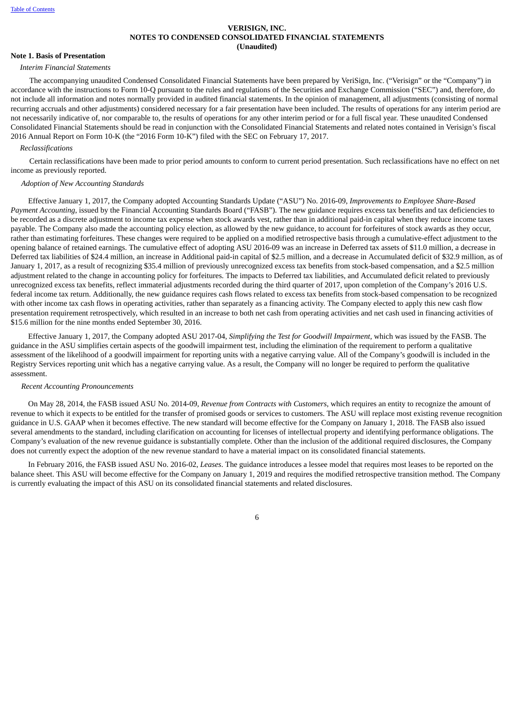**VERISIGN, INC.**
**NOTES TO CONDENSED CONSOLIDATED FINANCIAL STATEMENTS**
**(Unaudited)**

**Note 1. Basis of Presentation**

*Interim Financial Statements*

The accompanying unaudited Condensed Consolidated Financial Statements have been prepared by VeriSign, Inc. ("Verisign" or the "Company") in accordance with the instructions to Form 10-Q pursuant to the rules and regulations of the Securities and Exchange Commission ("SEC") and, therefore, do not include all information and notes normally provided in audited financial statements. In the opinion of management, all adjustments (consisting of normal recurring accruals and other adjustments) considered necessary for a fair presentation have been included. The results of operations for any interim period are not necessarily indicative of, nor comparable to, the results of operations for any other interim period or for a full fiscal year. These unaudited Condensed Consolidated Financial Statements should be read in conjunction with the Consolidated Financial Statements and related notes contained in Verisign's fiscal 2016 Annual Report on Form 10-K (the "2016 Form 10-K") filed with the SEC on February 17, 2017.

*Reclassifications*

Certain reclassifications have been made to prior period amounts to conform to current period presentation. Such reclassifications have no effect on net income as previously reported.

*Adoption of New Accounting Standards*

Effective January 1, 2017, the Company adopted Accounting Standards Update ("ASU") No. 2016-09, *Improvements to Employee Share-Based Payment Accounting*, issued by the Financial Accounting Standards Board ("FASB"). The new guidance requires excess tax benefits and tax deficiencies to be recorded as a discrete adjustment to income tax expense when stock awards vest, rather than in additional paid-in capital when they reduce income taxes payable. The Company also made the accounting policy election, as allowed by the new guidance, to account for forfeitures of stock awards as they occur, rather than estimating forfeitures. These changes were required to be applied on a modified retrospective basis through a cumulative-effect adjustment to the opening balance of retained earnings. The cumulative effect of adopting ASU 2016-09 was an increase in Deferred tax assets of $11.0 million, a decrease in Deferred tax liabilities of $24.4 million, an increase in Additional paid-in capital of $2.5 million, and a decrease in Accumulated deficit of $32.9 million, as of January 1, 2017, as a result of recognizing $35.4 million of previously unrecognized excess tax benefits from stock-based compensation, and a $2.5 million adjustment related to the change in accounting policy for forfeitures. The impacts to Deferred tax liabilities, and Accumulated deficit related to previously unrecognized excess tax benefits, reflect immaterial adjustments recorded during the third quarter of 2017, upon completion of the Company's 2016 U.S. federal income tax return. Additionally, the new guidance requires cash flows related to excess tax benefits from stock-based compensation to be recognized with other income tax cash flows in operating activities, rather than separately as a financing activity. The Company elected to apply this new cash flow presentation requirement retrospectively, which resulted in an increase to both net cash from operating activities and net cash used in financing activities of $15.6 million for the nine months ended September 30, 2016.

Effective January 1, 2017, the Company adopted ASU 2017-04, *Simplifying the Test for Goodwill Impairment*, which was issued by the FASB. The guidance in the ASU simplifies certain aspects of the goodwill impairment test, including the elimination of the requirement to perform a qualitative assessment of the likelihood of a goodwill impairment for reporting units with a negative carrying value. All of the Company's goodwill is included in the Registry Services reporting unit which has a negative carrying value. As a result, the Company will no longer be required to perform the qualitative assessment.

*Recent Accounting Pronouncements*

On May 28, 2014, the FASB issued ASU No. 2014-09, *Revenue from Contracts with Customers*, which requires an entity to recognize the amount of revenue to which it expects to be entitled for the transfer of promised goods or services to customers. The ASU will replace most existing revenue recognition guidance in U.S. GAAP when it becomes effective. The new standard will become effective for the Company on January 1, 2018. The FASB also issued several amendments to the standard, including clarification on accounting for licenses of intellectual property and identifying performance obligations. The Company's evaluation of the new revenue guidance is substantially complete. Other than the inclusion of the additional required disclosures, the Company does not currently expect the adoption of the new revenue standard to have a material impact on its consolidated financial statements.

In February 2016, the FASB issued ASU No. 2016-02, *Leases*. The guidance introduces a lessee model that requires most leases to be reported on the balance sheet. This ASU will become effective for the Company on January 1, 2019 and requires the modified retrospective transition method. The Company is currently evaluating the impact of this ASU on its consolidated financial statements and related disclosures.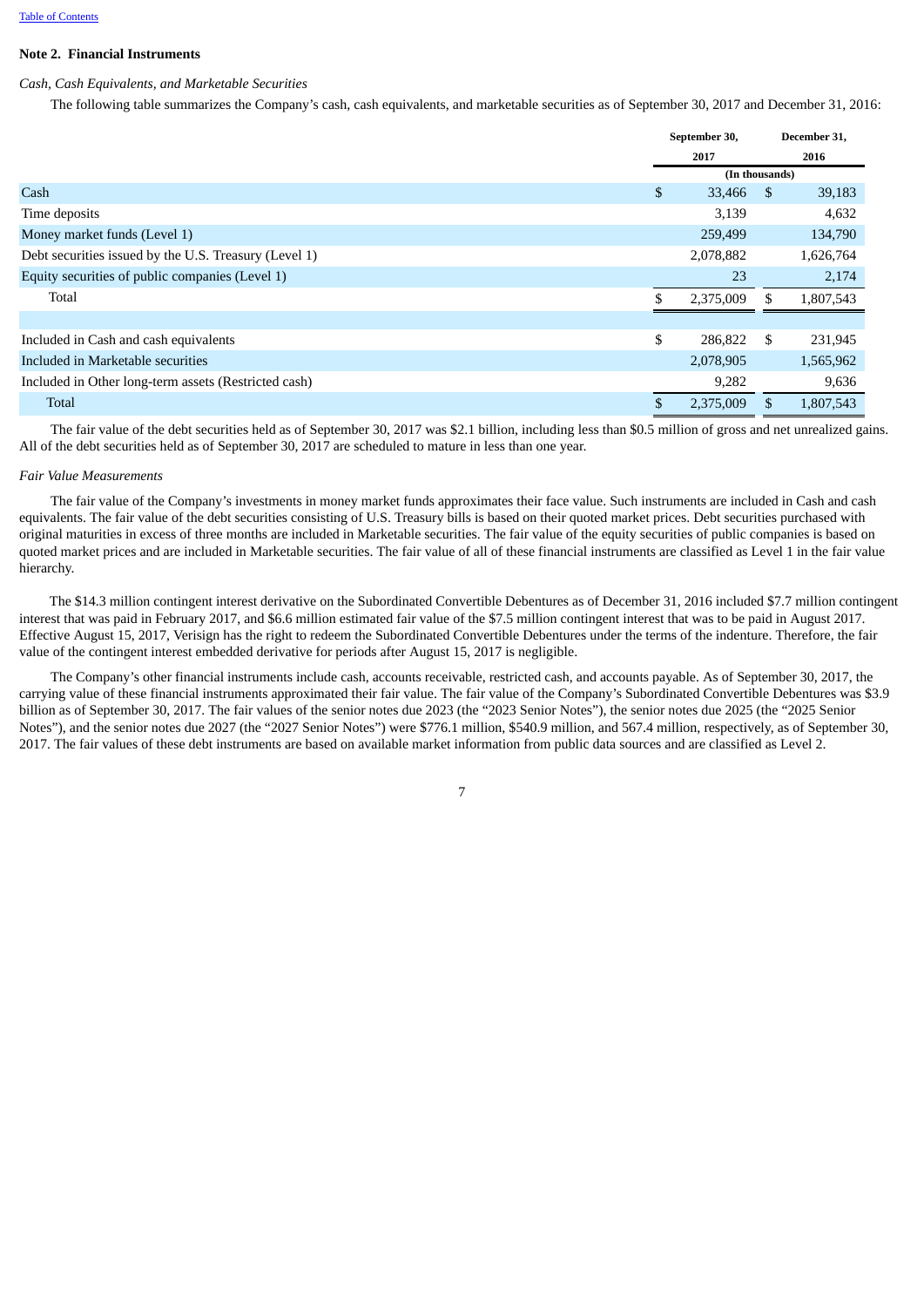Table of Contents

**Note 2. Financial Instruments**

*Cash, Cash Equivalents, and Marketable Securities*

The following table summarizes the Company's cash, cash equivalents, and marketable securities as of September 30, 2017 and December 31, 2016:

| | September 30, 2017 | December 31, 2016 |
|---|---|---|
| | (In thousands) | |
| Cash | $ 33,466 | $ 39,183 |
| Time deposits | 3,139 | 4,632 |
| Money market funds (Level 1) | 259,499 | 134,790 |
| Debt securities issued by the U.S. Treasury (Level 1) | 2,078,882 | 1,626,764 |
| Equity securities of public companies (Level 1) | 23 | 2,174 |
| Total | $ 2,375,009 | $ 1,807,543 |
| | | |
| Included in Cash and cash equivalents | $ 286,822 | $ 231,945 |
| Included in Marketable securities | 2,078,905 | 1,565,962 |
| Included in Other long-term assets (Restricted cash) | 9,282 | 9,636 |
| Total | $ 2,375,009 | $ 1,807,543 |

The fair value of the debt securities held as of September 30, 2017 was $2.1 billion, including less than $0.5 million of gross and net unrealized gains. All of the debt securities held as of September 30, 2017 are scheduled to mature in less than one year.

*Fair Value Measurements*

The fair value of the Company's investments in money market funds approximates their face value. Such instruments are included in Cash and cash equivalents. The fair value of the debt securities consisting of U.S. Treasury bills is based on their quoted market prices. Debt securities purchased with original maturities in excess of three months are included in Marketable securities. The fair value of the equity securities of public companies is based on quoted market prices and are included in Marketable securities. The fair value of all of these financial instruments are classified as Level 1 in the fair value hierarchy.

The $14.3 million contingent interest derivative on the Subordinated Convertible Debentures as of December 31, 2016 included $7.7 million contingent interest that was paid in February 2017, and $6.6 million estimated fair value of the $7.5 million contingent interest that was to be paid in August 2017. Effective August 15, 2017, Verisign has the right to redeem the Subordinated Convertible Debentures under the terms of the indenture. Therefore, the fair value of the contingent interest embedded derivative for periods after August 15, 2017 is negligible.

The Company's other financial instruments include cash, accounts receivable, restricted cash, and accounts payable. As of September 30, 2017, the carrying value of these financial instruments approximated their fair value. The fair value of the Company's Subordinated Convertible Debentures was $3.9 billion as of September 30, 2017. The fair values of the senior notes due 2023 (the "2023 Senior Notes"), the senior notes due 2025 (the "2025 Senior Notes"), and the senior notes due 2027 (the "2027 Senior Notes") were $776.1 million, $540.9 million, and 567.4 million, respectively, as of September 30, 2017. The fair values of these debt instruments are based on available market information from public data sources and are classified as Level 2.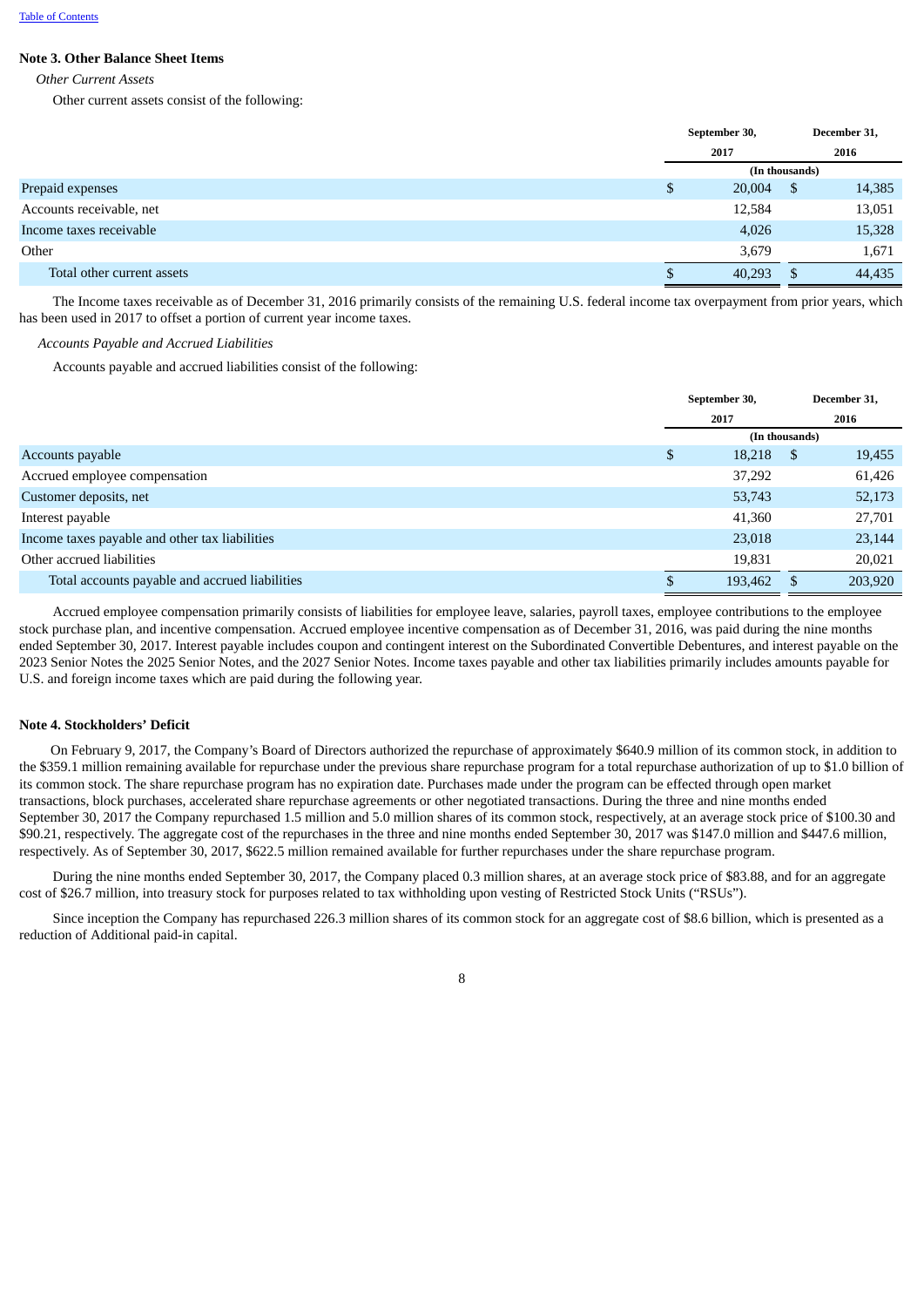Table of Contents

## Note 3. Other Balance Sheet Items

*Other Current Assets*

Other current assets consist of the following:

| | September 30, 2017 | December 31, 2016 |
|---|---|---|
| | (In thousands) | |
| Prepaid expenses | $ 20,004 | $ 14,385 |
| Accounts receivable, net | 12,584 | 13,051 |
| Income taxes receivable | 4,026 | 15,328 |
| Other | 3,679 | 1,671 |
| Total other current assets | $ 40,293 | $ 44,435 |

The Income taxes receivable as of December 31, 2016 primarily consists of the remaining U.S. federal income tax overpayment from prior years, which has been used in 2017 to offset a portion of current year income taxes.

*Accounts Payable and Accrued Liabilities*

Accounts payable and accrued liabilities consist of the following:

| | September 30, 2017 | December 31, 2016 |
|---|---|---|
| | (In thousands) | |
| Accounts payable | $ 18,218 | $ 19,455 |
| Accrued employee compensation | 37,292 | 61,426 |
| Customer deposits, net | 53,743 | 52,173 |
| Interest payable | 41,360 | 27,701 |
| Income taxes payable and other tax liabilities | 23,018 | 23,144 |
| Other accrued liabilities | 19,831 | 20,021 |
| Total accounts payable and accrued liabilities | $ 193,462 | $ 203,920 |

Accrued employee compensation primarily consists of liabilities for employee leave, salaries, payroll taxes, employee contributions to the employee stock purchase plan, and incentive compensation. Accrued employee incentive compensation as of December 31, 2016, was paid during the nine months ended September 30, 2017. Interest payable includes coupon and contingent interest on the Subordinated Convertible Debentures, and interest payable on the 2023 Senior Notes the 2025 Senior Notes, and the 2027 Senior Notes. Income taxes payable and other tax liabilities primarily includes amounts payable for U.S. and foreign income taxes which are paid during the following year.

## Note 4. Stockholders' Deficit

On February 9, 2017, the Company's Board of Directors authorized the repurchase of approximately $640.9 million of its common stock, in addition to the $359.1 million remaining available for repurchase under the previous share repurchase program for a total repurchase authorization of up to $1.0 billion of its common stock. The share repurchase program has no expiration date. Purchases made under the program can be effected through open market transactions, block purchases, accelerated share repurchase agreements or other negotiated transactions. During the three and nine months ended September 30, 2017 the Company repurchased 1.5 million and 5.0 million shares of its common stock, respectively, at an average stock price of $100.30 and $90.21, respectively. The aggregate cost of the repurchases in the three and nine months ended September 30, 2017 was $147.0 million and $447.6 million, respectively. As of September 30, 2017, $622.5 million remained available for further repurchases under the share repurchase program.

During the nine months ended September 30, 2017, the Company placed 0.3 million shares, at an average stock price of $83.88, and for an aggregate cost of $26.7 million, into treasury stock for purposes related to tax withholding upon vesting of Restricted Stock Units ("RSUs").

Since inception the Company has repurchased 226.3 million shares of its common stock for an aggregate cost of $8.6 billion, which is presented as a reduction of Additional paid-in capital.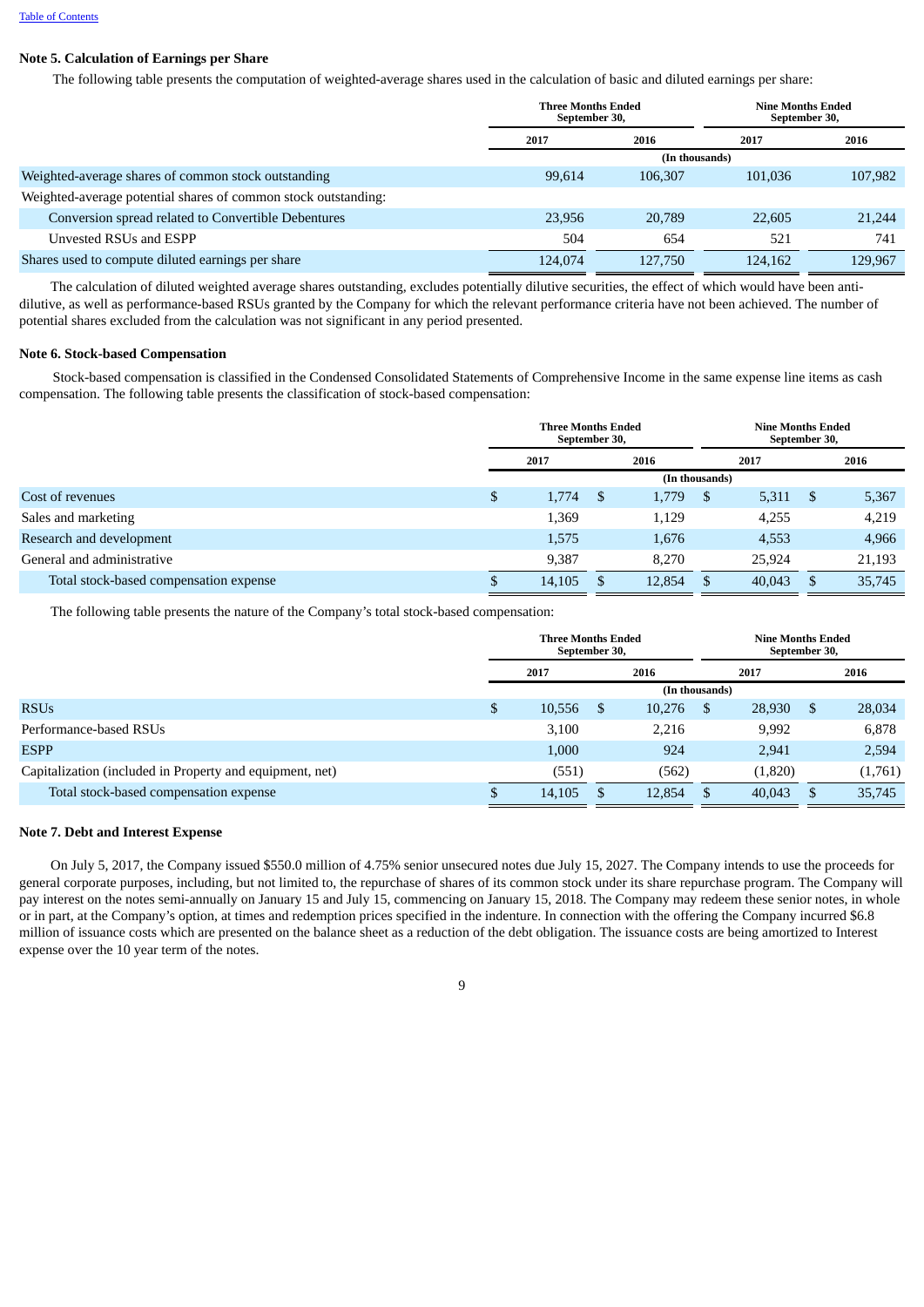**Note 5. Calculation of Earnings per Share**

The following table presents the computation of weighted-average shares used in the calculation of basic and diluted earnings per share:

| | Three Months Ended September 30, | | Nine Months Ended September 30, | |
|---|---|---|---|---|
| | 2017 | 2016 | 2017 | 2016 |
| | (In thousands) | | | |
| Weighted-average shares of common stock outstanding | 99,614 | 106,307 | 101,036 | 107,982 |
| Weighted-average potential shares of common stock outstanding: | | | | |
| Conversion spread related to Convertible Debentures | 23,956 | 20,789 | 22,605 | 21,244 |
| Unvested RSUs and ESPP | 504 | 654 | 521 | 741 |
| Shares used to compute diluted earnings per share | 124,074 | 127,750 | 124,162 | 129,967 |

The calculation of diluted weighted average shares outstanding, excludes potentially dilutive securities, the effect of which would have been anti-dilutive, as well as performance-based RSUs granted by the Company for which the relevant performance criteria have not been achieved. The number of potential shares excluded from the calculation was not significant in any period presented.

**Note 6. Stock-based Compensation**

Stock-based compensation is classified in the Condensed Consolidated Statements of Comprehensive Income in the same expense line items as cash compensation. The following table presents the classification of stock-based compensation:

| | Three Months Ended September 30, | | Nine Months Ended September 30, | |
|---|---|---|---|---|
| | 2017 | 2016 | 2017 | 2016 |
| | (In thousands) | | | |
| Cost of revenues | $ 1,774 | $ 1,779 | $ 5,311 | $ 5,367 |
| Sales and marketing | 1,369 | 1,129 | 4,255 | 4,219 |
| Research and development | 1,575 | 1,676 | 4,553 | 4,966 |
| General and administrative | 9,387 | 8,270 | 25,924 | 21,193 |
| Total stock-based compensation expense | $ 14,105 | $ 12,854 | $ 40,043 | $ 35,745 |

The following table presents the nature of the Company's total stock-based compensation:

| | Three Months Ended September 30, | | Nine Months Ended September 30, | |
|---|---|---|---|---|
| | 2017 | 2016 | 2017 | 2016 |
| | (In thousands) | | | |
| RSUs | $ 10,556 | $ 10,276 | $ 28,930 | $ 28,034 |
| Performance-based RSUs | 3,100 | 2,216 | 9,992 | 6,878 |
| ESPP | 1,000 | 924 | 2,941 | 2,594 |
| Capitalization (included in Property and equipment, net) | (551) | (562) | (1,820) | (1,761) |
| Total stock-based compensation expense | $ 14,105 | $ 12,854 | $ 40,043 | $ 35,745 |

**Note 7. Debt and Interest Expense**

On July 5, 2017, the Company issued $550.0 million of 4.75% senior unsecured notes due July 15, 2027. The Company intends to use the proceeds for general corporate purposes, including, but not limited to, the repurchase of shares of its common stock under its share repurchase program. The Company will pay interest on the notes semi-annually on January 15 and July 15, commencing on January 15, 2018. The Company may redeem these senior notes, in whole or in part, at the Company's option, at times and redemption prices specified in the indenture. In connection with the offering the Company incurred $6.8 million of issuance costs which are presented on the balance sheet as a reduction of the debt obligation. The issuance costs are being amortized to Interest expense over the 10 year term of the notes.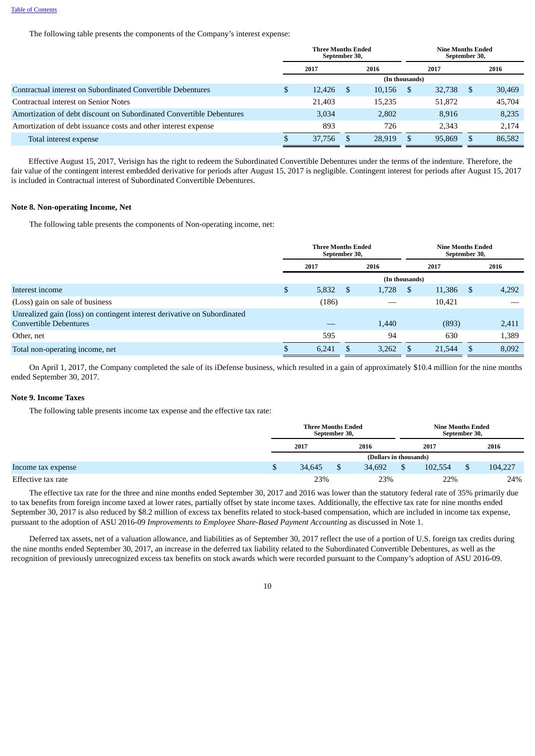[Table of Contents](#)

The following table presents the components of the Company's interest expense:

| | Three Months Ended September 30, | | Nine Months Ended September 30, | |
|---|---|---|---|---|
| | 2017 | 2016 | 2017 | 2016 |
| | (In thousands) | | | |
| Contractual interest on Subordinated Convertible Debentures | $ 12,426 | $ 10,156 | $ 32,738 | $ 30,469 |
| Contractual interest on Senior Notes | 21,403 | 15,235 | 51,872 | 45,704 |
| Amortization of debt discount on Subordinated Convertible Debentures | 3,034 | 2,802 | 8,916 | 8,235 |
| Amortization of debt issuance costs and other interest expense | 893 | 726 | 2,343 | 2,174 |
| Total interest expense | $ 37,756 | $ 28,919 | $ 95,869 | $ 86,582 |

Effective August 15, 2017, Verisign has the right to redeem the Subordinated Convertible Debentures under the terms of the indenture. Therefore, the fair value of the contingent interest embedded derivative for periods after August 15, 2017 is negligible. Contingent interest for periods after August 15, 2017 is included in Contractual interest of Subordinated Convertible Debentures.

**Note 8. Non-operating Income, Net**

The following table presents the components of Non-operating income, net:

| | Three Months Ended September 30, | | Nine Months Ended September 30, | |
|---|---|---|---|---|
| | 2017 | 2016 | 2017 | 2016 |
| | (In thousands) | | | |
| Interest income | $ 5,832 | $ 1,728 | $ 11,386 | $ 4,292 |
| (Loss) gain on sale of business | (186) | — | 10,421 | — |
| Unrealized gain (loss) on contingent interest derivative on Subordinated Convertible Debentures | — | 1,440 | (893) | 2,411 |
| Other, net | 595 | 94 | 630 | 1,389 |
| Total non-operating income, net | $ 6,241 | $ 3,262 | $ 21,544 | $ 8,092 |

On April 1, 2017, the Company completed the sale of its iDefense business, which resulted in a gain of approximately $10.4 million for the nine months ended September 30, 2017.

**Note 9. Income Taxes**

The following table presents income tax expense and the effective tax rate:

| | Three Months Ended September 30, | | Nine Months Ended September 30, | |
|---|---|---|---|---|
| | 2017 | 2016 | 2017 | 2016 |
| | (Dollars in thousands) | | | |
| Income tax expense | $ 34,645 | $ 34,692 | $ 102,554 | $ 104,227 |
| Effective tax rate | 23% | 23% | 22% | 24% |

The effective tax rate for the three and nine months ended September 30, 2017 and 2016 was lower than the statutory federal rate of 35% primarily due to tax benefits from foreign income taxed at lower rates, partially offset by state income taxes. Additionally, the effective tax rate for nine months ended September 30, 2017 is also reduced by $8.2 million of excess tax benefits related to stock-based compensation, which are included in income tax expense, pursuant to the adoption of ASU 2016-09 *Improvements to Employee Share-Based Payment Accounting* as discussed in Note 1.

Deferred tax assets, net of a valuation allowance, and liabilities as of September 30, 2017 reflect the use of a portion of U.S. foreign tax credits during the nine months ended September 30, 2017, an increase in the deferred tax liability related to the Subordinated Convertible Debentures, as well as the recognition of previously unrecognized excess tax benefits on stock awards which were recorded pursuant to the Company's adoption of ASU 2016-09.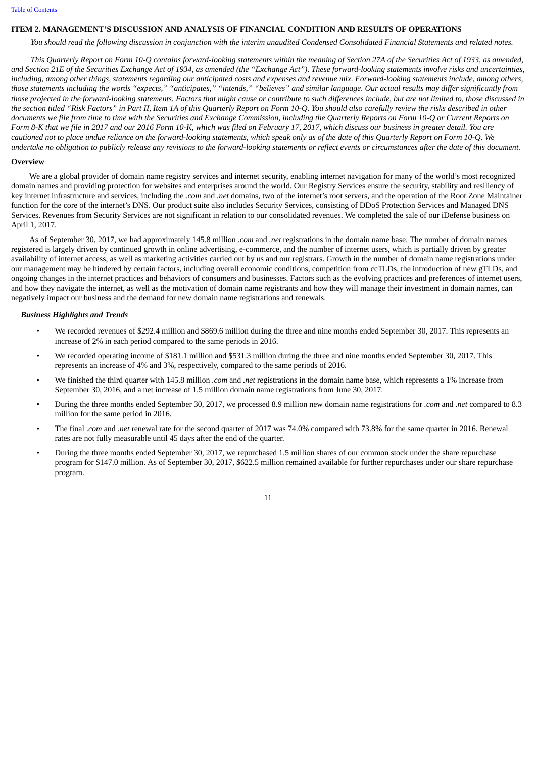## ITEM 2. MANAGEMENT'S DISCUSSION AND ANALYSIS OF FINANCIAL CONDITION AND RESULTS OF OPERATIONS

*You should read the following discussion in conjunction with the interim unaudited Condensed Consolidated Financial Statements and related notes.*

*This Quarterly Report on Form 10-Q contains forward-looking statements within the meaning of Section 27A of the Securities Act of 1933, as amended, and Section 21E of the Securities Exchange Act of 1934, as amended (the "Exchange Act"). These forward-looking statements involve risks and uncertainties, including, among other things, statements regarding our anticipated costs and expenses and revenue mix. Forward-looking statements include, among others, those statements including the words "expects," "anticipates," "intends," "believes" and similar language. Our actual results may differ significantly from those projected in the forward-looking statements. Factors that might cause or contribute to such differences include, but are not limited to, those discussed in the section titled "Risk Factors" in Part II, Item 1A of this Quarterly Report on Form 10-Q. You should also carefully review the risks described in other documents we file from time to time with the Securities and Exchange Commission, including the Quarterly Reports on Form 10-Q or Current Reports on Form 8-K that we file in 2017 and our 2016 Form 10-K, which was filed on February 17, 2017, which discuss our business in greater detail. You are cautioned not to place undue reliance on the forward-looking statements, which speak only as of the date of this Quarterly Report on Form 10-Q. We undertake no obligation to publicly release any revisions to the forward-looking statements or reflect events or circumstances after the date of this document.*

### Overview

We are a global provider of domain name registry services and internet security, enabling internet navigation for many of the world's most recognized domain names and providing protection for websites and enterprises around the world. Our Registry Services ensure the security, stability and resiliency of key internet infrastructure and services, including the *.com* and *.net* domains, two of the internet's root servers, and the operation of the Root Zone Maintainer function for the core of the internet's DNS. Our product suite also includes Security Services, consisting of DDoS Protection Services and Managed DNS Services. Revenues from Security Services are not significant in relation to our consolidated revenues. We completed the sale of our iDefense business on April 1, 2017.

As of September 30, 2017, we had approximately 145.8 million *.com* and *.net* registrations in the domain name base. The number of domain names registered is largely driven by continued growth in online advertising, e-commerce, and the number of internet users, which is partially driven by greater availability of internet access, as well as marketing activities carried out by us and our registrars. Growth in the number of domain name registrations under our management may be hindered by certain factors, including overall economic conditions, competition from ccTLDs, the introduction of new gTLDs, and ongoing changes in the internet practices and behaviors of consumers and businesses. Factors such as the evolving practices and preferences of internet users, and how they navigate the internet, as well as the motivation of domain name registrants and how they will manage their investment in domain names, can negatively impact our business and the demand for new domain name registrations and renewals.

#### *Business Highlights and Trends*

- We recorded revenues of $292.4 million and $869.6 million during the three and nine months ended September 30, 2017. This represents an increase of 2% in each period compared to the same periods in 2016.
- We recorded operating income of $181.1 million and $531.3 million during the three and nine months ended September 30, 2017. This represents an increase of 4% and 3%, respectively, compared to the same periods of 2016.
- We finished the third quarter with 145.8 million *.com* and *.net* registrations in the domain name base, which represents a 1% increase from September 30, 2016, and a net increase of 1.5 million domain name registrations from June 30, 2017.
- During the three months ended September 30, 2017, we processed 8.9 million new domain name registrations for *.com* and *.net* compared to 8.3 million for the same period in 2016.
- The final *.com* and *.net* renewal rate for the second quarter of 2017 was 74.0% compared with 73.8% for the same quarter in 2016. Renewal rates are not fully measurable until 45 days after the end of the quarter.
- During the three months ended September 30, 2017, we repurchased 1.5 million shares of our common stock under the share repurchase program for $147.0 million. As of September 30, 2017, $622.5 million remained available for further repurchases under our share repurchase program.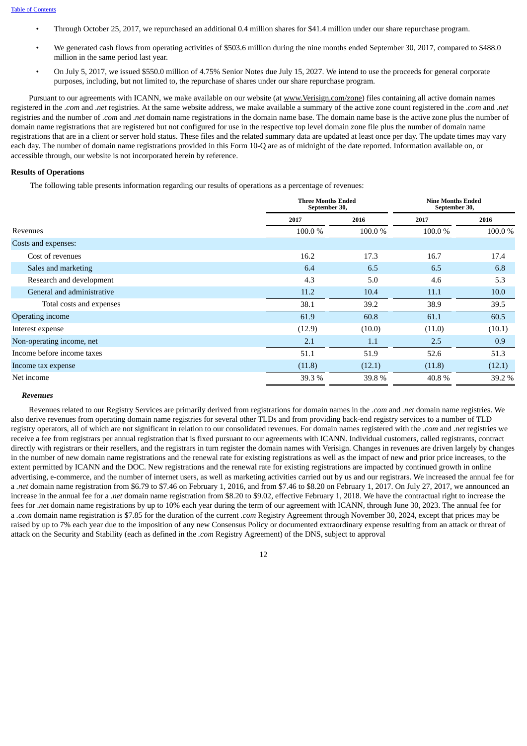- Through October 25, 2017, we repurchased an additional 0.4 million shares for $41.4 million under our share repurchase program.
- We generated cash flows from operating activities of $503.6 million during the nine months ended September 30, 2017, compared to $488.0 million in the same period last year.
- On July 5, 2017, we issued $550.0 million of 4.75% Senior Notes due July 15, 2027. We intend to use the proceeds for general corporate purposes, including, but not limited to, the repurchase of shares under our share repurchase program.

Pursuant to our agreements with ICANN, we make available on our website (at www.Verisign.com/zone) files containing all active domain names registered in the *.com* and *.net* registries. At the same website address, we make available a summary of the active zone count registered in the *.com* and *.net* registries and the number of *.com* and *.net* domain name registrations in the domain name base. The domain name base is the active zone plus the number of domain name registrations that are registered but not configured for use in the respective top level domain zone file plus the number of domain name registrations that are in a client or server hold status. These files and the related summary data are updated at least once per day. The update times may vary each day. The number of domain name registrations provided in this Form 10-Q are as of midnight of the date reported. Information available on, or accessible through, our website is not incorporated herein by reference.

**Results of Operations**

The following table presents information regarding our results of operations as a percentage of revenues:

| | Three Months Ended September 30, | | Nine Months Ended September 30, | |
|---|---|---|---|---|
| | 2017 | 2016 | 2017 | 2016 |
| Revenues | 100.0 % | 100.0 % | 100.0 % | 100.0 % |
| Costs and expenses: | | | | |
| Cost of revenues | 16.2 | 17.3 | 16.7 | 17.4 |
| Sales and marketing | 6.4 | 6.5 | 6.5 | 6.8 |
| Research and development | 4.3 | 5.0 | 4.6 | 5.3 |
| General and administrative | 11.2 | 10.4 | 11.1 | 10.0 |
| Total costs and expenses | 38.1 | 39.2 | 38.9 | 39.5 |
| Operating income | 61.9 | 60.8 | 61.1 | 60.5 |
| Interest expense | (12.9) | (10.0) | (11.0) | (10.1) |
| Non-operating income, net | 2.1 | 1.1 | 2.5 | 0.9 |
| Income before income taxes | 51.1 | 51.9 | 52.6 | 51.3 |
| Income tax expense | (11.8) | (12.1) | (11.8) | (12.1) |
| Net income | 39.3 % | 39.8 % | 40.8 % | 39.2 % |

***Revenues***

Revenues related to our Registry Services are primarily derived from registrations for domain names in the *.com* and *.net* domain name registries. We also derive revenues from operating domain name registries for several other TLDs and from providing back-end registry services to a number of TLD registry operators, all of which are not significant in relation to our consolidated revenues. For domain names registered with the *.com* and *.net* registries we receive a fee from registrars per annual registration that is fixed pursuant to our agreements with ICANN. Individual customers, called registrants, contract directly with registrars or their resellers, and the registrars in turn register the domain names with Verisign. Changes in revenues are driven largely by changes in the number of new domain name registrations and the renewal rate for existing registrations as well as the impact of new and prior price increases, to the extent permitted by ICANN and the DOC. New registrations and the renewal rate for existing registrations are impacted by continued growth in online advertising, e-commerce, and the number of internet users, as well as marketing activities carried out by us and our registrars. We increased the annual fee for a *.net* domain name registration from $6.79 to $7.46 on February 1, 2016, and from $7.46 to $8.20 on February 1, 2017. On July 27, 2017, we announced an increase in the annual fee for a *.net* domain name registration from $8.20 to $9.02, effective February 1, 2018. We have the contractual right to increase the fees for *.net* domain name registrations by up to 10% each year during the term of our agreement with ICANN, through June 30, 2023. The annual fee for a *.com* domain name registration is $7.85 for the duration of the current *.com* Registry Agreement through November 30, 2024, except that prices may be raised by up to 7% each year due to the imposition of any new Consensus Policy or documented extraordinary expense resulting from an attack or threat of attack on the Security and Stability (each as defined in the *.com* Registry Agreement) of the DNS, subject to approval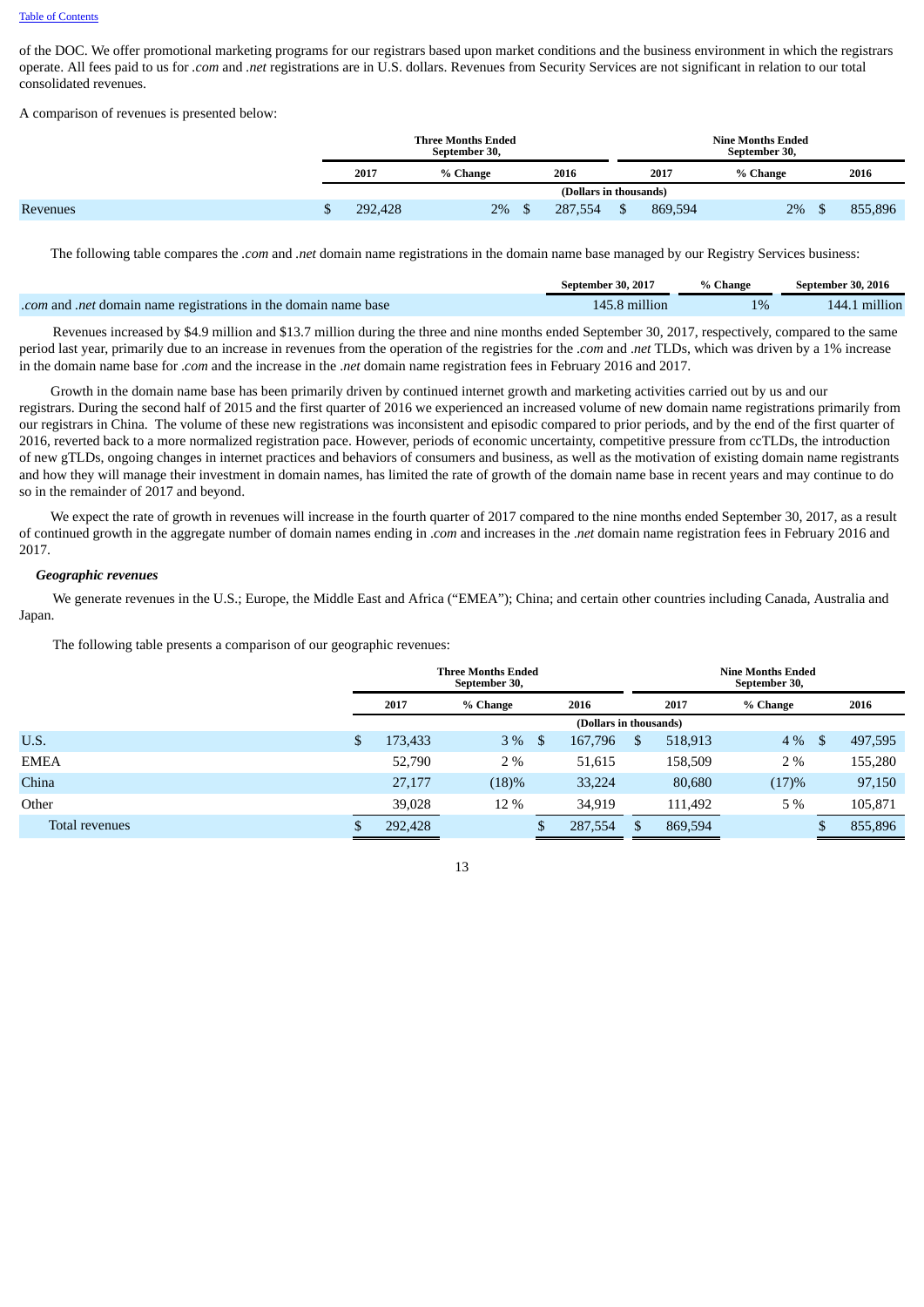of the DOC. We offer promotional marketing programs for our registrars based upon market conditions and the business environment in which the registrars operate. All fees paid to us for *.com* and *.net* registrations are in U.S. dollars. Revenues from Security Services are not significant in relation to our total consolidated revenues.

A comparison of revenues is presented below:

| | Three Months Ended September 30, | | | Nine Months Ended September 30, | | |
|---|---|---|---|---|---|---|
| | 2017 | % Change | 2016 | 2017 | % Change | 2016 |
| | (Dollars in thousands) | | | | | |
| Revenues | $ 292,428 | 2% | $ 287,554 | $ 869,594 | 2% | $ 855,896 |

The following table compares the *.com* and *.net* domain name registrations in the domain name base managed by our Registry Services business:

| | September 30, 2017 | % Change | September 30, 2016 |
|---|---|---|---|
| *.com* and *.net* domain name registrations in the domain name base | 145.8 million | 1% | 144.1 million |

Revenues increased by $4.9 million and $13.7 million during the three and nine months ended September 30, 2017, respectively, compared to the same period last year, primarily due to an increase in revenues from the operation of the registries for the *.com* and *.net* TLDs, which was driven by a 1% increase in the domain name base for *.com* and the increase in the *.net* domain name registration fees in February 2016 and 2017.

Growth in the domain name base has been primarily driven by continued internet growth and marketing activities carried out by us and our registrars. During the second half of 2015 and the first quarter of 2016 we experienced an increased volume of new domain name registrations primarily from our registrars in China. The volume of these new registrations was inconsistent and episodic compared to prior periods, and by the end of the first quarter of 2016, reverted back to a more normalized registration pace. However, periods of economic uncertainty, competitive pressure from ccTLDs, the introduction of new gTLDs, ongoing changes in internet practices and behaviors of consumers and business, as well as the motivation of existing domain name registrants and how they will manage their investment in domain names, has limited the rate of growth of the domain name base in recent years and may continue to do so in the remainder of 2017 and beyond.

We expect the rate of growth in revenues will increase in the fourth quarter of 2017 compared to the nine months ended September 30, 2017, as a result of continued growth in the aggregate number of domain names ending in *.com* and increases in the *.net* domain name registration fees in February 2016 and 2017.

***Geographic revenues***

We generate revenues in the U.S.; Europe, the Middle East and Africa ("EMEA"); China; and certain other countries including Canada, Australia and Japan.

The following table presents a comparison of our geographic revenues:

| | Three Months Ended September 30, | | | Nine Months Ended September 30, | | |
|---|---|---|---|---|---|---|
| | 2017 | % Change | 2016 | 2017 | % Change | 2016 |
| | (Dollars in thousands) | | | | | |
| U.S. | $ 173,433 | 3 % | $ 167,796 | $ 518,913 | 4 % | $ 497,595 |
| EMEA | 52,790 | 2 % | 51,615 | 158,509 | 2 % | 155,280 |
| China | 27,177 | (18)% | 33,224 | 80,680 | (17)% | 97,150 |
| Other | 39,028 | 12 % | 34,919 | 111,492 | 5 % | 105,871 |
| Total revenues | $ 292,428 | | $ 287,554 | $ 869,594 | | $ 855,896 |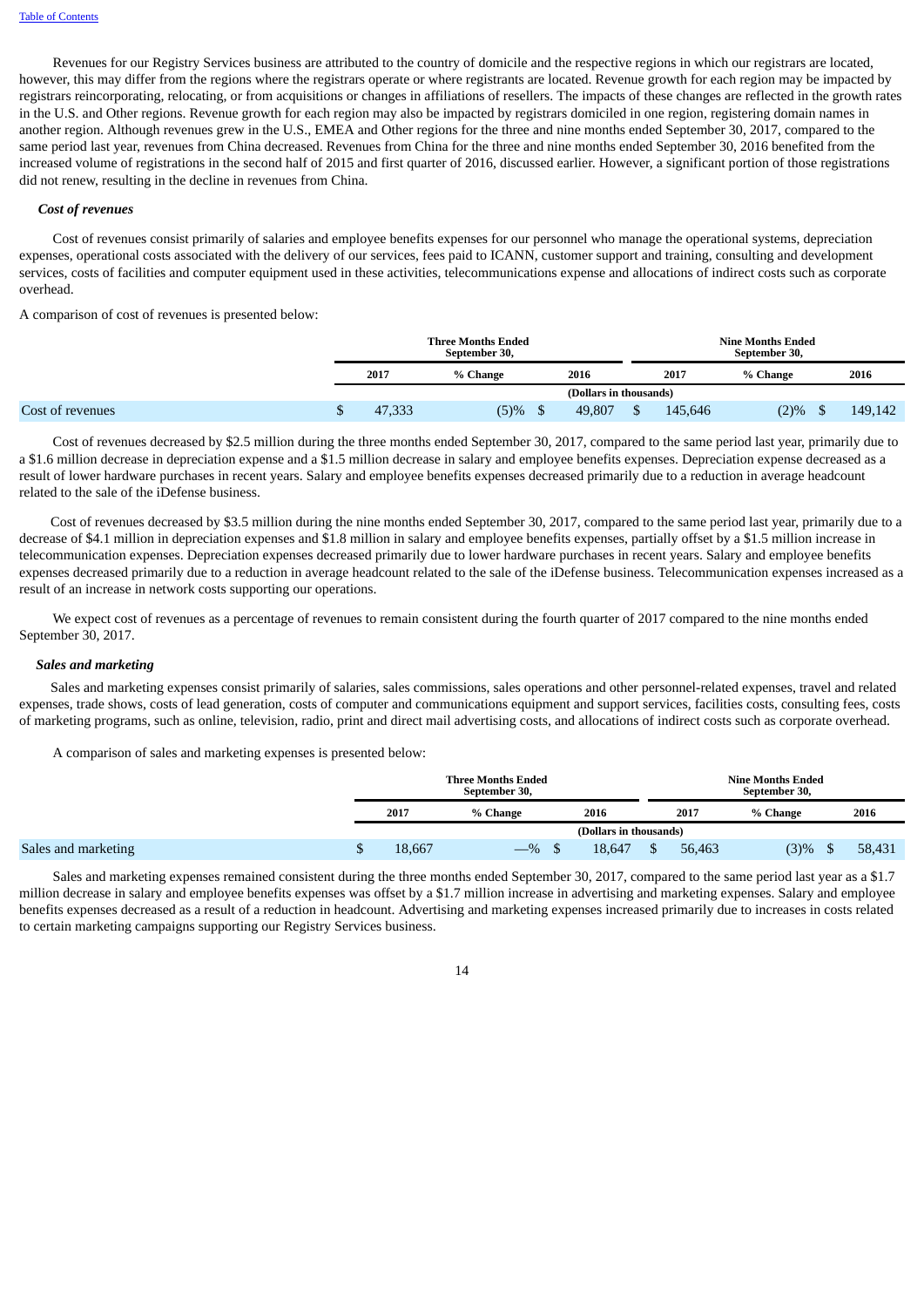Revenues for our Registry Services business are attributed to the country of domicile and the respective regions in which our registrars are located, however, this may differ from the regions where the registrars operate or where registrants are located. Revenue growth for each region may be impacted by registrars reincorporating, relocating, or from acquisitions or changes in affiliations of resellers. The impacts of these changes are reflected in the growth rates in the U.S. and Other regions. Revenue growth for each region may also be impacted by registrars domiciled in one region, registering domain names in another region. Although revenues grew in the U.S., EMEA and Other regions for the three and nine months ended September 30, 2017, compared to the same period last year, revenues from China decreased. Revenues from China for the three and nine months ended September 30, 2016 benefited from the increased volume of registrations in the second half of 2015 and first quarter of 2016, discussed earlier. However, a significant portion of those registrations did not renew, resulting in the decline in revenues from China.

***Cost of revenues***

Cost of revenues consist primarily of salaries and employee benefits expenses for our personnel who manage the operational systems, depreciation expenses, operational costs associated with the delivery of our services, fees paid to ICANN, customer support and training, consulting and development services, costs of facilities and computer equipment used in these activities, telecommunications expense and allocations of indirect costs such as corporate overhead.

A comparison of cost of revenues is presented below:

| | Three Months Ended September 30, | | | Nine Months Ended September 30, | | |
|---|---|---|---|---|---|---|
| | 2017 | % Change | 2016 | 2017 | % Change | 2016 |
| | (Dollars in thousands) | | | | | |
| Cost of revenues | $ 47,333 | (5)% | $ 49,807 | $ 145,646 | (2)% | $ 149,142 |

Cost of revenues decreased by $2.5 million during the three months ended September 30, 2017, compared to the same period last year, primarily due to a $1.6 million decrease in depreciation expense and a $1.5 million decrease in salary and employee benefits expenses. Depreciation expense decreased as a result of lower hardware purchases in recent years. Salary and employee benefits expenses decreased primarily due to a reduction in average headcount related to the sale of the iDefense business.

Cost of revenues decreased by $3.5 million during the nine months ended September 30, 2017, compared to the same period last year, primarily due to a decrease of $4.1 million in depreciation expenses and $1.8 million in salary and employee benefits expenses, partially offset by a $1.5 million increase in telecommunication expenses. Depreciation expenses decreased primarily due to lower hardware purchases in recent years. Salary and employee benefits expenses decreased primarily due to a reduction in average headcount related to the sale of the iDefense business. Telecommunication expenses increased as a result of an increase in network costs supporting our operations.

We expect cost of revenues as a percentage of revenues to remain consistent during the fourth quarter of 2017 compared to the nine months ended September 30, 2017.

***Sales and marketing***

Sales and marketing expenses consist primarily of salaries, sales commissions, sales operations and other personnel-related expenses, travel and related expenses, trade shows, costs of lead generation, costs of computer and communications equipment and support services, facilities costs, consulting fees, costs of marketing programs, such as online, television, radio, print and direct mail advertising costs, and allocations of indirect costs such as corporate overhead.

A comparison of sales and marketing expenses is presented below:

| | Three Months Ended September 30, | | | Nine Months Ended September 30, | | |
|---|---|---|---|---|---|---|
| | 2017 | % Change | 2016 | 2017 | % Change | 2016 |
| | (Dollars in thousands) | | | | | |
| Sales and marketing | $ 18,667 | —% | $ 18,647 | $ 56,463 | (3)% | $ 58,431 |

Sales and marketing expenses remained consistent during the three months ended September 30, 2017, compared to the same period last year as a $1.7 million decrease in salary and employee benefits expenses was offset by a $1.7 million increase in advertising and marketing expenses. Salary and employee benefits expenses decreased as a result of a reduction in headcount. Advertising and marketing expenses increased primarily due to increases in costs related to certain marketing campaigns supporting our Registry Services business.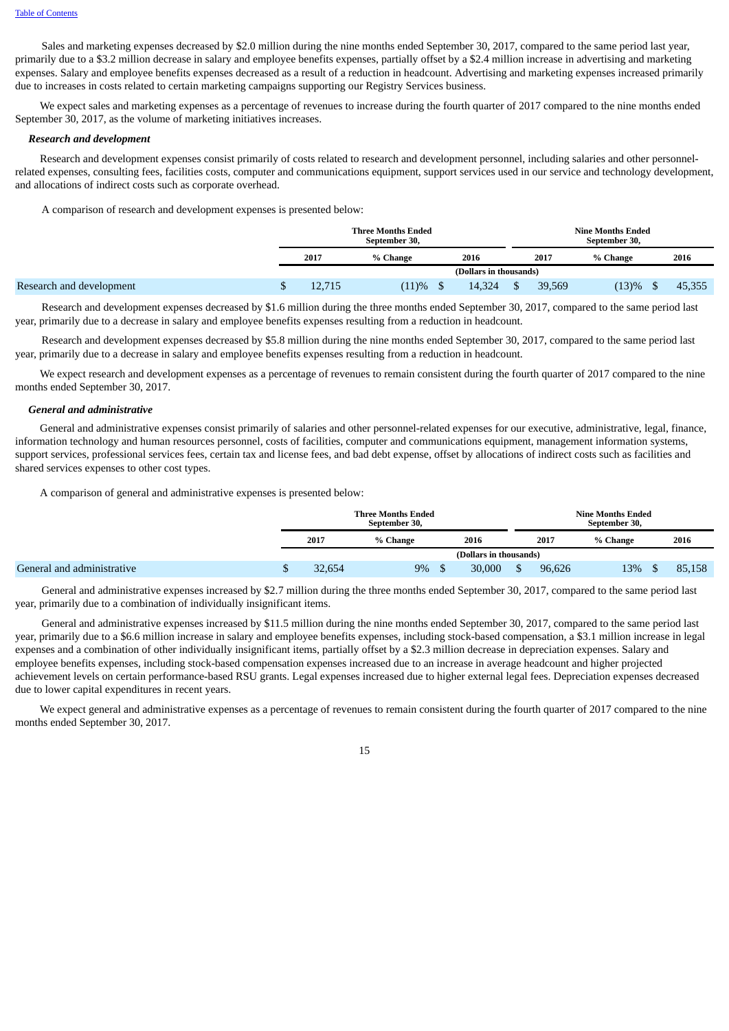Sales and marketing expenses decreased by $2.0 million during the nine months ended September 30, 2017, compared to the same period last year, primarily due to a $3.2 million decrease in salary and employee benefits expenses, partially offset by a $2.4 million increase in advertising and marketing expenses. Salary and employee benefits expenses decreased as a result of a reduction in headcount. Advertising and marketing expenses increased primarily due to increases in costs related to certain marketing campaigns supporting our Registry Services business.

We expect sales and marketing expenses as a percentage of revenues to increase during the fourth quarter of 2017 compared to the nine months ended September 30, 2017, as the volume of marketing initiatives increases.

***Research and development***

Research and development expenses consist primarily of costs related to research and development personnel, including salaries and other personnel-related expenses, consulting fees, facilities costs, computer and communications equipment, support services used in our service and technology development, and allocations of indirect costs such as corporate overhead.

A comparison of research and development expenses is presented below:

| | Three Months Ended September 30, | | | Nine Months Ended September 30, | | |
|---|---|---|---|---|---|---|
| | 2017 | % Change | 2016 | 2017 | % Change | 2016 |
| | (Dollars in thousands) | | | | | |
| Research and development | $ 12,715 | (11)% | $ 14,324 | $ 39,569 | (13)% | $ 45,355 |

Research and development expenses decreased by $1.6 million during the three months ended September 30, 2017, compared to the same period last year, primarily due to a decrease in salary and employee benefits expenses resulting from a reduction in headcount.

Research and development expenses decreased by $5.8 million during the nine months ended September 30, 2017, compared to the same period last year, primarily due to a decrease in salary and employee benefits expenses resulting from a reduction in headcount.

We expect research and development expenses as a percentage of revenues to remain consistent during the fourth quarter of 2017 compared to the nine months ended September 30, 2017.

***General and administrative***

General and administrative expenses consist primarily of salaries and other personnel-related expenses for our executive, administrative, legal, finance, information technology and human resources personnel, costs of facilities, computer and communications equipment, management information systems, support services, professional services fees, certain tax and license fees, and bad debt expense, offset by allocations of indirect costs such as facilities and shared services expenses to other cost types.

A comparison of general and administrative expenses is presented below:

| | Three Months Ended September 30, | | | Nine Months Ended September 30, | | |
|---|---|---|---|---|---|---|
| | 2017 | % Change | 2016 | 2017 | % Change | 2016 |
| | (Dollars in thousands) | | | | | |
| General and administrative | $ 32,654 | 9% | $ 30,000 | $ 96,626 | 13% | $ 85,158 |

General and administrative expenses increased by $2.7 million during the three months ended September 30, 2017, compared to the same period last year, primarily due to a combination of individually insignificant items.

General and administrative expenses increased by $11.5 million during the nine months ended September 30, 2017, compared to the same period last year, primarily due to a $6.6 million increase in salary and employee benefits expenses, including stock-based compensation, a $3.1 million increase in legal expenses and a combination of other individually insignificant items, partially offset by a $2.3 million decrease in depreciation expenses. Salary and employee benefits expenses, including stock-based compensation expenses increased due to an increase in average headcount and higher projected achievement levels on certain performance-based RSU grants. Legal expenses increased due to higher external legal fees. Depreciation expenses decreased due to lower capital expenditures in recent years.

We expect general and administrative expenses as a percentage of revenues to remain consistent during the fourth quarter of 2017 compared to the nine months ended September 30, 2017.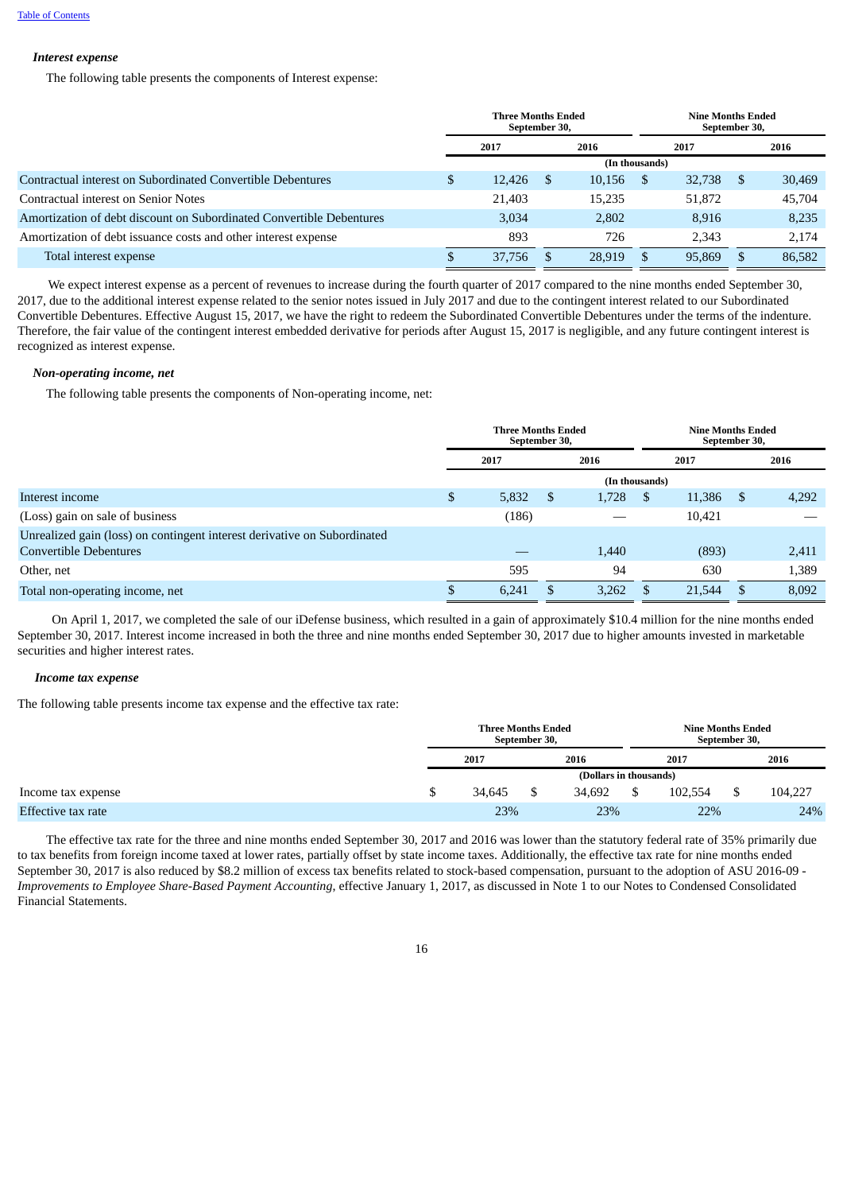### *Interest expense*

The following table presents the components of Interest expense:

| | Three Months Ended September 30, | | Nine Months Ended September 30, | |
|---|---|---|---|---|
| | 2017 | 2016 | 2017 | 2016 |
| | (In thousands) | | | |
| Contractual interest on Subordinated Convertible Debentures | $ 12,426 | $ 10,156 | $ 32,738 | $ 30,469 |
| Contractual interest on Senior Notes | 21,403 | 15,235 | 51,872 | 45,704 |
| Amortization of debt discount on Subordinated Convertible Debentures | 3,034 | 2,802 | 8,916 | 8,235 |
| Amortization of debt issuance costs and other interest expense | 893 | 726 | 2,343 | 2,174 |
| Total interest expense | $ 37,756 | $ 28,919 | $ 95,869 | $ 86,582 |

We expect interest expense as a percent of revenues to increase during the fourth quarter of 2017 compared to the nine months ended September 30, 2017, due to the additional interest expense related to the senior notes issued in July 2017 and due to the contingent interest related to our Subordinated Convertible Debentures. Effective August 15, 2017, we have the right to redeem the Subordinated Convertible Debentures under the terms of the indenture. Therefore, the fair value of the contingent interest embedded derivative for periods after August 15, 2017 is negligible, and any future contingent interest is recognized as interest expense.

### *Non-operating income, net*

The following table presents the components of Non-operating income, net:

| | Three Months Ended September 30, | | Nine Months Ended September 30, | |
|---|---|---|---|---|
| | 2017 | 2016 | 2017 | 2016 |
| | (In thousands) | | | |
| Interest income | $ 5,832 | $ 1,728 | $ 11,386 | $ 4,292 |
| (Loss) gain on sale of business | (186) | — | 10,421 | — |
| Unrealized gain (loss) on contingent interest derivative on Subordinated Convertible Debentures | — | 1,440 | (893) | 2,411 |
| Other, net | 595 | 94 | 630 | 1,389 |
| Total non-operating income, net | $ 6,241 | $ 3,262 | $ 21,544 | $ 8,092 |

On April 1, 2017, we completed the sale of our iDefense business, which resulted in a gain of approximately $10.4 million for the nine months ended September 30, 2017. Interest income increased in both the three and nine months ended September 30, 2017 due to higher amounts invested in marketable securities and higher interest rates.

### *Income tax expense*

The following table presents income tax expense and the effective tax rate:

| | Three Months Ended September 30, | | Nine Months Ended September 30, | |
|---|---|---|---|---|
| | 2017 | 2016 | 2017 | 2016 |
| | (Dollars in thousands) | | | |
| Income tax expense | $ 34,645 | $ 34,692 | $ 102,554 | $ 104,227 |
| Effective tax rate | 23% | 23% | 22% | 24% |

The effective tax rate for the three and nine months ended September 30, 2017 and 2016 was lower than the statutory federal rate of 35% primarily due to tax benefits from foreign income taxed at lower rates, partially offset by state income taxes. Additionally, the effective tax rate for nine months ended September 30, 2017 is also reduced by $8.2 million of excess tax benefits related to stock-based compensation, pursuant to the adoption of ASU 2016-09 - *Improvements to Employee Share-Based Payment Accounting,* effective January 1, 2017, as discussed in Note 1 to our Notes to Condensed Consolidated Financial Statements.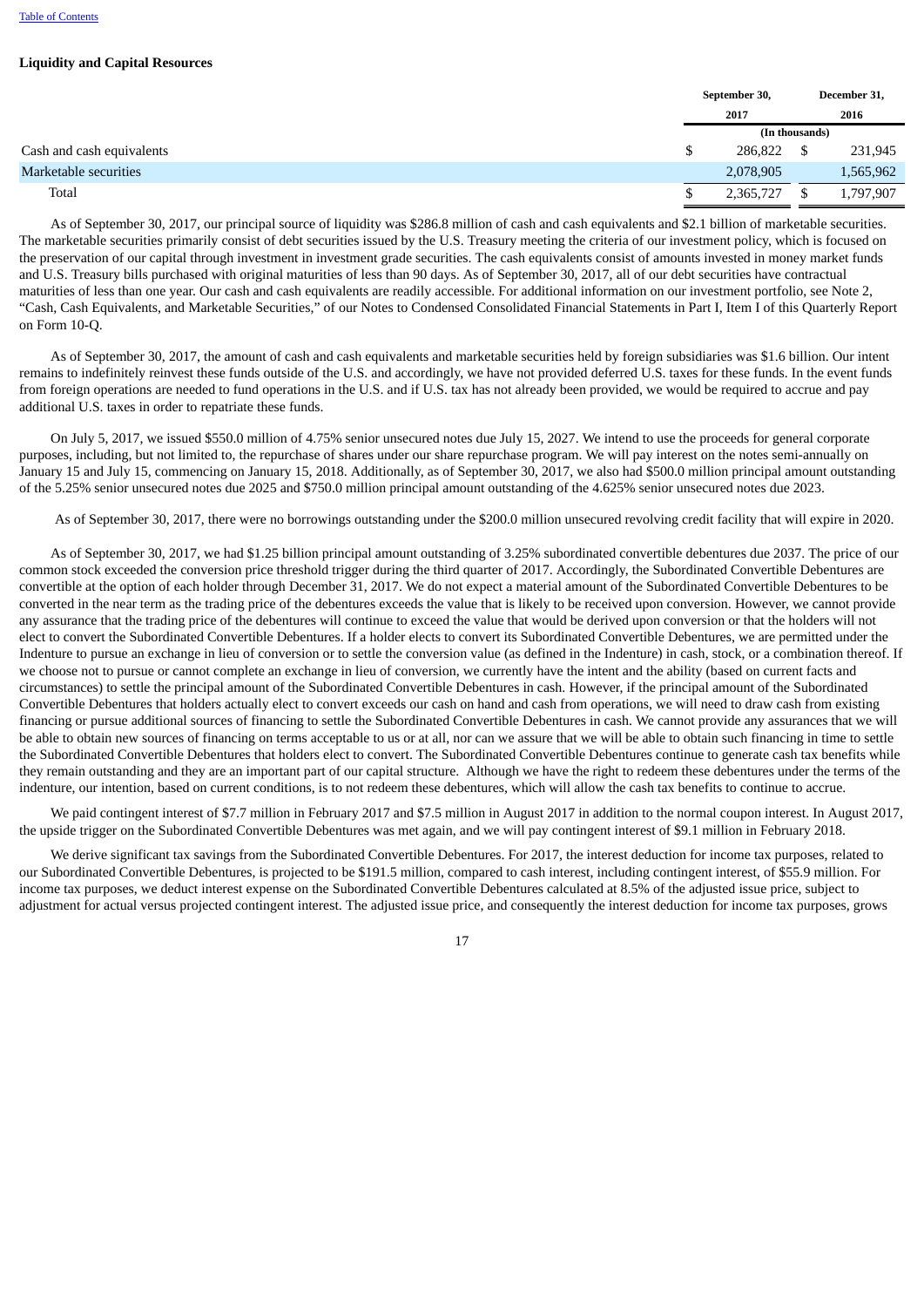**Liquidity and Capital Resources**

| | September 30, 2017 | December 31, 2016 |
|---|---|---|
| | (In thousands) | |
| Cash and cash equivalents | $ 286,822 | $ 231,945 |
| Marketable securities | 2,078,905 | 1,565,962 |
| Total | $ 2,365,727 | $ 1,797,907 |

As of September 30, 2017, our principal source of liquidity was $286.8 million of cash and cash equivalents and $2.1 billion of marketable securities. The marketable securities primarily consist of debt securities issued by the U.S. Treasury meeting the criteria of our investment policy, which is focused on the preservation of our capital through investment in investment grade securities. The cash equivalents consist of amounts invested in money market funds and U.S. Treasury bills purchased with original maturities of less than 90 days. As of September 30, 2017, all of our debt securities have contractual maturities of less than one year. Our cash and cash equivalents are readily accessible. For additional information on our investment portfolio, see Note 2, "Cash, Cash Equivalents, and Marketable Securities," of our Notes to Condensed Consolidated Financial Statements in Part I, Item I of this Quarterly Report on Form 10-Q.

As of September 30, 2017, the amount of cash and cash equivalents and marketable securities held by foreign subsidiaries was $1.6 billion. Our intent remains to indefinitely reinvest these funds outside of the U.S. and accordingly, we have not provided deferred U.S. taxes for these funds. In the event funds from foreign operations are needed to fund operations in the U.S. and if U.S. tax has not already been provided, we would be required to accrue and pay additional U.S. taxes in order to repatriate these funds.

On July 5, 2017, we issued $550.0 million of 4.75% senior unsecured notes due July 15, 2027. We intend to use the proceeds for general corporate purposes, including, but not limited to, the repurchase of shares under our share repurchase program. We will pay interest on the notes semi-annually on January 15 and July 15, commencing on January 15, 2018. Additionally, as of September 30, 2017, we also had $500.0 million principal amount outstanding of the 5.25% senior unsecured notes due 2025 and $750.0 million principal amount outstanding of the 4.625% senior unsecured notes due 2023.

As of September 30, 2017, there were no borrowings outstanding under the $200.0 million unsecured revolving credit facility that will expire in 2020.

As of September 30, 2017, we had $1.25 billion principal amount outstanding of 3.25% subordinated convertible debentures due 2037. The price of our common stock exceeded the conversion price threshold trigger during the third quarter of 2017. Accordingly, the Subordinated Convertible Debentures are convertible at the option of each holder through December 31, 2017. We do not expect a material amount of the Subordinated Convertible Debentures to be converted in the near term as the trading price of the debentures exceeds the value that is likely to be received upon conversion. However, we cannot provide any assurance that the trading price of the debentures will continue to exceed the value that would be derived upon conversion or that the holders will not elect to convert the Subordinated Convertible Debentures. If a holder elects to convert its Subordinated Convertible Debentures, we are permitted under the Indenture to pursue an exchange in lieu of conversion or to settle the conversion value (as defined in the Indenture) in cash, stock, or a combination thereof. If we choose not to pursue or cannot complete an exchange in lieu of conversion, we currently have the intent and the ability (based on current facts and circumstances) to settle the principal amount of the Subordinated Convertible Debentures in cash. However, if the principal amount of the Subordinated Convertible Debentures that holders actually elect to convert exceeds our cash on hand and cash from operations, we will need to draw cash from existing financing or pursue additional sources of financing to settle the Subordinated Convertible Debentures in cash. We cannot provide any assurances that we will be able to obtain new sources of financing on terms acceptable to us or at all, nor can we assure that we will be able to obtain such financing in time to settle the Subordinated Convertible Debentures that holders elect to convert. The Subordinated Convertible Debentures continue to generate cash tax benefits while they remain outstanding and they are an important part of our capital structure. Although we have the right to redeem these debentures under the terms of the indenture, our intention, based on current conditions, is to not redeem these debentures, which will allow the cash tax benefits to continue to accrue.

We paid contingent interest of $7.7 million in February 2017 and $7.5 million in August 2017 in addition to the normal coupon interest. In August 2017, the upside trigger on the Subordinated Convertible Debentures was met again, and we will pay contingent interest of $9.1 million in February 2018.

We derive significant tax savings from the Subordinated Convertible Debentures. For 2017, the interest deduction for income tax purposes, related to our Subordinated Convertible Debentures, is projected to be $191.5 million, compared to cash interest, including contingent interest, of $55.9 million. For income tax purposes, we deduct interest expense on the Subordinated Convertible Debentures calculated at 8.5% of the adjusted issue price, subject to adjustment for actual versus projected contingent interest. The adjusted issue price, and consequently the interest deduction for income tax purposes, grows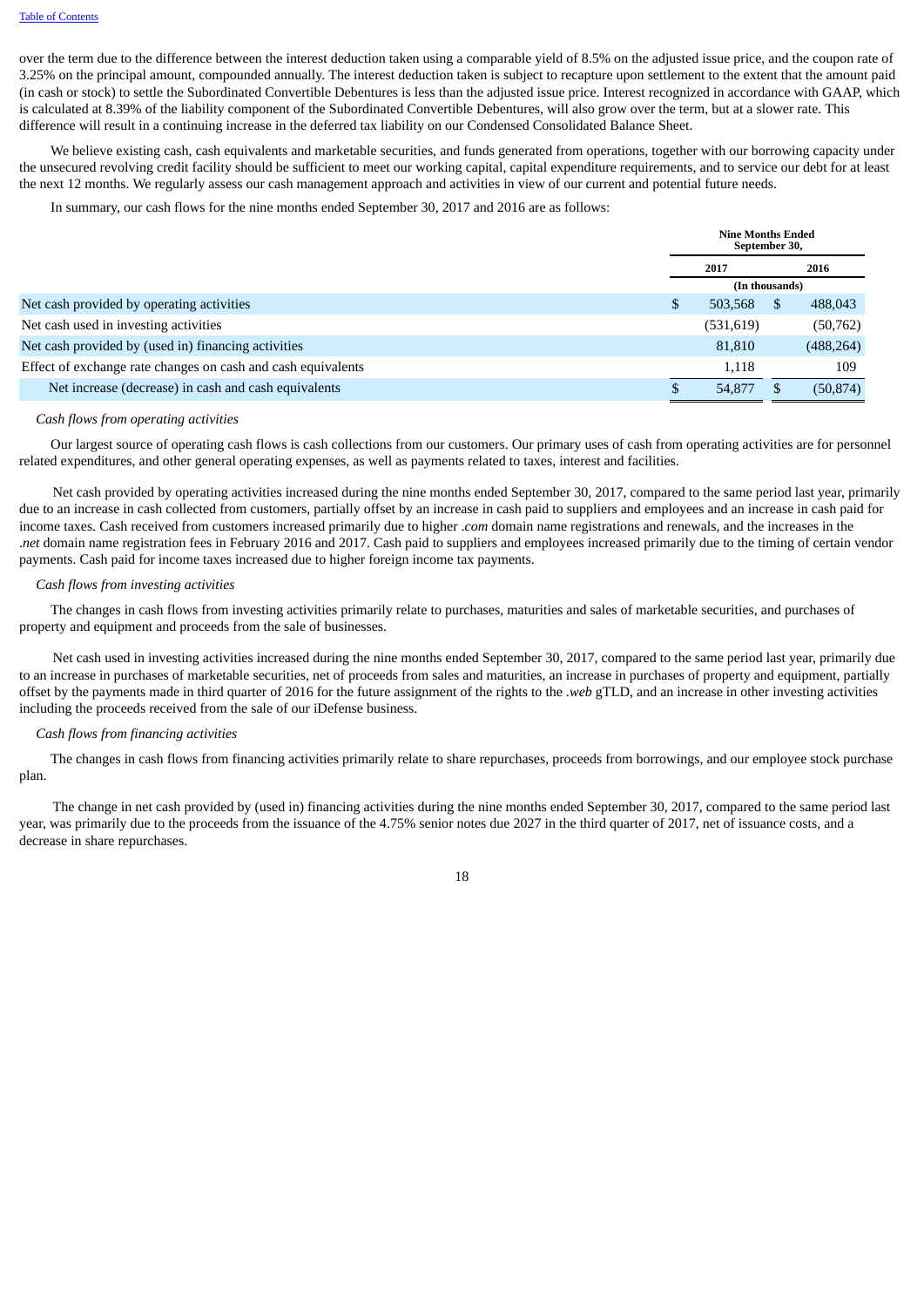over the term due to the difference between the interest deduction taken using a comparable yield of 8.5% on the adjusted issue price, and the coupon rate of 3.25% on the principal amount, compounded annually. The interest deduction taken is subject to recapture upon settlement to the extent that the amount paid (in cash or stock) to settle the Subordinated Convertible Debentures is less than the adjusted issue price. Interest recognized in accordance with GAAP, which is calculated at 8.39% of the liability component of the Subordinated Convertible Debentures, will also grow over the term, but at a slower rate. This difference will result in a continuing increase in the deferred tax liability on our Condensed Consolidated Balance Sheet.

We believe existing cash, cash equivalents and marketable securities, and funds generated from operations, together with our borrowing capacity under the unsecured revolving credit facility should be sufficient to meet our working capital, capital expenditure requirements, and to service our debt for at least the next 12 months. We regularly assess our cash management approach and activities in view of our current and potential future needs.

In summary, our cash flows for the nine months ended September 30, 2017 and 2016 are as follows:

| | Nine Months Ended September 30, | |
|---|---|---|
| | 2017 | 2016 |
| | (In thousands) | |
| Net cash provided by operating activities | $ 503,568 | $ 488,043 |
| Net cash used in investing activities | (531,619) | (50,762) |
| Net cash provided by (used in) financing activities | 81,810 | (488,264) |
| Effect of exchange rate changes on cash and cash equivalents | 1,118 | 109 |
| Net increase (decrease) in cash and cash equivalents | $ 54,877 | $ (50,874) |

*Cash flows from operating activities*

Our largest source of operating cash flows is cash collections from our customers. Our primary uses of cash from operating activities are for personnel related expenditures, and other general operating expenses, as well as payments related to taxes, interest and facilities.

Net cash provided by operating activities increased during the nine months ended September 30, 2017, compared to the same period last year, primarily due to an increase in cash collected from customers, partially offset by an increase in cash paid to suppliers and employees and an increase in cash paid for income taxes. Cash received from customers increased primarily due to higher *.com* domain name registrations and renewals, and the increases in the *.net* domain name registration fees in February 2016 and 2017. Cash paid to suppliers and employees increased primarily due to the timing of certain vendor payments. Cash paid for income taxes increased due to higher foreign income tax payments.

*Cash flows from investing activities*

The changes in cash flows from investing activities primarily relate to purchases, maturities and sales of marketable securities, and purchases of property and equipment and proceeds from the sale of businesses.

Net cash used in investing activities increased during the nine months ended September 30, 2017, compared to the same period last year, primarily due to an increase in purchases of marketable securities, net of proceeds from sales and maturities, an increase in purchases of property and equipment, partially offset by the payments made in third quarter of 2016 for the future assignment of the rights to the *.web* gTLD, and an increase in other investing activities including the proceeds received from the sale of our iDefense business.

*Cash flows from financing activities*

The changes in cash flows from financing activities primarily relate to share repurchases, proceeds from borrowings, and our employee stock purchase plan.

The change in net cash provided by (used in) financing activities during the nine months ended September 30, 2017, compared to the same period last year, was primarily due to the proceeds from the issuance of the 4.75% senior notes due 2027 in the third quarter of 2017, net of issuance costs, and a decrease in share repurchases.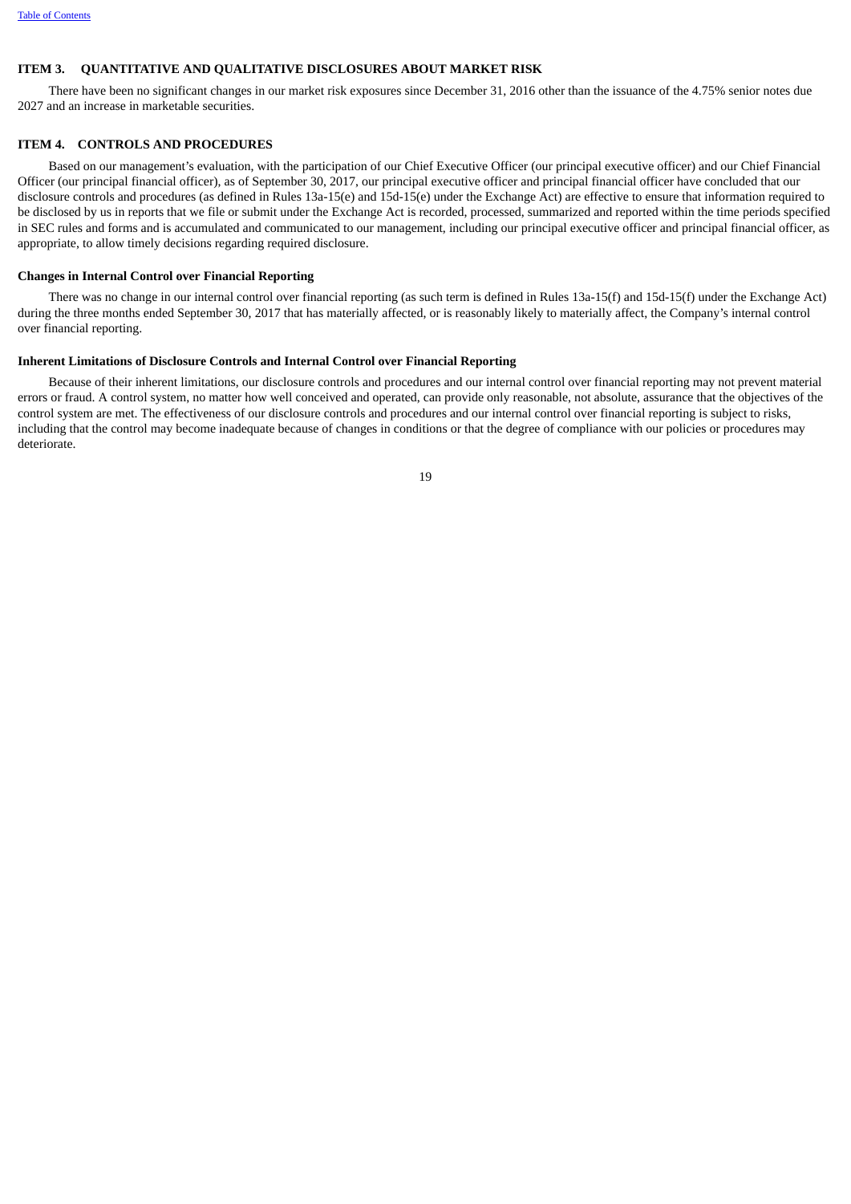## ITEM 3. QUANTITATIVE AND QUALITATIVE DISCLOSURES ABOUT MARKET RISK

There have been no significant changes in our market risk exposures since December 31, 2016 other than the issuance of the 4.75% senior notes due 2027 and an increase in marketable securities.

## ITEM 4. CONTROLS AND PROCEDURES

Based on our management's evaluation, with the participation of our Chief Executive Officer (our principal executive officer) and our Chief Financial Officer (our principal financial officer), as of September 30, 2017, our principal executive officer and principal financial officer have concluded that our disclosure controls and procedures (as defined in Rules 13a-15(e) and 15d-15(e) under the Exchange Act) are effective to ensure that information required to be disclosed by us in reports that we file or submit under the Exchange Act is recorded, processed, summarized and reported within the time periods specified in SEC rules and forms and is accumulated and communicated to our management, including our principal executive officer and principal financial officer, as appropriate, to allow timely decisions regarding required disclosure.

### Changes in Internal Control over Financial Reporting

There was no change in our internal control over financial reporting (as such term is defined in Rules 13a-15(f) and 15d-15(f) under the Exchange Act) during the three months ended September 30, 2017 that has materially affected, or is reasonably likely to materially affect, the Company's internal control over financial reporting.

### Inherent Limitations of Disclosure Controls and Internal Control over Financial Reporting

Because of their inherent limitations, our disclosure controls and procedures and our internal control over financial reporting may not prevent material errors or fraud. A control system, no matter how well conceived and operated, can provide only reasonable, not absolute, assurance that the objectives of the control system are met. The effectiveness of our disclosure controls and procedures and our internal control over financial reporting is subject to risks, including that the control may become inadequate because of changes in conditions or that the degree of compliance with our policies or procedures may deteriorate.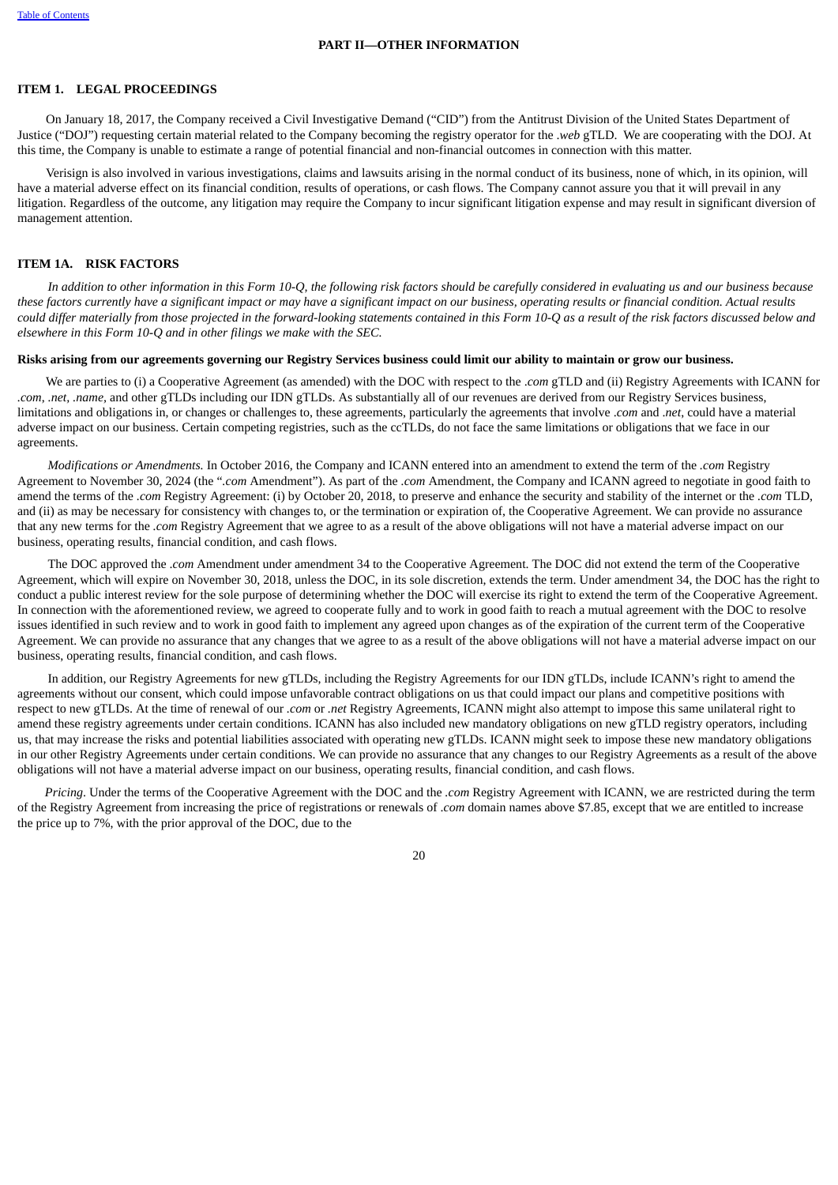## PART II—OTHER INFORMATION

### ITEM 1. LEGAL PROCEEDINGS

On January 18, 2017, the Company received a Civil Investigative Demand ("CID") from the Antitrust Division of the United States Department of Justice ("DOJ") requesting certain material related to the Company becoming the registry operator for the *.web* gTLD. We are cooperating with the DOJ. At this time, the Company is unable to estimate a range of potential financial and non-financial outcomes in connection with this matter.

Verisign is also involved in various investigations, claims and lawsuits arising in the normal conduct of its business, none of which, in its opinion, will have a material adverse effect on its financial condition, results of operations, or cash flows. The Company cannot assure you that it will prevail in any litigation. Regardless of the outcome, any litigation may require the Company to incur significant litigation expense and may result in significant diversion of management attention.

### ITEM 1A. RISK FACTORS

*In addition to other information in this Form 10-Q, the following risk factors should be carefully considered in evaluating us and our business because these factors currently have a significant impact or may have a significant impact on our business, operating results or financial condition. Actual results could differ materially from those projected in the forward-looking statements contained in this Form 10-Q as a result of the risk factors discussed below and elsewhere in this Form 10-Q and in other filings we make with the SEC.*

**Risks arising from our agreements governing our Registry Services business could limit our ability to maintain or grow our business.**

We are parties to (i) a Cooperative Agreement (as amended) with the DOC with respect to the *.com* gTLD and (ii) Registry Agreements with ICANN for *.com*, *.net*, *.name*, and other gTLDs including our IDN gTLDs. As substantially all of our revenues are derived from our Registry Services business, limitations and obligations in, or changes or challenges to, these agreements, particularly the agreements that involve *.com* and *.net*, could have a material adverse impact on our business. Certain competing registries, such as the ccTLDs, do not face the same limitations or obligations that we face in our agreements.

*Modifications or Amendments.* In October 2016, the Company and ICANN entered into an amendment to extend the term of the *.com* Registry Agreement to November 30, 2024 (the "*.com* Amendment"). As part of the *.com* Amendment, the Company and ICANN agreed to negotiate in good faith to amend the terms of the *.com* Registry Agreement: (i) by October 20, 2018, to preserve and enhance the security and stability of the internet or the *.com* TLD, and (ii) as may be necessary for consistency with changes to, or the termination or expiration of, the Cooperative Agreement. We can provide no assurance that any new terms for the *.com* Registry Agreement that we agree to as a result of the above obligations will not have a material adverse impact on our business, operating results, financial condition, and cash flows.

The DOC approved the *.com* Amendment under amendment 34 to the Cooperative Agreement. The DOC did not extend the term of the Cooperative Agreement, which will expire on November 30, 2018, unless the DOC, in its sole discretion, extends the term. Under amendment 34, the DOC has the right to conduct a public interest review for the sole purpose of determining whether the DOC will exercise its right to extend the term of the Cooperative Agreement. In connection with the aforementioned review, we agreed to cooperate fully and to work in good faith to reach a mutual agreement with the DOC to resolve issues identified in such review and to work in good faith to implement any agreed upon changes as of the expiration of the current term of the Cooperative Agreement. We can provide no assurance that any changes that we agree to as a result of the above obligations will not have a material adverse impact on our business, operating results, financial condition, and cash flows.

In addition, our Registry Agreements for new gTLDs, including the Registry Agreements for our IDN gTLDs, include ICANN's right to amend the agreements without our consent, which could impose unfavorable contract obligations on us that could impact our plans and competitive positions with respect to new gTLDs. At the time of renewal of our *.com* or *.net* Registry Agreements, ICANN might also attempt to impose this same unilateral right to amend these registry agreements under certain conditions. ICANN has also included new mandatory obligations on new gTLD registry operators, including us, that may increase the risks and potential liabilities associated with operating new gTLDs. ICANN might seek to impose these new mandatory obligations in our other Registry Agreements under certain conditions. We can provide no assurance that any changes to our Registry Agreements as a result of the above obligations will not have a material adverse impact on our business, operating results, financial condition, and cash flows.

*Pricing*. Under the terms of the Cooperative Agreement with the DOC and the *.com* Registry Agreement with ICANN, we are restricted during the term of the Registry Agreement from increasing the price of registrations or renewals of *.com* domain names above $7.85, except that we are entitled to increase the price up to 7%, with the prior approval of the DOC, due to the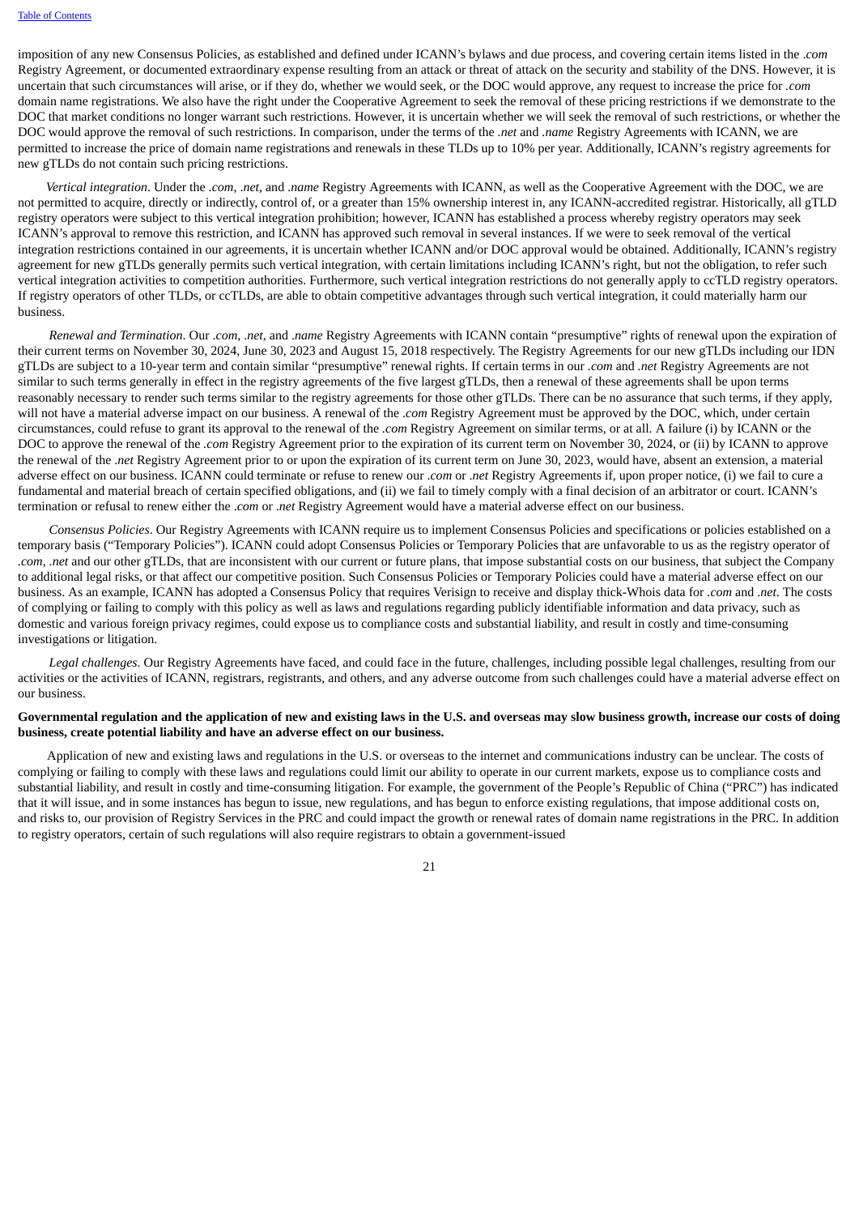imposition of any new Consensus Policies, as established and defined under ICANN's bylaws and due process, and covering certain items listed in the *.com* Registry Agreement, or documented extraordinary expense resulting from an attack or threat of attack on the security and stability of the DNS. However, it is uncertain that such circumstances will arise, or if they do, whether we would seek, or the DOC would approve, any request to increase the price for *.com* domain name registrations. We also have the right under the Cooperative Agreement to seek the removal of these pricing restrictions if we demonstrate to the DOC that market conditions no longer warrant such restrictions. However, it is uncertain whether we will seek the removal of such restrictions, or whether the DOC would approve the removal of such restrictions. In comparison, under the terms of the *.net* and *.name* Registry Agreements with ICANN, we are permitted to increase the price of domain name registrations and renewals in these TLDs up to 10% per year. Additionally, ICANN's registry agreements for new gTLDs do not contain such pricing restrictions.

*Vertical integration*. Under the *.com*, *.net*, and *.name* Registry Agreements with ICANN, as well as the Cooperative Agreement with the DOC, we are not permitted to acquire, directly or indirectly, control of, or a greater than 15% ownership interest in, any ICANN-accredited registrar. Historically, all gTLD registry operators were subject to this vertical integration prohibition; however, ICANN has established a process whereby registry operators may seek ICANN's approval to remove this restriction, and ICANN has approved such removal in several instances. If we were to seek removal of the vertical integration restrictions contained in our agreements, it is uncertain whether ICANN and/or DOC approval would be obtained. Additionally, ICANN's registry agreement for new gTLDs generally permits such vertical integration, with certain limitations including ICANN's right, but not the obligation, to refer such vertical integration activities to competition authorities. Furthermore, such vertical integration restrictions do not generally apply to ccTLD registry operators. If registry operators of other TLDs, or ccTLDs, are able to obtain competitive advantages through such vertical integration, it could materially harm our business.

*Renewal and Termination*. Our *.com*, *.net*, and *.name* Registry Agreements with ICANN contain "presumptive" rights of renewal upon the expiration of their current terms on November 30, 2024, June 30, 2023 and August 15, 2018 respectively. The Registry Agreements for our new gTLDs including our IDN gTLDs are subject to a 10-year term and contain similar "presumptive" renewal rights. If certain terms in our *.com* and *.net* Registry Agreements are not similar to such terms generally in effect in the registry agreements of the five largest gTLDs, then a renewal of these agreements shall be upon terms reasonably necessary to render such terms similar to the registry agreements for those other gTLDs. There can be no assurance that such terms, if they apply, will not have a material adverse impact on our business. A renewal of the *.com* Registry Agreement must be approved by the DOC, which, under certain circumstances, could refuse to grant its approval to the renewal of the *.com* Registry Agreement on similar terms, or at all. A failure (i) by ICANN or the DOC to approve the renewal of the *.com* Registry Agreement prior to the expiration of its current term on November 30, 2024, or (ii) by ICANN to approve the renewal of the *.net* Registry Agreement prior to or upon the expiration of its current term on June 30, 2023, would have, absent an extension, a material adverse effect on our business. ICANN could terminate or refuse to renew our *.com* or *.net* Registry Agreements if, upon proper notice, (i) we fail to cure a fundamental and material breach of certain specified obligations, and (ii) we fail to timely comply with a final decision of an arbitrator or court. ICANN's termination or refusal to renew either the *.com* or *.net* Registry Agreement would have a material adverse effect on our business.

*Consensus Policies*. Our Registry Agreements with ICANN require us to implement Consensus Policies and specifications or policies established on a temporary basis ("Temporary Policies"). ICANN could adopt Consensus Policies or Temporary Policies that are unfavorable to us as the registry operator of *.com*, *.net* and our other gTLDs, that are inconsistent with our current or future plans, that impose substantial costs on our business, that subject the Company to additional legal risks, or that affect our competitive position. Such Consensus Policies or Temporary Policies could have a material adverse effect on our business. As an example, ICANN has adopted a Consensus Policy that requires Verisign to receive and display thick-Whois data for *.com* and *.net*. The costs of complying or failing to comply with this policy as well as laws and regulations regarding publicly identifiable information and data privacy, such as domestic and various foreign privacy regimes, could expose us to compliance costs and substantial liability, and result in costly and time-consuming investigations or litigation.

*Legal challenges*. Our Registry Agreements have faced, and could face in the future, challenges, including possible legal challenges, resulting from our activities or the activities of ICANN, registrars, registrants, and others, and any adverse outcome from such challenges could have a material adverse effect on our business.

**Governmental regulation and the application of new and existing laws in the U.S. and overseas may slow business growth, increase our costs of doing business, create potential liability and have an adverse effect on our business.**

Application of new and existing laws and regulations in the U.S. or overseas to the internet and communications industry can be unclear. The costs of complying or failing to comply with these laws and regulations could limit our ability to operate in our current markets, expose us to compliance costs and substantial liability, and result in costly and time-consuming litigation. For example, the government of the People's Republic of China ("PRC") has indicated that it will issue, and in some instances has begun to issue, new regulations, and has begun to enforce existing regulations, that impose additional costs on, and risks to, our provision of Registry Services in the PRC and could impact the growth or renewal rates of domain name registrations in the PRC. In addition to registry operators, certain of such regulations will also require registrars to obtain a government-issued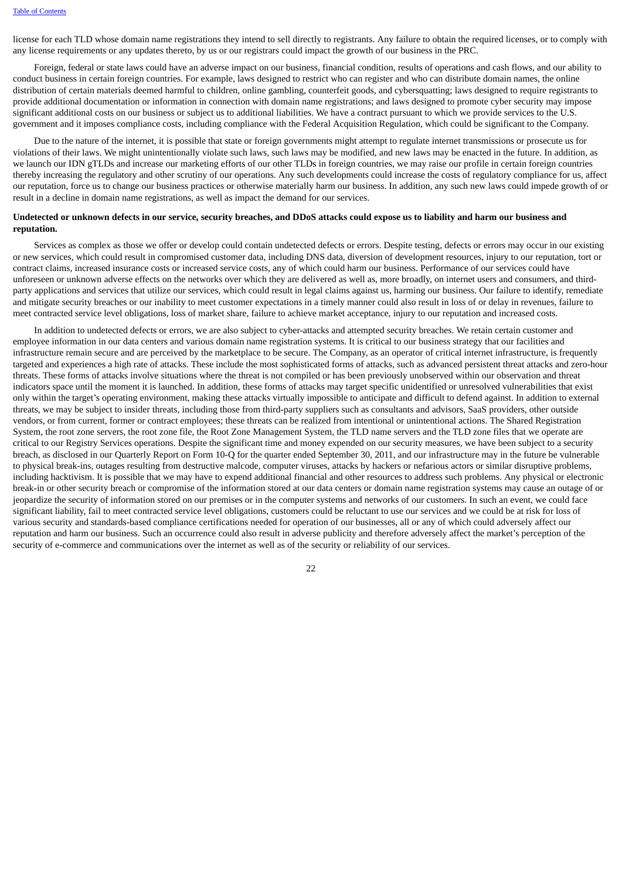license for each TLD whose domain name registrations they intend to sell directly to registrants. Any failure to obtain the required licenses, or to comply with any license requirements or any updates thereto, by us or our registrars could impact the growth of our business in the PRC.

Foreign, federal or state laws could have an adverse impact on our business, financial condition, results of operations and cash flows, and our ability to conduct business in certain foreign countries. For example, laws designed to restrict who can register and who can distribute domain names, the online distribution of certain materials deemed harmful to children, online gambling, counterfeit goods, and cybersquatting; laws designed to require registrants to provide additional documentation or information in connection with domain name registrations; and laws designed to promote cyber security may impose significant additional costs on our business or subject us to additional liabilities. We have a contract pursuant to which we provide services to the U.S. government and it imposes compliance costs, including compliance with the Federal Acquisition Regulation, which could be significant to the Company.

Due to the nature of the internet, it is possible that state or foreign governments might attempt to regulate internet transmissions or prosecute us for violations of their laws. We might unintentionally violate such laws, such laws may be modified, and new laws may be enacted in the future. In addition, as we launch our IDN gTLDs and increase our marketing efforts of our other TLDs in foreign countries, we may raise our profile in certain foreign countries thereby increasing the regulatory and other scrutiny of our operations. Any such developments could increase the costs of regulatory compliance for us, affect our reputation, force us to change our business practices or otherwise materially harm our business. In addition, any such new laws could impede growth of or result in a decline in domain name registrations, as well as impact the demand for our services.

**Undetected or unknown defects in our service, security breaches, and DDoS attacks could expose us to liability and harm our business and reputation.**

Services as complex as those we offer or develop could contain undetected defects or errors. Despite testing, defects or errors may occur in our existing or new services, which could result in compromised customer data, including DNS data, diversion of development resources, injury to our reputation, tort or contract claims, increased insurance costs or increased service costs, any of which could harm our business. Performance of our services could have unforeseen or unknown adverse effects on the networks over which they are delivered as well as, more broadly, on internet users and consumers, and third-party applications and services that utilize our services, which could result in legal claims against us, harming our business. Our failure to identify, remediate and mitigate security breaches or our inability to meet customer expectations in a timely manner could also result in loss of or delay in revenues, failure to meet contracted service level obligations, loss of market share, failure to achieve market acceptance, injury to our reputation and increased costs.

In addition to undetected defects or errors, we are also subject to cyber-attacks and attempted security breaches. We retain certain customer and employee information in our data centers and various domain name registration systems. It is critical to our business strategy that our facilities and infrastructure remain secure and are perceived by the marketplace to be secure. The Company, as an operator of critical internet infrastructure, is frequently targeted and experiences a high rate of attacks. These include the most sophisticated forms of attacks, such as advanced persistent threat attacks and zero-hour threats. These forms of attacks involve situations where the threat is not compiled or has been previously unobserved within our observation and threat indicators space until the moment it is launched. In addition, these forms of attacks may target specific unidentified or unresolved vulnerabilities that exist only within the target's operating environment, making these attacks virtually impossible to anticipate and difficult to defend against. In addition to external threats, we may be subject to insider threats, including those from third-party suppliers such as consultants and advisors, SaaS providers, other outside vendors, or from current, former or contract employees; these threats can be realized from intentional or unintentional actions. The Shared Registration System, the root zone servers, the root zone file, the Root Zone Management System, the TLD name servers and the TLD zone files that we operate are critical to our Registry Services operations. Despite the significant time and money expended on our security measures, we have been subject to a security breach, as disclosed in our Quarterly Report on Form 10-Q for the quarter ended September 30, 2011, and our infrastructure may in the future be vulnerable to physical break-ins, outages resulting from destructive malcode, computer viruses, attacks by hackers or nefarious actors or similar disruptive problems, including hacktivism. It is possible that we may have to expend additional financial and other resources to address such problems. Any physical or electronic break-in or other security breach or compromise of the information stored at our data centers or domain name registration systems may cause an outage of or jeopardize the security of information stored on our premises or in the computer systems and networks of our customers. In such an event, we could face significant liability, fail to meet contracted service level obligations, customers could be reluctant to use our services and we could be at risk for loss of various security and standards-based compliance certifications needed for operation of our businesses, all or any of which could adversely affect our reputation and harm our business. Such an occurrence could also result in adverse publicity and therefore adversely affect the market's perception of the security of e-commerce and communications over the internet as well as of the security or reliability of our services.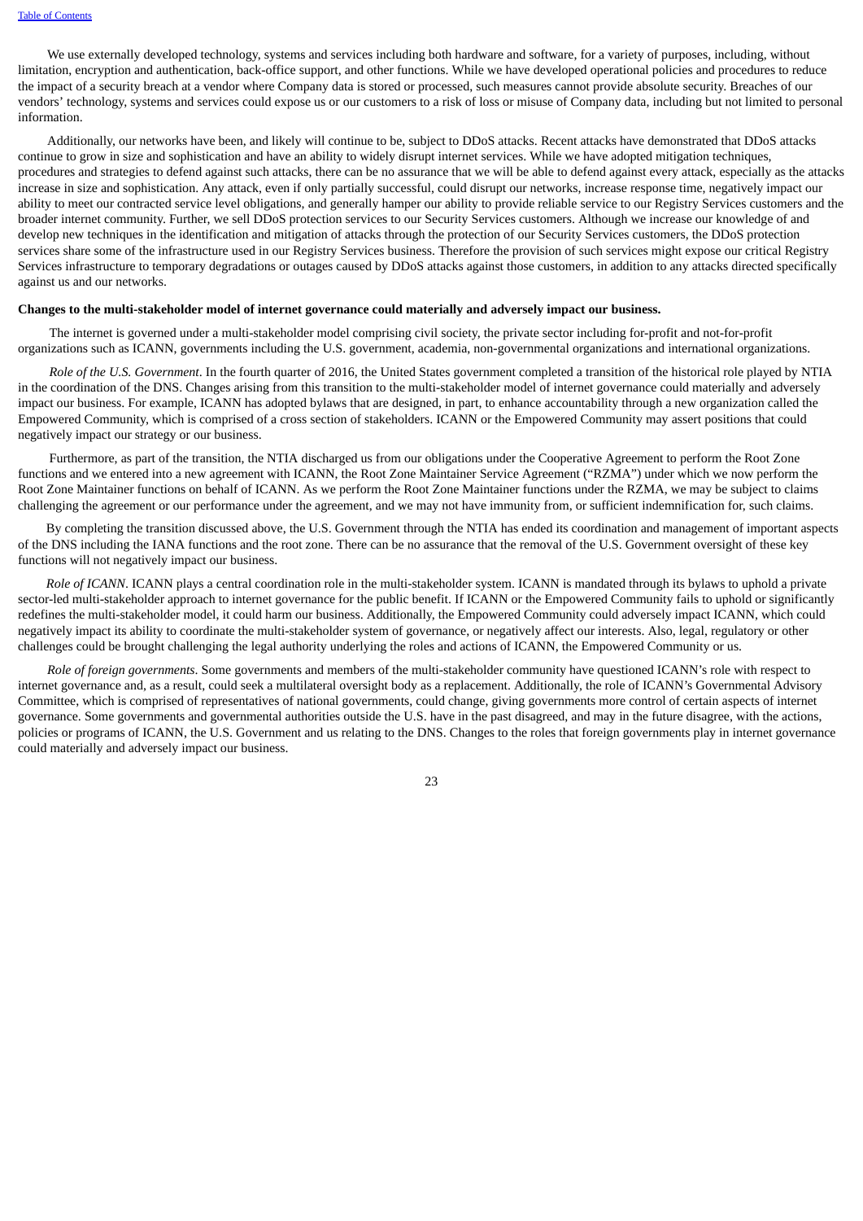We use externally developed technology, systems and services including both hardware and software, for a variety of purposes, including, without limitation, encryption and authentication, back-office support, and other functions. While we have developed operational policies and procedures to reduce the impact of a security breach at a vendor where Company data is stored or processed, such measures cannot provide absolute security. Breaches of our vendors' technology, systems and services could expose us or our customers to a risk of loss or misuse of Company data, including but not limited to personal information.

Additionally, our networks have been, and likely will continue to be, subject to DDoS attacks. Recent attacks have demonstrated that DDoS attacks continue to grow in size and sophistication and have an ability to widely disrupt internet services. While we have adopted mitigation techniques, procedures and strategies to defend against such attacks, there can be no assurance that we will be able to defend against every attack, especially as the attacks increase in size and sophistication. Any attack, even if only partially successful, could disrupt our networks, increase response time, negatively impact our ability to meet our contracted service level obligations, and generally hamper our ability to provide reliable service to our Registry Services customers and the broader internet community. Further, we sell DDoS protection services to our Security Services customers. Although we increase our knowledge of and develop new techniques in the identification and mitigation of attacks through the protection of our Security Services customers, the DDoS protection services share some of the infrastructure used in our Registry Services business. Therefore the provision of such services might expose our critical Registry Services infrastructure to temporary degradations or outages caused by DDoS attacks against those customers, in addition to any attacks directed specifically against us and our networks.

**Changes to the multi-stakeholder model of internet governance could materially and adversely impact our business.**

The internet is governed under a multi-stakeholder model comprising civil society, the private sector including for-profit and not-for-profit organizations such as ICANN, governments including the U.S. government, academia, non-governmental organizations and international organizations.

*Role of the U.S. Government*. In the fourth quarter of 2016, the United States government completed a transition of the historical role played by NTIA in the coordination of the DNS. Changes arising from this transition to the multi-stakeholder model of internet governance could materially and adversely impact our business. For example, ICANN has adopted bylaws that are designed, in part, to enhance accountability through a new organization called the Empowered Community, which is comprised of a cross section of stakeholders. ICANN or the Empowered Community may assert positions that could negatively impact our strategy or our business.

Furthermore, as part of the transition, the NTIA discharged us from our obligations under the Cooperative Agreement to perform the Root Zone functions and we entered into a new agreement with ICANN, the Root Zone Maintainer Service Agreement ("RZMA") under which we now perform the Root Zone Maintainer functions on behalf of ICANN. As we perform the Root Zone Maintainer functions under the RZMA, we may be subject to claims challenging the agreement or our performance under the agreement, and we may not have immunity from, or sufficient indemnification for, such claims.

By completing the transition discussed above, the U.S. Government through the NTIA has ended its coordination and management of important aspects of the DNS including the IANA functions and the root zone. There can be no assurance that the removal of the U.S. Government oversight of these key functions will not negatively impact our business.

*Role of ICANN*. ICANN plays a central coordination role in the multi-stakeholder system. ICANN is mandated through its bylaws to uphold a private sector-led multi-stakeholder approach to internet governance for the public benefit. If ICANN or the Empowered Community fails to uphold or significantly redefines the multi-stakeholder model, it could harm our business. Additionally, the Empowered Community could adversely impact ICANN, which could negatively impact its ability to coordinate the multi-stakeholder system of governance, or negatively affect our interests. Also, legal, regulatory or other challenges could be brought challenging the legal authority underlying the roles and actions of ICANN, the Empowered Community or us.

*Role of foreign governments*. Some governments and members of the multi-stakeholder community have questioned ICANN's role with respect to internet governance and, as a result, could seek a multilateral oversight body as a replacement. Additionally, the role of ICANN's Governmental Advisory Committee, which is comprised of representatives of national governments, could change, giving governments more control of certain aspects of internet governance. Some governments and governmental authorities outside the U.S. have in the past disagreed, and may in the future disagree, with the actions, policies or programs of ICANN, the U.S. Government and us relating to the DNS. Changes to the roles that foreign governments play in internet governance could materially and adversely impact our business.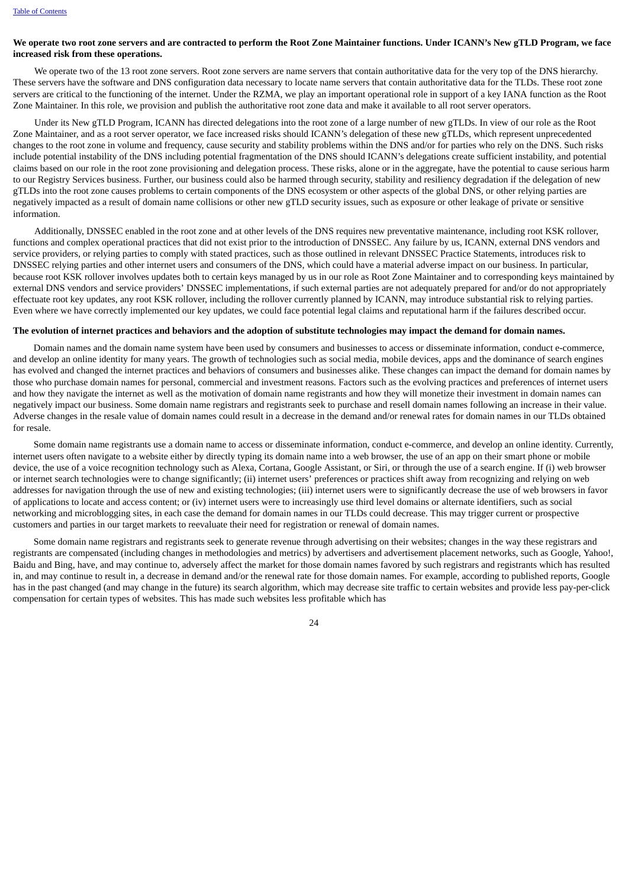**We operate two root zone servers and are contracted to perform the Root Zone Maintainer functions. Under ICANN's New gTLD Program, we face increased risk from these operations.**

We operate two of the 13 root zone servers. Root zone servers are name servers that contain authoritative data for the very top of the DNS hierarchy. These servers have the software and DNS configuration data necessary to locate name servers that contain authoritative data for the TLDs. These root zone servers are critical to the functioning of the internet. Under the RZMA, we play an important operational role in support of a key IANA function as the Root Zone Maintainer. In this role, we provision and publish the authoritative root zone data and make it available to all root server operators.

Under its New gTLD Program, ICANN has directed delegations into the root zone of a large number of new gTLDs. In view of our role as the Root Zone Maintainer, and as a root server operator, we face increased risks should ICANN's delegation of these new gTLDs, which represent unprecedented changes to the root zone in volume and frequency, cause security and stability problems within the DNS and/or for parties who rely on the DNS. Such risks include potential instability of the DNS including potential fragmentation of the DNS should ICANN's delegations create sufficient instability, and potential claims based on our role in the root zone provisioning and delegation process. These risks, alone or in the aggregate, have the potential to cause serious harm to our Registry Services business. Further, our business could also be harmed through security, stability and resiliency degradation if the delegation of new gTLDs into the root zone causes problems to certain components of the DNS ecosystem or other aspects of the global DNS, or other relying parties are negatively impacted as a result of domain name collisions or other new gTLD security issues, such as exposure or other leakage of private or sensitive information.

Additionally, DNSSEC enabled in the root zone and at other levels of the DNS requires new preventative maintenance, including root KSK rollover, functions and complex operational practices that did not exist prior to the introduction of DNSSEC. Any failure by us, ICANN, external DNS vendors and service providers, or relying parties to comply with stated practices, such as those outlined in relevant DNSSEC Practice Statements, introduces risk to DNSSEC relying parties and other internet users and consumers of the DNS, which could have a material adverse impact on our business. In particular, because root KSK rollover involves updates both to certain keys managed by us in our role as Root Zone Maintainer and to corresponding keys maintained by external DNS vendors and service providers' DNSSEC implementations, if such external parties are not adequately prepared for and/or do not appropriately effectuate root key updates, any root KSK rollover, including the rollover currently planned by ICANN, may introduce substantial risk to relying parties. Even where we have correctly implemented our key updates, we could face potential legal claims and reputational harm if the failures described occur.

**The evolution of internet practices and behaviors and the adoption of substitute technologies may impact the demand for domain names.**

Domain names and the domain name system have been used by consumers and businesses to access or disseminate information, conduct e-commerce, and develop an online identity for many years. The growth of technologies such as social media, mobile devices, apps and the dominance of search engines has evolved and changed the internet practices and behaviors of consumers and businesses alike. These changes can impact the demand for domain names by those who purchase domain names for personal, commercial and investment reasons. Factors such as the evolving practices and preferences of internet users and how they navigate the internet as well as the motivation of domain name registrants and how they will monetize their investment in domain names can negatively impact our business. Some domain name registrars and registrants seek to purchase and resell domain names following an increase in their value. Adverse changes in the resale value of domain names could result in a decrease in the demand and/or renewal rates for domain names in our TLDs obtained for resale.

Some domain name registrants use a domain name to access or disseminate information, conduct e-commerce, and develop an online identity. Currently, internet users often navigate to a website either by directly typing its domain name into a web browser, the use of an app on their smart phone or mobile device, the use of a voice recognition technology such as Alexa, Cortana, Google Assistant, or Siri, or through the use of a search engine. If (i) web browser or internet search technologies were to change significantly; (ii) internet users' preferences or practices shift away from recognizing and relying on web addresses for navigation through the use of new and existing technologies; (iii) internet users were to significantly decrease the use of web browsers in favor of applications to locate and access content; or (iv) internet users were to increasingly use third level domains or alternate identifiers, such as social networking and microblogging sites, in each case the demand for domain names in our TLDs could decrease. This may trigger current or prospective customers and parties in our target markets to reevaluate their need for registration or renewal of domain names.

Some domain name registrars and registrants seek to generate revenue through advertising on their websites; changes in the way these registrars and registrants are compensated (including changes in methodologies and metrics) by advertisers and advertisement placement networks, such as Google, Yahoo!, Baidu and Bing, have, and may continue to, adversely affect the market for those domain names favored by such registrars and registrants which has resulted in, and may continue to result in, a decrease in demand and/or the renewal rate for those domain names. For example, according to published reports, Google has in the past changed (and may change in the future) its search algorithm, which may decrease site traffic to certain websites and provide less pay-per-click compensation for certain types of websites. This has made such websites less profitable which has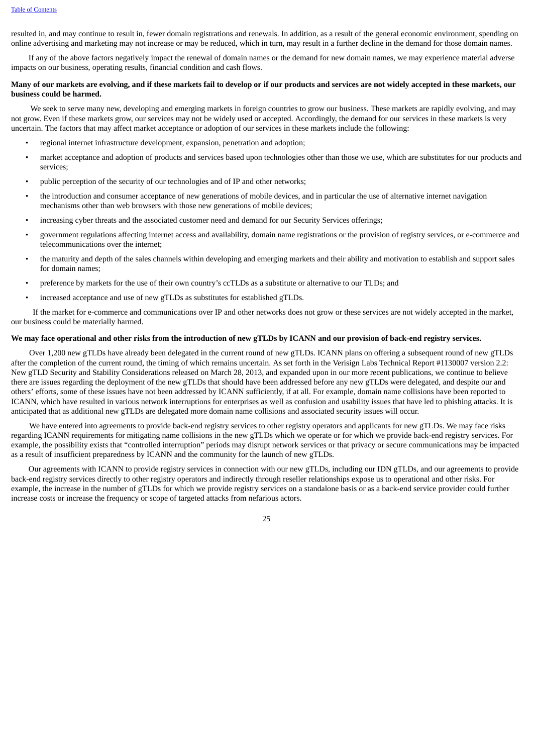resulted in, and may continue to result in, fewer domain registrations and renewals. In addition, as a result of the general economic environment, spending on online advertising and marketing may not increase or may be reduced, which in turn, may result in a further decline in the demand for those domain names.

If any of the above factors negatively impact the renewal of domain names or the demand for new domain names, we may experience material adverse impacts on our business, operating results, financial condition and cash flows.

**Many of our markets are evolving, and if these markets fail to develop or if our products and services are not widely accepted in these markets, our business could be harmed.**

We seek to serve many new, developing and emerging markets in foreign countries to grow our business. These markets are rapidly evolving, and may not grow. Even if these markets grow, our services may not be widely used or accepted. Accordingly, the demand for our services in these markets is very uncertain. The factors that may affect market acceptance or adoption of our services in these markets include the following:

- regional internet infrastructure development, expansion, penetration and adoption;
- market acceptance and adoption of products and services based upon technologies other than those we use, which are substitutes for our products and services;
- public perception of the security of our technologies and of IP and other networks;
- the introduction and consumer acceptance of new generations of mobile devices, and in particular the use of alternative internet navigation mechanisms other than web browsers with those new generations of mobile devices;
- increasing cyber threats and the associated customer need and demand for our Security Services offerings;
- government regulations affecting internet access and availability, domain name registrations or the provision of registry services, or e-commerce and telecommunications over the internet;
- the maturity and depth of the sales channels within developing and emerging markets and their ability and motivation to establish and support sales for domain names;
- preference by markets for the use of their own country's ccTLDs as a substitute or alternative to our TLDs; and
- increased acceptance and use of new gTLDs as substitutes for established gTLDs.

If the market for e-commerce and communications over IP and other networks does not grow or these services are not widely accepted in the market, our business could be materially harmed.

**We may face operational and other risks from the introduction of new gTLDs by ICANN and our provision of back-end registry services.**

Over 1,200 new gTLDs have already been delegated in the current round of new gTLDs. ICANN plans on offering a subsequent round of new gTLDs after the completion of the current round, the timing of which remains uncertain. As set forth in the Verisign Labs Technical Report #1130007 version 2.2: New gTLD Security and Stability Considerations released on March 28, 2013, and expanded upon in our more recent publications, we continue to believe there are issues regarding the deployment of the new gTLDs that should have been addressed before any new gTLDs were delegated, and despite our and others' efforts, some of these issues have not been addressed by ICANN sufficiently, if at all. For example, domain name collisions have been reported to ICANN, which have resulted in various network interruptions for enterprises as well as confusion and usability issues that have led to phishing attacks. It is anticipated that as additional new gTLDs are delegated more domain name collisions and associated security issues will occur.

We have entered into agreements to provide back-end registry services to other registry operators and applicants for new gTLDs. We may face risks regarding ICANN requirements for mitigating name collisions in the new gTLDs which we operate or for which we provide back-end registry services. For example, the possibility exists that "controlled interruption" periods may disrupt network services or that privacy or secure communications may be impacted as a result of insufficient preparedness by ICANN and the community for the launch of new gTLDs.

Our agreements with ICANN to provide registry services in connection with our new gTLDs, including our IDN gTLDs, and our agreements to provide back-end registry services directly to other registry operators and indirectly through reseller relationships expose us to operational and other risks. For example, the increase in the number of gTLDs for which we provide registry services on a standalone basis or as a back-end service provider could further increase costs or increase the frequency or scope of targeted attacks from nefarious actors.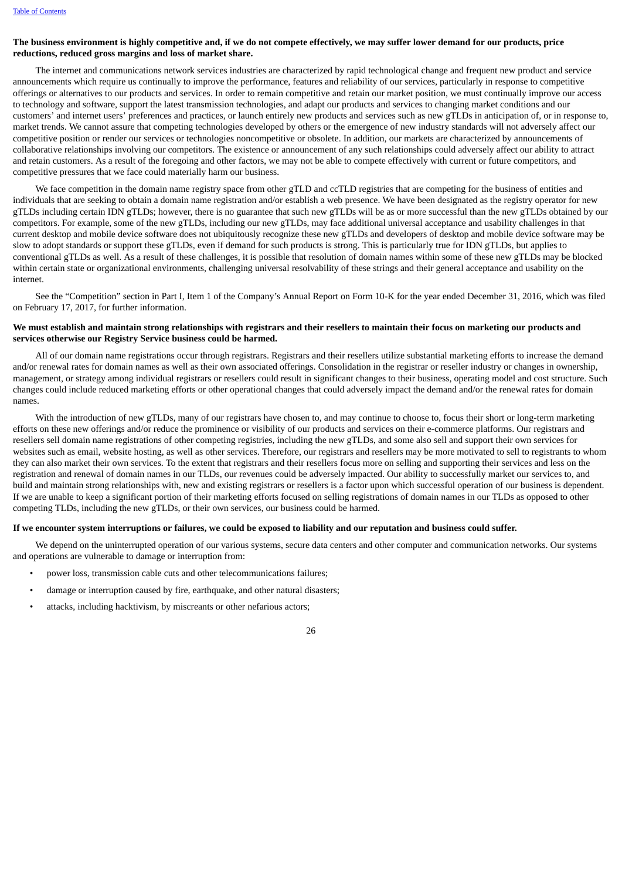**The business environment is highly competitive and, if we do not compete effectively, we may suffer lower demand for our products, price reductions, reduced gross margins and loss of market share.**

The internet and communications network services industries are characterized by rapid technological change and frequent new product and service announcements which require us continually to improve the performance, features and reliability of our services, particularly in response to competitive offerings or alternatives to our products and services. In order to remain competitive and retain our market position, we must continually improve our access to technology and software, support the latest transmission technologies, and adapt our products and services to changing market conditions and our customers' and internet users' preferences and practices, or launch entirely new products and services such as new gTLDs in anticipation of, or in response to, market trends. We cannot assure that competing technologies developed by others or the emergence of new industry standards will not adversely affect our competitive position or render our services or technologies noncompetitive or obsolete. In addition, our markets are characterized by announcements of collaborative relationships involving our competitors. The existence or announcement of any such relationships could adversely affect our ability to attract and retain customers. As a result of the foregoing and other factors, we may not be able to compete effectively with current or future competitors, and competitive pressures that we face could materially harm our business.

We face competition in the domain name registry space from other gTLD and ccTLD registries that are competing for the business of entities and individuals that are seeking to obtain a domain name registration and/or establish a web presence. We have been designated as the registry operator for new gTLDs including certain IDN gTLDs; however, there is no guarantee that such new gTLDs will be as or more successful than the new gTLDs obtained by our competitors. For example, some of the new gTLDs, including our new gTLDs, may face additional universal acceptance and usability challenges in that current desktop and mobile device software does not ubiquitously recognize these new gTLDs and developers of desktop and mobile device software may be slow to adopt standards or support these gTLDs, even if demand for such products is strong. This is particularly true for IDN gTLDs, but applies to conventional gTLDs as well. As a result of these challenges, it is possible that resolution of domain names within some of these new gTLDs may be blocked within certain state or organizational environments, challenging universal resolvability of these strings and their general acceptance and usability on the internet.

See the "Competition" section in Part I, Item 1 of the Company's Annual Report on Form 10-K for the year ended December 31, 2016, which was filed on February 17, 2017, for further information.

**We must establish and maintain strong relationships with registrars and their resellers to maintain their focus on marketing our products and services otherwise our Registry Service business could be harmed.**

All of our domain name registrations occur through registrars. Registrars and their resellers utilize substantial marketing efforts to increase the demand and/or renewal rates for domain names as well as their own associated offerings. Consolidation in the registrar or reseller industry or changes in ownership, management, or strategy among individual registrars or resellers could result in significant changes to their business, operating model and cost structure. Such changes could include reduced marketing efforts or other operational changes that could adversely impact the demand and/or the renewal rates for domain names.

With the introduction of new gTLDs, many of our registrars have chosen to, and may continue to choose to, focus their short or long-term marketing efforts on these new offerings and/or reduce the prominence or visibility of our products and services on their e-commerce platforms. Our registrars and resellers sell domain name registrations of other competing registries, including the new gTLDs, and some also sell and support their own services for websites such as email, website hosting, as well as other services. Therefore, our registrars and resellers may be more motivated to sell to registrants to whom they can also market their own services. To the extent that registrars and their resellers focus more on selling and supporting their services and less on the registration and renewal of domain names in our TLDs, our revenues could be adversely impacted. Our ability to successfully market our services to, and build and maintain strong relationships with, new and existing registrars or resellers is a factor upon which successful operation of our business is dependent. If we are unable to keep a significant portion of their marketing efforts focused on selling registrations of domain names in our TLDs as opposed to other competing TLDs, including the new gTLDs, or their own services, our business could be harmed.

**If we encounter system interruptions or failures, we could be exposed to liability and our reputation and business could suffer.**

We depend on the uninterrupted operation of our various systems, secure data centers and other computer and communication networks. Our systems and operations are vulnerable to damage or interruption from:

- power loss, transmission cable cuts and other telecommunications failures;
- damage or interruption caused by fire, earthquake, and other natural disasters;
- attacks, including hacktivism, by miscreants or other nefarious actors;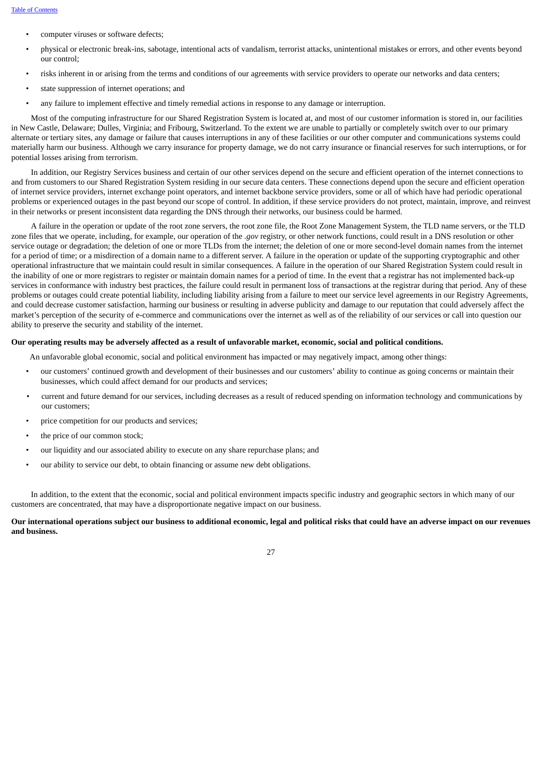- computer viruses or software defects;
- physical or electronic break-ins, sabotage, intentional acts of vandalism, terrorist attacks, unintentional mistakes or errors, and other events beyond our control;
- risks inherent in or arising from the terms and conditions of our agreements with service providers to operate our networks and data centers;
- state suppression of internet operations; and
- any failure to implement effective and timely remedial actions in response to any damage or interruption.

Most of the computing infrastructure for our Shared Registration System is located at, and most of our customer information is stored in, our facilities in New Castle, Delaware; Dulles, Virginia; and Fribourg, Switzerland. To the extent we are unable to partially or completely switch over to our primary alternate or tertiary sites, any damage or failure that causes interruptions in any of these facilities or our other computer and communications systems could materially harm our business. Although we carry insurance for property damage, we do not carry insurance or financial reserves for such interruptions, or for potential losses arising from terrorism.

In addition, our Registry Services business and certain of our other services depend on the secure and efficient operation of the internet connections to and from customers to our Shared Registration System residing in our secure data centers. These connections depend upon the secure and efficient operation of internet service providers, internet exchange point operators, and internet backbone service providers, some or all of which have had periodic operational problems or experienced outages in the past beyond our scope of control. In addition, if these service providers do not protect, maintain, improve, and reinvest in their networks or present inconsistent data regarding the DNS through their networks, our business could be harmed.

A failure in the operation or update of the root zone servers, the root zone file, the Root Zone Management System, the TLD name servers, or the TLD zone files that we operate, including, for example, our operation of the *.gov* registry, or other network functions, could result in a DNS resolution or other service outage or degradation; the deletion of one or more TLDs from the internet; the deletion of one or more second-level domain names from the internet for a period of time; or a misdirection of a domain name to a different server. A failure in the operation or update of the supporting cryptographic and other operational infrastructure that we maintain could result in similar consequences. A failure in the operation of our Shared Registration System could result in the inability of one or more registrars to register or maintain domain names for a period of time. In the event that a registrar has not implemented back-up services in conformance with industry best practices, the failure could result in permanent loss of transactions at the registrar during that period. Any of these problems or outages could create potential liability, including liability arising from a failure to meet our service level agreements in our Registry Agreements, and could decrease customer satisfaction, harming our business or resulting in adverse publicity and damage to our reputation that could adversely affect the market's perception of the security of e-commerce and communications over the internet as well as of the reliability of our services or call into question our ability to preserve the security and stability of the internet.

**Our operating results may be adversely affected as a result of unfavorable market, economic, social and political conditions.**

An unfavorable global economic, social and political environment has impacted or may negatively impact, among other things:

- our customers' continued growth and development of their businesses and our customers' ability to continue as going concerns or maintain their businesses, which could affect demand for our products and services;
- current and future demand for our services, including decreases as a result of reduced spending on information technology and communications by our customers;
- price competition for our products and services;
- the price of our common stock;
- our liquidity and our associated ability to execute on any share repurchase plans; and
- our ability to service our debt, to obtain financing or assume new debt obligations.

In addition, to the extent that the economic, social and political environment impacts specific industry and geographic sectors in which many of our customers are concentrated, that may have a disproportionate negative impact on our business.

**Our international operations subject our business to additional economic, legal and political risks that could have an adverse impact on our revenues and business.**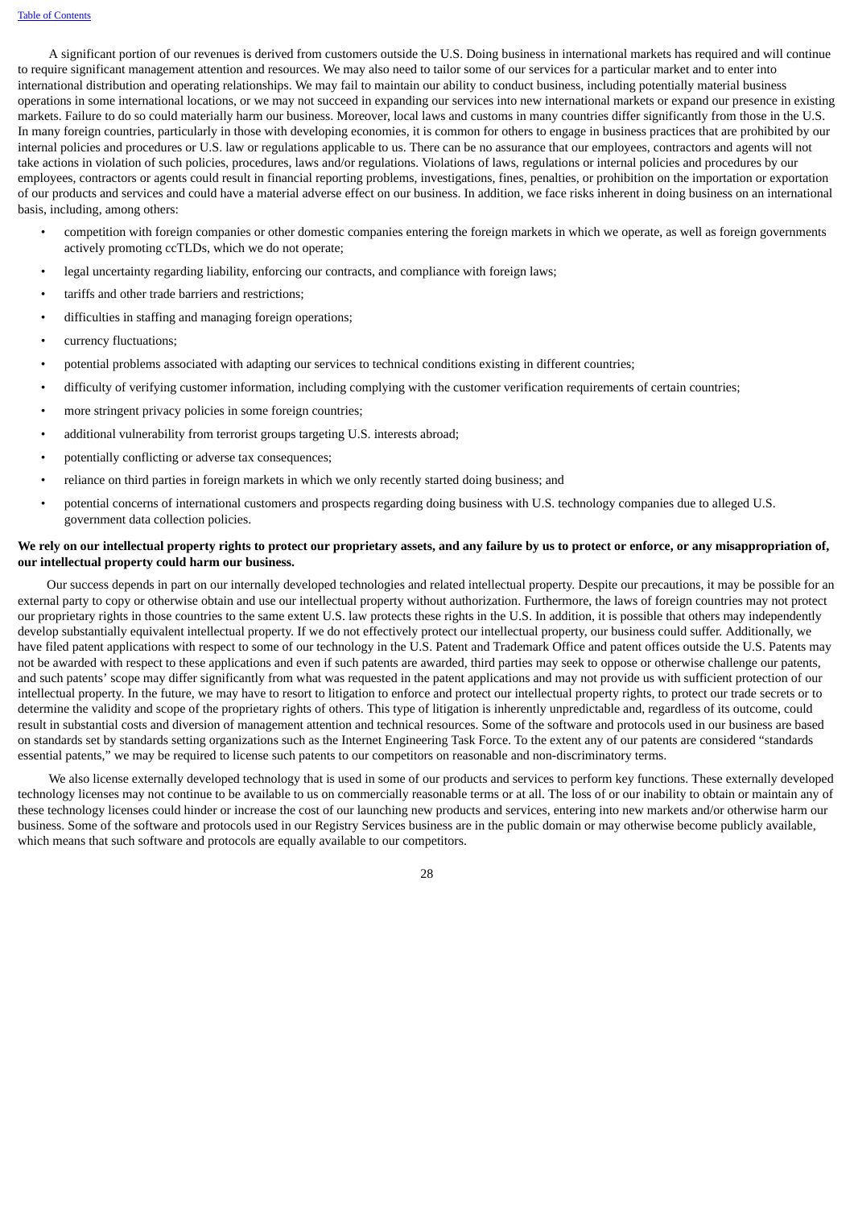A significant portion of our revenues is derived from customers outside the U.S. Doing business in international markets has required and will continue to require significant management attention and resources. We may also need to tailor some of our services for a particular market and to enter into international distribution and operating relationships. We may fail to maintain our ability to conduct business, including potentially material business operations in some international locations, or we may not succeed in expanding our services into new international markets or expand our presence in existing markets. Failure to do so could materially harm our business. Moreover, local laws and customs in many countries differ significantly from those in the U.S. In many foreign countries, particularly in those with developing economies, it is common for others to engage in business practices that are prohibited by our internal policies and procedures or U.S. law or regulations applicable to us. There can be no assurance that our employees, contractors and agents will not take actions in violation of such policies, procedures, laws and/or regulations. Violations of laws, regulations or internal policies and procedures by our employees, contractors or agents could result in financial reporting problems, investigations, fines, penalties, or prohibition on the importation or exportation of our products and services and could have a material adverse effect on our business. In addition, we face risks inherent in doing business on an international basis, including, among others:

- competition with foreign companies or other domestic companies entering the foreign markets in which we operate, as well as foreign governments actively promoting ccTLDs, which we do not operate;
- legal uncertainty regarding liability, enforcing our contracts, and compliance with foreign laws;
- tariffs and other trade barriers and restrictions;
- difficulties in staffing and managing foreign operations;
- currency fluctuations;
- potential problems associated with adapting our services to technical conditions existing in different countries;
- difficulty of verifying customer information, including complying with the customer verification requirements of certain countries;
- more stringent privacy policies in some foreign countries;
- additional vulnerability from terrorist groups targeting U.S. interests abroad;
- potentially conflicting or adverse tax consequences;
- reliance on third parties in foreign markets in which we only recently started doing business; and
- potential concerns of international customers and prospects regarding doing business with U.S. technology companies due to alleged U.S. government data collection policies.

**We rely on our intellectual property rights to protect our proprietary assets, and any failure by us to protect or enforce, or any misappropriation of, our intellectual property could harm our business.**

Our success depends in part on our internally developed technologies and related intellectual property. Despite our precautions, it may be possible for an external party to copy or otherwise obtain and use our intellectual property without authorization. Furthermore, the laws of foreign countries may not protect our proprietary rights in those countries to the same extent U.S. law protects these rights in the U.S. In addition, it is possible that others may independently develop substantially equivalent intellectual property. If we do not effectively protect our intellectual property, our business could suffer. Additionally, we have filed patent applications with respect to some of our technology in the U.S. Patent and Trademark Office and patent offices outside the U.S. Patents may not be awarded with respect to these applications and even if such patents are awarded, third parties may seek to oppose or otherwise challenge our patents, and such patents' scope may differ significantly from what was requested in the patent applications and may not provide us with sufficient protection of our intellectual property. In the future, we may have to resort to litigation to enforce and protect our intellectual property rights, to protect our trade secrets or to determine the validity and scope of the proprietary rights of others. This type of litigation is inherently unpredictable and, regardless of its outcome, could result in substantial costs and diversion of management attention and technical resources. Some of the software and protocols used in our business are based on standards set by standards setting organizations such as the Internet Engineering Task Force. To the extent any of our patents are considered "standards essential patents," we may be required to license such patents to our competitors on reasonable and non-discriminatory terms.

We also license externally developed technology that is used in some of our products and services to perform key functions. These externally developed technology licenses may not continue to be available to us on commercially reasonable terms or at all. The loss of or our inability to obtain or maintain any of these technology licenses could hinder or increase the cost of our launching new products and services, entering into new markets and/or otherwise harm our business. Some of the software and protocols used in our Registry Services business are in the public domain or may otherwise become publicly available, which means that such software and protocols are equally available to our competitors.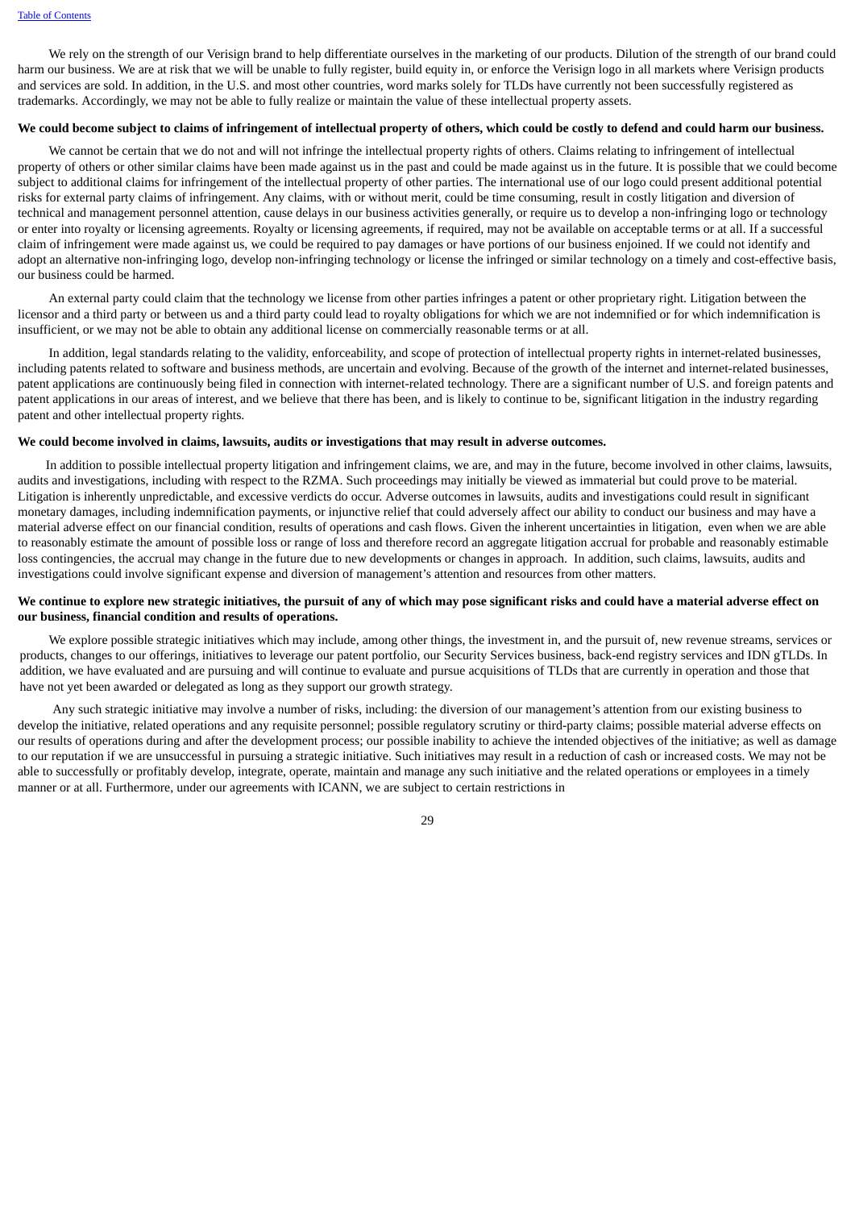We rely on the strength of our Verisign brand to help differentiate ourselves in the marketing of our products. Dilution of the strength of our brand could harm our business. We are at risk that we will be unable to fully register, build equity in, or enforce the Verisign logo in all markets where Verisign products and services are sold. In addition, in the U.S. and most other countries, word marks solely for TLDs have currently not been successfully registered as trademarks. Accordingly, we may not be able to fully realize or maintain the value of these intellectual property assets.

**We could become subject to claims of infringement of intellectual property of others, which could be costly to defend and could harm our business.**

We cannot be certain that we do not and will not infringe the intellectual property rights of others. Claims relating to infringement of intellectual property of others or other similar claims have been made against us in the past and could be made against us in the future. It is possible that we could become subject to additional claims for infringement of the intellectual property of other parties. The international use of our logo could present additional potential risks for external party claims of infringement. Any claims, with or without merit, could be time consuming, result in costly litigation and diversion of technical and management personnel attention, cause delays in our business activities generally, or require us to develop a non-infringing logo or technology or enter into royalty or licensing agreements. Royalty or licensing agreements, if required, may not be available on acceptable terms or at all. If a successful claim of infringement were made against us, we could be required to pay damages or have portions of our business enjoined. If we could not identify and adopt an alternative non-infringing logo, develop non-infringing technology or license the infringed or similar technology on a timely and cost-effective basis, our business could be harmed.

An external party could claim that the technology we license from other parties infringes a patent or other proprietary right. Litigation between the licensor and a third party or between us and a third party could lead to royalty obligations for which we are not indemnified or for which indemnification is insufficient, or we may not be able to obtain any additional license on commercially reasonable terms or at all.

In addition, legal standards relating to the validity, enforceability, and scope of protection of intellectual property rights in internet-related businesses, including patents related to software and business methods, are uncertain and evolving. Because of the growth of the internet and internet-related businesses, patent applications are continuously being filed in connection with internet-related technology. There are a significant number of U.S. and foreign patents and patent applications in our areas of interest, and we believe that there has been, and is likely to continue to be, significant litigation in the industry regarding patent and other intellectual property rights.

**We could become involved in claims, lawsuits, audits or investigations that may result in adverse outcomes.**

In addition to possible intellectual property litigation and infringement claims, we are, and may in the future, become involved in other claims, lawsuits, audits and investigations, including with respect to the RZMA. Such proceedings may initially be viewed as immaterial but could prove to be material. Litigation is inherently unpredictable, and excessive verdicts do occur. Adverse outcomes in lawsuits, audits and investigations could result in significant monetary damages, including indemnification payments, or injunctive relief that could adversely affect our ability to conduct our business and may have a material adverse effect on our financial condition, results of operations and cash flows. Given the inherent uncertainties in litigation, even when we are able to reasonably estimate the amount of possible loss or range of loss and therefore record an aggregate litigation accrual for probable and reasonably estimable loss contingencies, the accrual may change in the future due to new developments or changes in approach. In addition, such claims, lawsuits, audits and investigations could involve significant expense and diversion of management's attention and resources from other matters.

**We continue to explore new strategic initiatives, the pursuit of any of which may pose significant risks and could have a material adverse effect on our business, financial condition and results of operations.**

We explore possible strategic initiatives which may include, among other things, the investment in, and the pursuit of, new revenue streams, services or products, changes to our offerings, initiatives to leverage our patent portfolio, our Security Services business, back-end registry services and IDN gTLDs. In addition, we have evaluated and are pursuing and will continue to evaluate and pursue acquisitions of TLDs that are currently in operation and those that have not yet been awarded or delegated as long as they support our growth strategy.

Any such strategic initiative may involve a number of risks, including: the diversion of our management's attention from our existing business to develop the initiative, related operations and any requisite personnel; possible regulatory scrutiny or third-party claims; possible material adverse effects on our results of operations during and after the development process; our possible inability to achieve the intended objectives of the initiative; as well as damage to our reputation if we are unsuccessful in pursuing a strategic initiative. Such initiatives may result in a reduction of cash or increased costs. We may not be able to successfully or profitably develop, integrate, operate, maintain and manage any such initiative and the related operations or employees in a timely manner or at all. Furthermore, under our agreements with ICANN, we are subject to certain restrictions in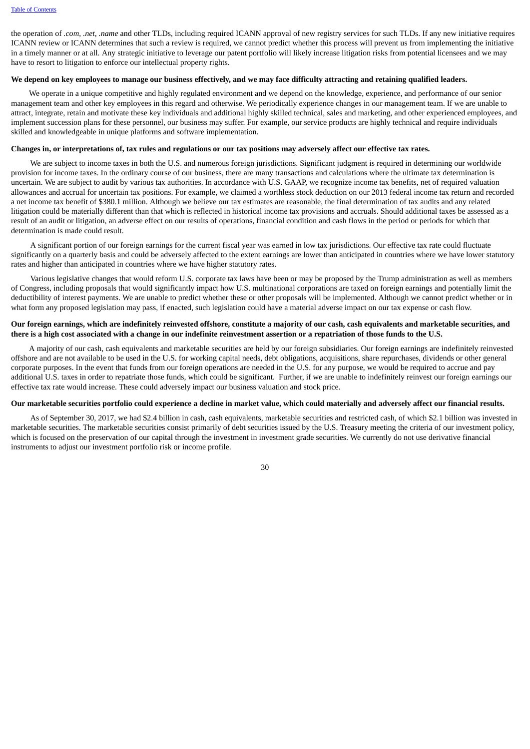the operation of *.com*, *.net*, *.name* and other TLDs, including required ICANN approval of new registry services for such TLDs. If any new initiative requires ICANN review or ICANN determines that such a review is required, we cannot predict whether this process will prevent us from implementing the initiative in a timely manner or at all. Any strategic initiative to leverage our patent portfolio will likely increase litigation risks from potential licensees and we may have to resort to litigation to enforce our intellectual property rights.

**We depend on key employees to manage our business effectively, and we may face difficulty attracting and retaining qualified leaders.**

We operate in a unique competitive and highly regulated environment and we depend on the knowledge, experience, and performance of our senior management team and other key employees in this regard and otherwise. We periodically experience changes in our management team. If we are unable to attract, integrate, retain and motivate these key individuals and additional highly skilled technical, sales and marketing, and other experienced employees, and implement succession plans for these personnel, our business may suffer. For example, our service products are highly technical and require individuals skilled and knowledgeable in unique platforms and software implementation.

**Changes in, or interpretations of, tax rules and regulations or our tax positions may adversely affect our effective tax rates.**

We are subject to income taxes in both the U.S. and numerous foreign jurisdictions. Significant judgment is required in determining our worldwide provision for income taxes. In the ordinary course of our business, there are many transactions and calculations where the ultimate tax determination is uncertain. We are subject to audit by various tax authorities. In accordance with U.S. GAAP, we recognize income tax benefits, net of required valuation allowances and accrual for uncertain tax positions. For example, we claimed a worthless stock deduction on our 2013 federal income tax return and recorded a net income tax benefit of $380.1 million. Although we believe our tax estimates are reasonable, the final determination of tax audits and any related litigation could be materially different than that which is reflected in historical income tax provisions and accruals. Should additional taxes be assessed as a result of an audit or litigation, an adverse effect on our results of operations, financial condition and cash flows in the period or periods for which that determination is made could result.

A significant portion of our foreign earnings for the current fiscal year was earned in low tax jurisdictions. Our effective tax rate could fluctuate significantly on a quarterly basis and could be adversely affected to the extent earnings are lower than anticipated in countries where we have lower statutory rates and higher than anticipated in countries where we have higher statutory rates.

Various legislative changes that would reform U.S. corporate tax laws have been or may be proposed by the Trump administration as well as members of Congress, including proposals that would significantly impact how U.S. multinational corporations are taxed on foreign earnings and potentially limit the deductibility of interest payments. We are unable to predict whether these or other proposals will be implemented. Although we cannot predict whether or in what form any proposed legislation may pass, if enacted, such legislation could have a material adverse impact on our tax expense or cash flow.

**Our foreign earnings, which are indefinitely reinvested offshore, constitute a majority of our cash, cash equivalents and marketable securities, and there is a high cost associated with a change in our indefinite reinvestment assertion or a repatriation of those funds to the U.S.**

A majority of our cash, cash equivalents and marketable securities are held by our foreign subsidiaries. Our foreign earnings are indefinitely reinvested offshore and are not available to be used in the U.S. for working capital needs, debt obligations, acquisitions, share repurchases, dividends or other general corporate purposes. In the event that funds from our foreign operations are needed in the U.S. for any purpose, we would be required to accrue and pay additional U.S. taxes in order to repatriate those funds, which could be significant. Further, if we are unable to indefinitely reinvest our foreign earnings our effective tax rate would increase. These could adversely impact our business valuation and stock price.

**Our marketable securities portfolio could experience a decline in market value, which could materially and adversely affect our financial results.**

As of September 30, 2017, we had $2.4 billion in cash, cash equivalents, marketable securities and restricted cash, of which $2.1 billion was invested in marketable securities. The marketable securities consist primarily of debt securities issued by the U.S. Treasury meeting the criteria of our investment policy, which is focused on the preservation of our capital through the investment in investment grade securities. We currently do not use derivative financial instruments to adjust our investment portfolio risk or income profile.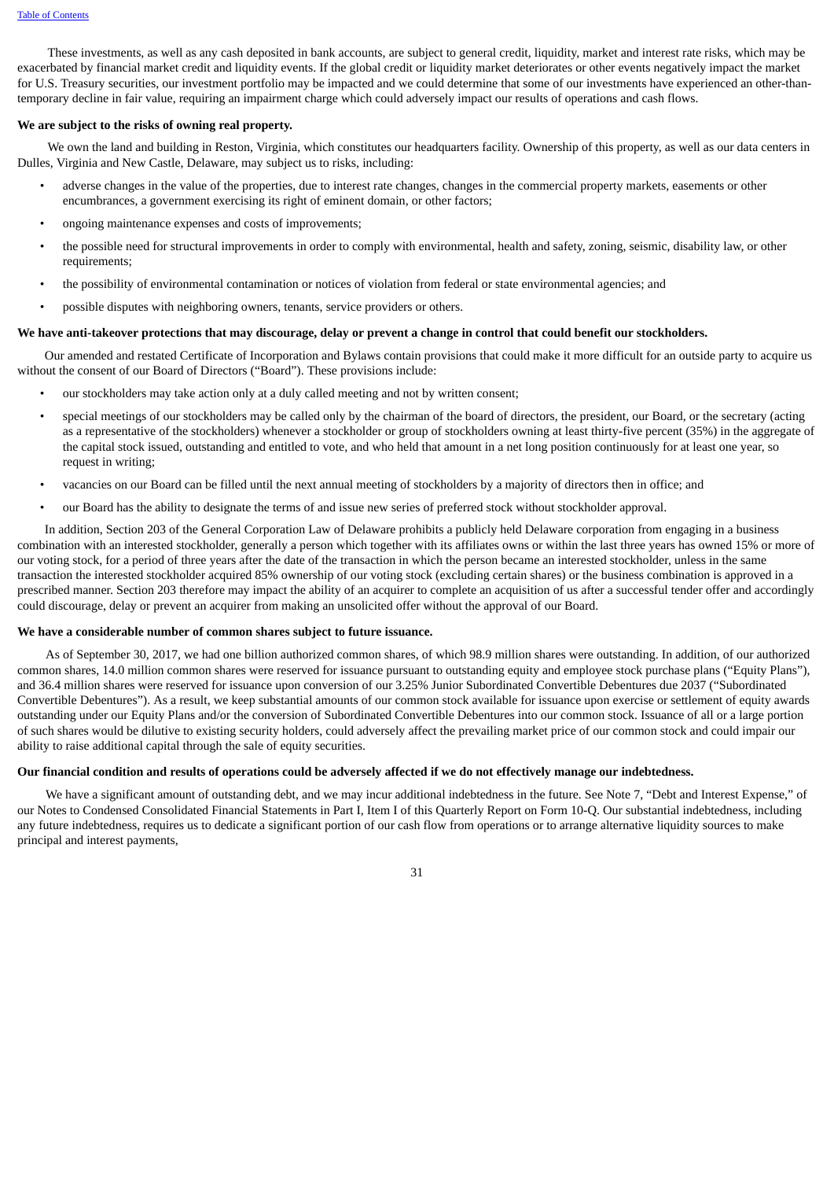These investments, as well as any cash deposited in bank accounts, are subject to general credit, liquidity, market and interest rate risks, which may be exacerbated by financial market credit and liquidity events. If the global credit or liquidity market deteriorates or other events negatively impact the market for U.S. Treasury securities, our investment portfolio may be impacted and we could determine that some of our investments have experienced an other-than-temporary decline in fair value, requiring an impairment charge which could adversely impact our results of operations and cash flows.

**We are subject to the risks of owning real property.**

We own the land and building in Reston, Virginia, which constitutes our headquarters facility. Ownership of this property, as well as our data centers in Dulles, Virginia and New Castle, Delaware, may subject us to risks, including:

- adverse changes in the value of the properties, due to interest rate changes, changes in the commercial property markets, easements or other encumbrances, a government exercising its right of eminent domain, or other factors;
- ongoing maintenance expenses and costs of improvements;
- the possible need for structural improvements in order to comply with environmental, health and safety, zoning, seismic, disability law, or other requirements;
- the possibility of environmental contamination or notices of violation from federal or state environmental agencies; and
- possible disputes with neighboring owners, tenants, service providers or others.

**We have anti-takeover protections that may discourage, delay or prevent a change in control that could benefit our stockholders.**

Our amended and restated Certificate of Incorporation and Bylaws contain provisions that could make it more difficult for an outside party to acquire us without the consent of our Board of Directors ("Board"). These provisions include:

- our stockholders may take action only at a duly called meeting and not by written consent;
- special meetings of our stockholders may be called only by the chairman of the board of directors, the president, our Board, or the secretary (acting as a representative of the stockholders) whenever a stockholder or group of stockholders owning at least thirty-five percent (35%) in the aggregate of the capital stock issued, outstanding and entitled to vote, and who held that amount in a net long position continuously for at least one year, so request in writing;
- vacancies on our Board can be filled until the next annual meeting of stockholders by a majority of directors then in office; and
- our Board has the ability to designate the terms of and issue new series of preferred stock without stockholder approval.

In addition, Section 203 of the General Corporation Law of Delaware prohibits a publicly held Delaware corporation from engaging in a business combination with an interested stockholder, generally a person which together with its affiliates owns or within the last three years has owned 15% or more of our voting stock, for a period of three years after the date of the transaction in which the person became an interested stockholder, unless in the same transaction the interested stockholder acquired 85% ownership of our voting stock (excluding certain shares) or the business combination is approved in a prescribed manner. Section 203 therefore may impact the ability of an acquirer to complete an acquisition of us after a successful tender offer and accordingly could discourage, delay or prevent an acquirer from making an unsolicited offer without the approval of our Board.

**We have a considerable number of common shares subject to future issuance.**

As of September 30, 2017, we had one billion authorized common shares, of which 98.9 million shares were outstanding. In addition, of our authorized common shares, 14.0 million common shares were reserved for issuance pursuant to outstanding equity and employee stock purchase plans ("Equity Plans"), and 36.4 million shares were reserved for issuance upon conversion of our 3.25% Junior Subordinated Convertible Debentures due 2037 ("Subordinated Convertible Debentures"). As a result, we keep substantial amounts of our common stock available for issuance upon exercise or settlement of equity awards outstanding under our Equity Plans and/or the conversion of Subordinated Convertible Debentures into our common stock. Issuance of all or a large portion of such shares would be dilutive to existing security holders, could adversely affect the prevailing market price of our common stock and could impair our ability to raise additional capital through the sale of equity securities.

**Our financial condition and results of operations could be adversely affected if we do not effectively manage our indebtedness.**

We have a significant amount of outstanding debt, and we may incur additional indebtedness in the future. See Note 7, "Debt and Interest Expense," of our Notes to Condensed Consolidated Financial Statements in Part I, Item I of this Quarterly Report on Form 10-Q. Our substantial indebtedness, including any future indebtedness, requires us to dedicate a significant portion of our cash flow from operations or to arrange alternative liquidity sources to make principal and interest payments,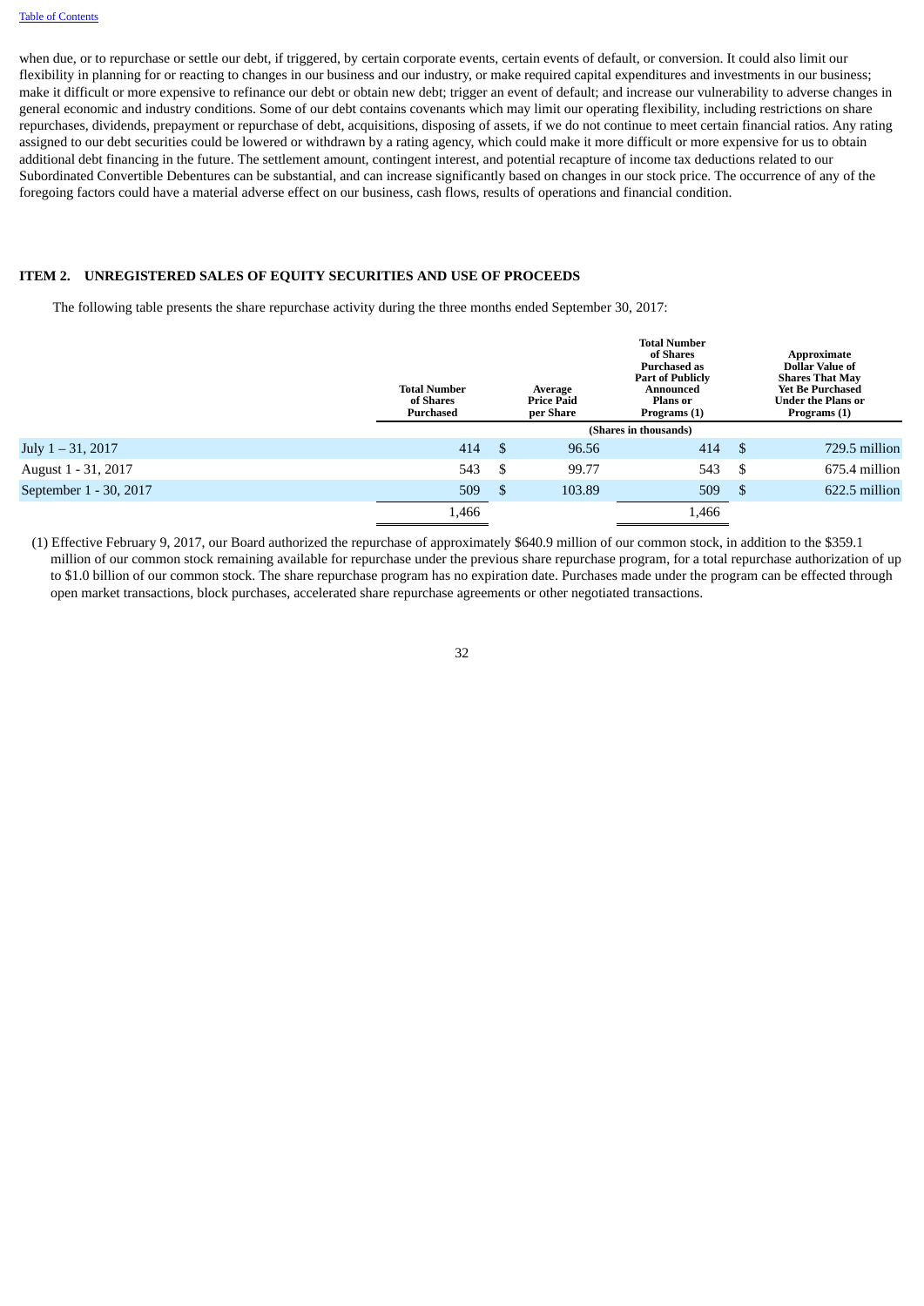when due, or to repurchase or settle our debt, if triggered, by certain corporate events, certain events of default, or conversion. It could also limit our flexibility in planning for or reacting to changes in our business and our industry, or make required capital expenditures and investments in our business; make it difficult or more expensive to refinance our debt or obtain new debt; trigger an event of default; and increase our vulnerability to adverse changes in general economic and industry conditions. Some of our debt contains covenants which may limit our operating flexibility, including restrictions on share repurchases, dividends, prepayment or repurchase of debt, acquisitions, disposing of assets, if we do not continue to meet certain financial ratios. Any rating assigned to our debt securities could be lowered or withdrawn by a rating agency, which could make it more difficult or more expensive for us to obtain additional debt financing in the future. The settlement amount, contingent interest, and potential recapture of income tax deductions related to our Subordinated Convertible Debentures can be substantial, and can increase significantly based on changes in our stock price. The occurrence of any of the foregoing factors could have a material adverse effect on our business, cash flows, results of operations and financial condition.

## ITEM 2. UNREGISTERED SALES OF EQUITY SECURITIES AND USE OF PROCEEDS

The following table presents the share repurchase activity during the three months ended September 30, 2017:

| | Total Number of Shares Purchased | Average Price Paid per Share | Total Number of Shares Purchased as Part of Publicly Announced Plans or Programs (1) | Approximate Dollar Value of Shares That May Yet Be Purchased Under the Plans or Programs (1) |
|---|---|---|---|---|
| | (Shares in thousands) | | | |
| July 1 – 31, 2017 | 414 | $ 96.56 | 414 | $ 729.5 million |
| August 1 - 31, 2017 | 543 | $ 99.77 | 543 | $ 675.4 million |
| September 1 - 30, 2017 | 509 | $ 103.89 | 509 | $ 622.5 million |
| | 1,466 | | 1,466 | |

(1) Effective February 9, 2017, our Board authorized the repurchase of approximately $640.9 million of our common stock, in addition to the $359.1 million of our common stock remaining available for repurchase under the previous share repurchase program, for a total repurchase authorization of up to $1.0 billion of our common stock. The share repurchase program has no expiration date. Purchases made under the program can be effected through open market transactions, block purchases, accelerated share repurchase agreements or other negotiated transactions.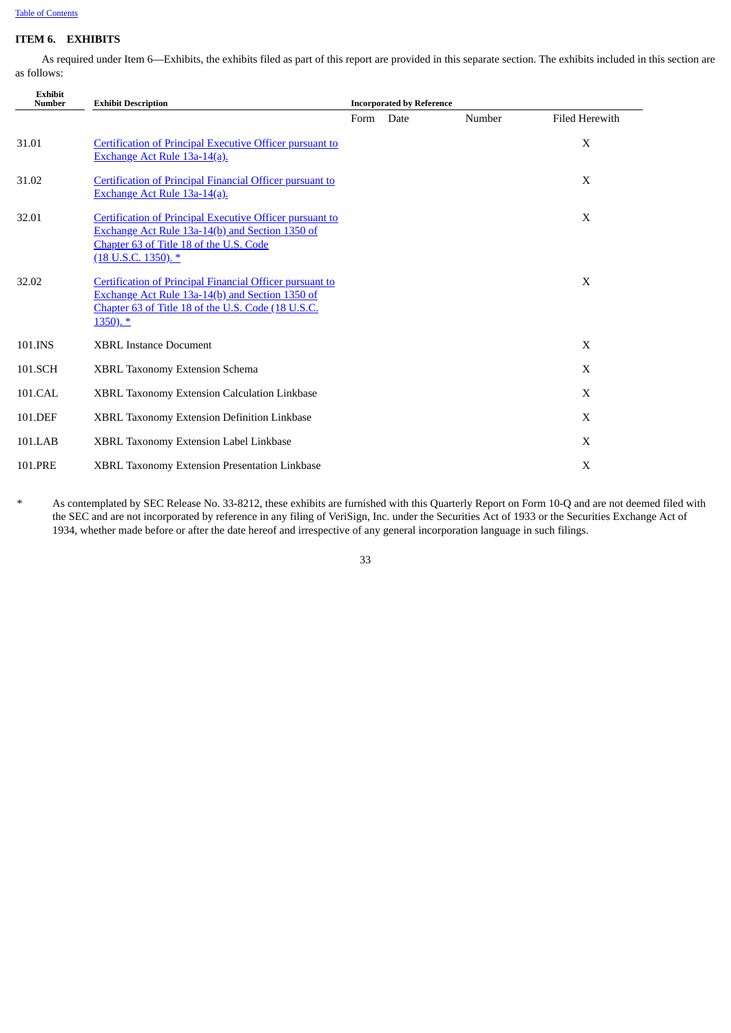## ITEM 6. EXHIBITS

As required under Item 6—Exhibits, the exhibits filed as part of this report are provided in this separate section. The exhibits included in this section are as follows:

| Exhibit Number | Exhibit Description | Incorporated by Reference | | | |
|---|---|---|---|---|---|
| | | Form | Date | Number | Filed Herewith |
| 31.01 | Certification of Principal Executive Officer pursuant to Exchange Act Rule 13a-14(a). | | | | X |
| 31.02 | Certification of Principal Financial Officer pursuant to Exchange Act Rule 13a-14(a). | | | | X |
| 32.01 | Certification of Principal Executive Officer pursuant to Exchange Act Rule 13a-14(b) and Section 1350 of Chapter 63 of Title 18 of the U.S. Code (18 U.S.C. 1350). * | | | | X |
| 32.02 | Certification of Principal Financial Officer pursuant to Exchange Act Rule 13a-14(b) and Section 1350 of Chapter 63 of Title 18 of the U.S. Code (18 U.S.C. 1350). * | | | | X |
| 101.INS | XBRL Instance Document | | | | X |
| 101.SCH | XBRL Taxonomy Extension Schema | | | | X |
| 101.CAL | XBRL Taxonomy Extension Calculation Linkbase | | | | X |
| 101.DEF | XBRL Taxonomy Extension Definition Linkbase | | | | X |
| 101.LAB | XBRL Taxonomy Extension Label Linkbase | | | | X |
| 101.PRE | XBRL Taxonomy Extension Presentation Linkbase | | | | X |

\* As contemplated by SEC Release No. 33-8212, these exhibits are furnished with this Quarterly Report on Form 10-Q and are not deemed filed with the SEC and are not incorporated by reference in any filing of VeriSign, Inc. under the Securities Act of 1933 or the Securities Exchange Act of 1934, whether made before or after the date hereof and irrespective of any general incorporation language in such filings.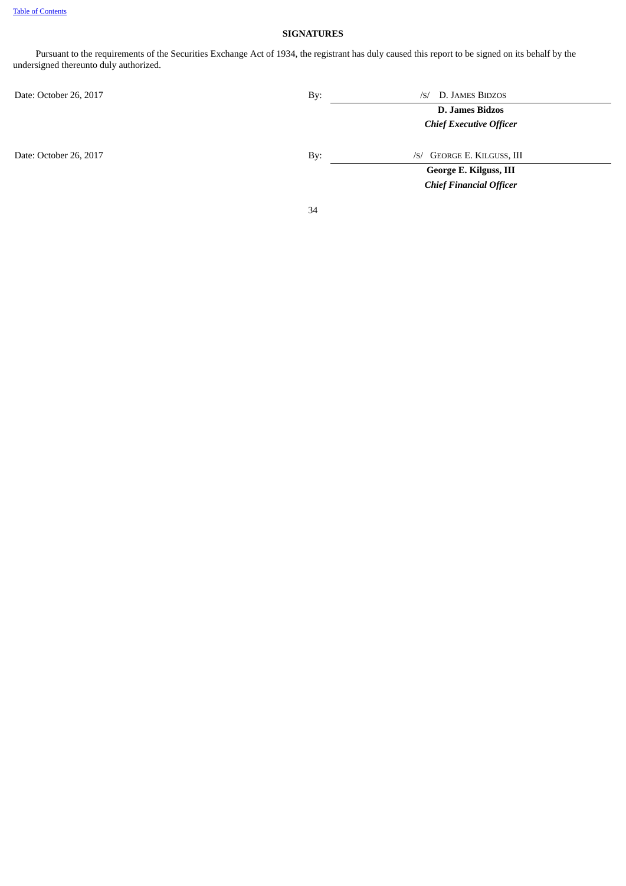## SIGNATURES

Pursuant to the requirements of the Securities Exchange Act of 1934, the registrant has duly caused this report to be signed on its behalf by the undersigned thereunto duly authorized.

| | | |
|---|---|---|
| Date: October 26, 2017 | By: | /S/ D. JAMES BIDZOS |
| | | **D. James Bidzos** |
| | | ***Chief Executive Officer*** |
| Date: October 26, 2017 | By: | /S/ GEORGE E. KILGUSS, III |
| | | **George E. Kilguss, III** |
| | | ***Chief Financial Officer*** |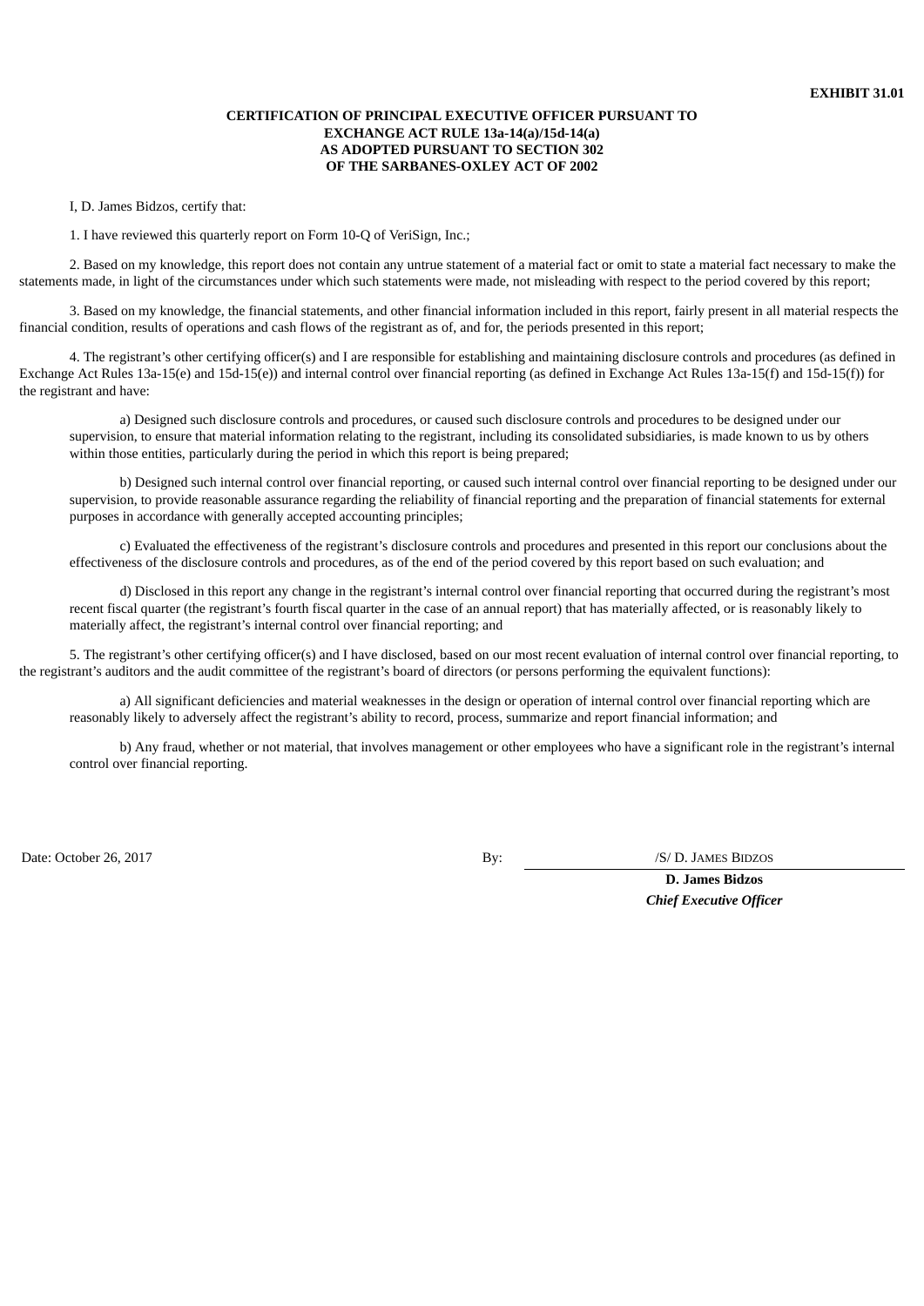**EXHIBIT 31.01**

**CERTIFICATION OF PRINCIPAL EXECUTIVE OFFICER PURSUANT TO EXCHANGE ACT RULE 13a-14(a)/15d-14(a) AS ADOPTED PURSUANT TO SECTION 302 OF THE SARBANES-OXLEY ACT OF 2002**

I, D. James Bidzos, certify that:

1. I have reviewed this quarterly report on Form 10-Q of VeriSign, Inc.;

2. Based on my knowledge, this report does not contain any untrue statement of a material fact or omit to state a material fact necessary to make the statements made, in light of the circumstances under which such statements were made, not misleading with respect to the period covered by this report;

3. Based on my knowledge, the financial statements, and other financial information included in this report, fairly present in all material respects the financial condition, results of operations and cash flows of the registrant as of, and for, the periods presented in this report;

4. The registrant's other certifying officer(s) and I are responsible for establishing and maintaining disclosure controls and procedures (as defined in Exchange Act Rules 13a-15(e) and 15d-15(e)) and internal control over financial reporting (as defined in Exchange Act Rules 13a-15(f) and 15d-15(f)) for the registrant and have:

a) Designed such disclosure controls and procedures, or caused such disclosure controls and procedures to be designed under our supervision, to ensure that material information relating to the registrant, including its consolidated subsidiaries, is made known to us by others within those entities, particularly during the period in which this report is being prepared;

b) Designed such internal control over financial reporting, or caused such internal control over financial reporting to be designed under our supervision, to provide reasonable assurance regarding the reliability of financial reporting and the preparation of financial statements for external purposes in accordance with generally accepted accounting principles;

c) Evaluated the effectiveness of the registrant's disclosure controls and procedures and presented in this report our conclusions about the effectiveness of the disclosure controls and procedures, as of the end of the period covered by this report based on such evaluation; and

d) Disclosed in this report any change in the registrant's internal control over financial reporting that occurred during the registrant's most recent fiscal quarter (the registrant's fourth fiscal quarter in the case of an annual report) that has materially affected, or is reasonably likely to materially affect, the registrant's internal control over financial reporting; and

5. The registrant's other certifying officer(s) and I have disclosed, based on our most recent evaluation of internal control over financial reporting, to the registrant's auditors and the audit committee of the registrant's board of directors (or persons performing the equivalent functions):

a) All significant deficiencies and material weaknesses in the design or operation of internal control over financial reporting which are reasonably likely to adversely affect the registrant's ability to record, process, summarize and report financial information; and

b) Any fraud, whether or not material, that involves management or other employees who have a significant role in the registrant's internal control over financial reporting.

Date: October 26, 2017

By: /S/ D. JAMES BIDZOS

**D. James Bidzos**
***Chief Executive Officer***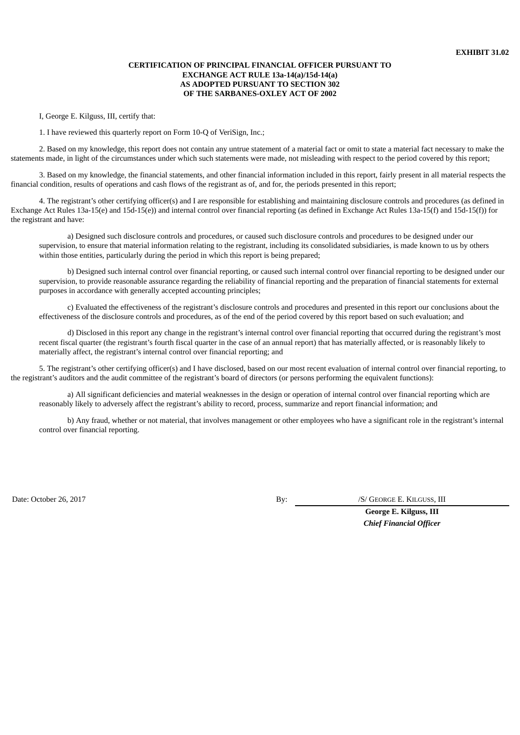**EXHIBIT 31.02**

**CERTIFICATION OF PRINCIPAL FINANCIAL OFFICER PURSUANT TO EXCHANGE ACT RULE 13a-14(a)/15d-14(a) AS ADOPTED PURSUANT TO SECTION 302 OF THE SARBANES-OXLEY ACT OF 2002**

I, George E. Kilguss, III, certify that:

1. I have reviewed this quarterly report on Form 10-Q of VeriSign, Inc.;

2. Based on my knowledge, this report does not contain any untrue statement of a material fact or omit to state a material fact necessary to make the statements made, in light of the circumstances under which such statements were made, not misleading with respect to the period covered by this report;

3. Based on my knowledge, the financial statements, and other financial information included in this report, fairly present in all material respects the financial condition, results of operations and cash flows of the registrant as of, and for, the periods presented in this report;

4. The registrant's other certifying officer(s) and I are responsible for establishing and maintaining disclosure controls and procedures (as defined in Exchange Act Rules 13a-15(e) and 15d-15(e)) and internal control over financial reporting (as defined in Exchange Act Rules 13a-15(f) and 15d-15(f)) for the registrant and have:

a) Designed such disclosure controls and procedures, or caused such disclosure controls and procedures to be designed under our supervision, to ensure that material information relating to the registrant, including its consolidated subsidiaries, is made known to us by others within those entities, particularly during the period in which this report is being prepared;

b) Designed such internal control over financial reporting, or caused such internal control over financial reporting to be designed under our supervision, to provide reasonable assurance regarding the reliability of financial reporting and the preparation of financial statements for external purposes in accordance with generally accepted accounting principles;

c) Evaluated the effectiveness of the registrant's disclosure controls and procedures and presented in this report our conclusions about the effectiveness of the disclosure controls and procedures, as of the end of the period covered by this report based on such evaluation; and

d) Disclosed in this report any change in the registrant's internal control over financial reporting that occurred during the registrant's most recent fiscal quarter (the registrant's fourth fiscal quarter in the case of an annual report) that has materially affected, or is reasonably likely to materially affect, the registrant's internal control over financial reporting; and

5. The registrant's other certifying officer(s) and I have disclosed, based on our most recent evaluation of internal control over financial reporting, to the registrant's auditors and the audit committee of the registrant's board of directors (or persons performing the equivalent functions):

a) All significant deficiencies and material weaknesses in the design or operation of internal control over financial reporting which are reasonably likely to adversely affect the registrant's ability to record, process, summarize and report financial information; and

b) Any fraud, whether or not material, that involves management or other employees who have a significant role in the registrant's internal control over financial reporting.

Date: October 26, 2017

By: /S/ GEORGE E. KILGUSS, III

**George E. Kilguss, III**
***Chief Financial Officer***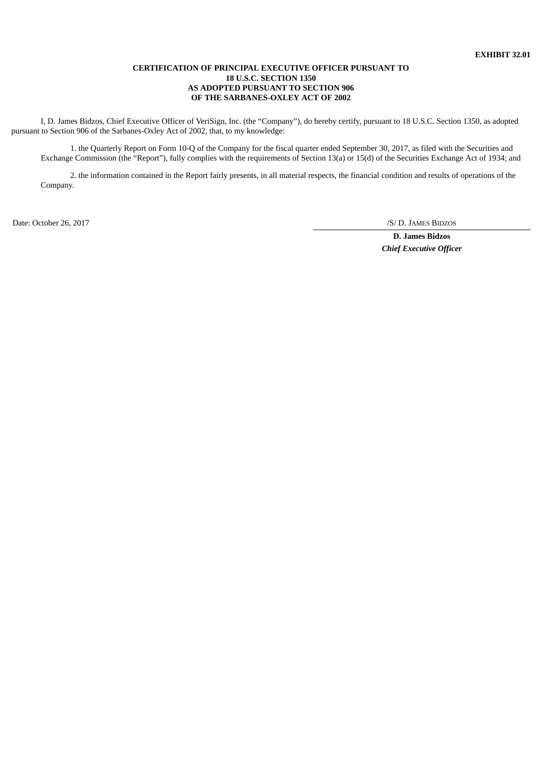**EXHIBIT 32.01**

**CERTIFICATION OF PRINCIPAL EXECUTIVE OFFICER PURSUANT TO 18 U.S.C. SECTION 1350 AS ADOPTED PURSUANT TO SECTION 906 OF THE SARBANES-OXLEY ACT OF 2002**

I, D. James Bidzos, Chief Executive Officer of VeriSign, Inc. (the "Company"), do hereby certify, pursuant to 18 U.S.C. Section 1350, as adopted pursuant to Section 906 of the Sarbanes-Oxley Act of 2002, that, to my knowledge:

1. the Quarterly Report on Form 10-Q of the Company for the fiscal quarter ended September 30, 2017, as filed with the Securities and Exchange Commission (the "Report"), fully complies with the requirements of Section 13(a) or 15(d) of the Securities Exchange Act of 1934; and

2. the information contained in the Report fairly presents, in all material respects, the financial condition and results of operations of the Company.

Date: October 26, 2017

/S/ D. JAMES BIDZOS

**D. James Bidzos**

***Chief Executive Officer***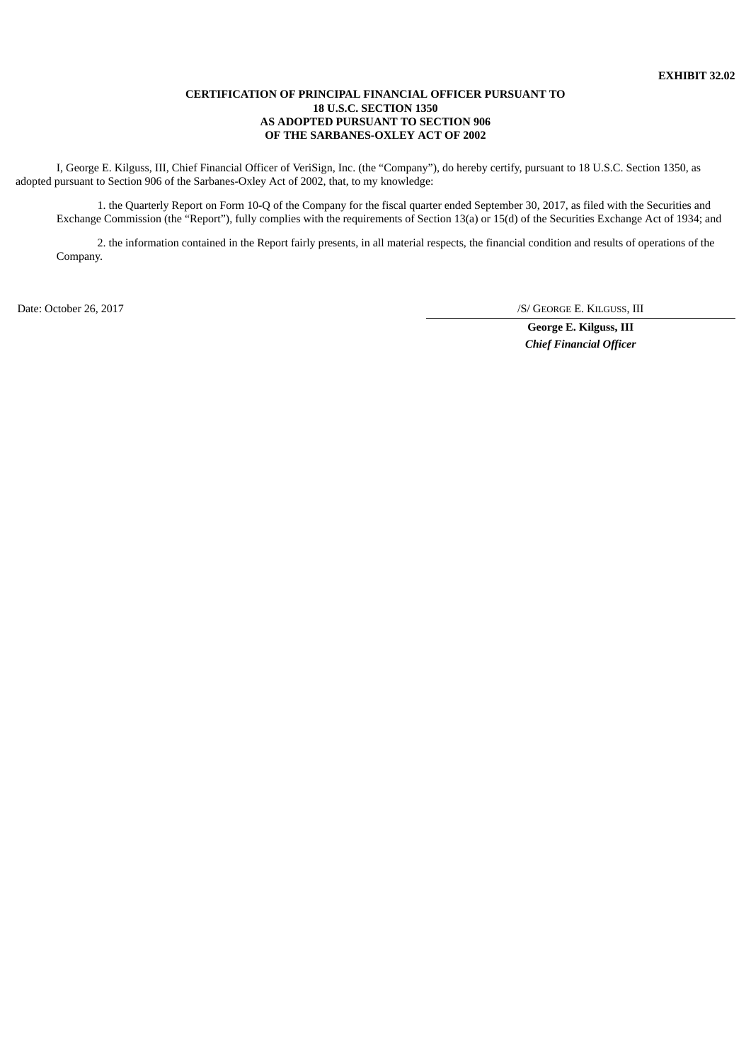**EXHIBIT 32.02**

**CERTIFICATION OF PRINCIPAL FINANCIAL OFFICER PURSUANT TO 18 U.S.C. SECTION 1350 AS ADOPTED PURSUANT TO SECTION 906 OF THE SARBANES-OXLEY ACT OF 2002**

I, George E. Kilguss, III, Chief Financial Officer of VeriSign, Inc. (the "Company"), do hereby certify, pursuant to 18 U.S.C. Section 1350, as adopted pursuant to Section 906 of the Sarbanes-Oxley Act of 2002, that, to my knowledge:

1. the Quarterly Report on Form 10-Q of the Company for the fiscal quarter ended September 30, 2017, as filed with the Securities and Exchange Commission (the "Report"), fully complies with the requirements of Section 13(a) or 15(d) of the Securities Exchange Act of 1934; and

2. the information contained in the Report fairly presents, in all material respects, the financial condition and results of operations of the Company.

Date: October 26, 2017

/S/ GEORGE E. KILGUSS, III

**George E. Kilguss, III**
***Chief Financial Officer***